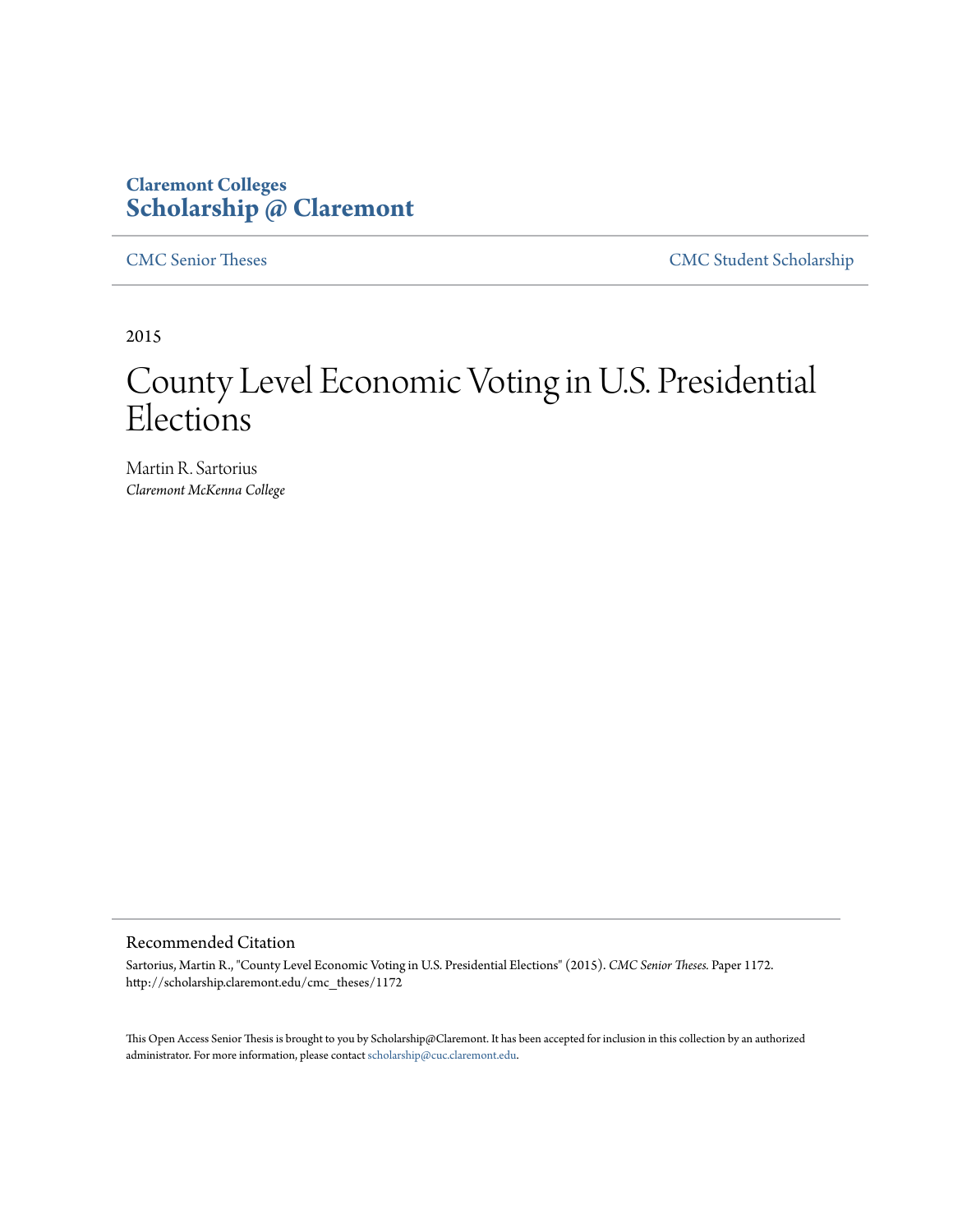Claremont Colleges
**Scholarship @ Claremont**

CMC Senior Theses | CMC Student Scholarship

2015

# County Level Economic Voting in U.S. Presidential Elections

Martin R. Sartorius
*Claremont McKenna College*

## Recommended Citation

Sartorius, Martin R., "County Level Economic Voting in U.S. Presidential Elections" (2015). *CMC Senior Theses.* Paper 1172.
http://scholarship.claremont.edu/cmc_theses/1172

This Open Access Senior Thesis is brought to you by Scholarship@Claremont. It has been accepted for inclusion in this collection by an authorized administrator. For more information, please contact scholarship@cuc.claremont.edu.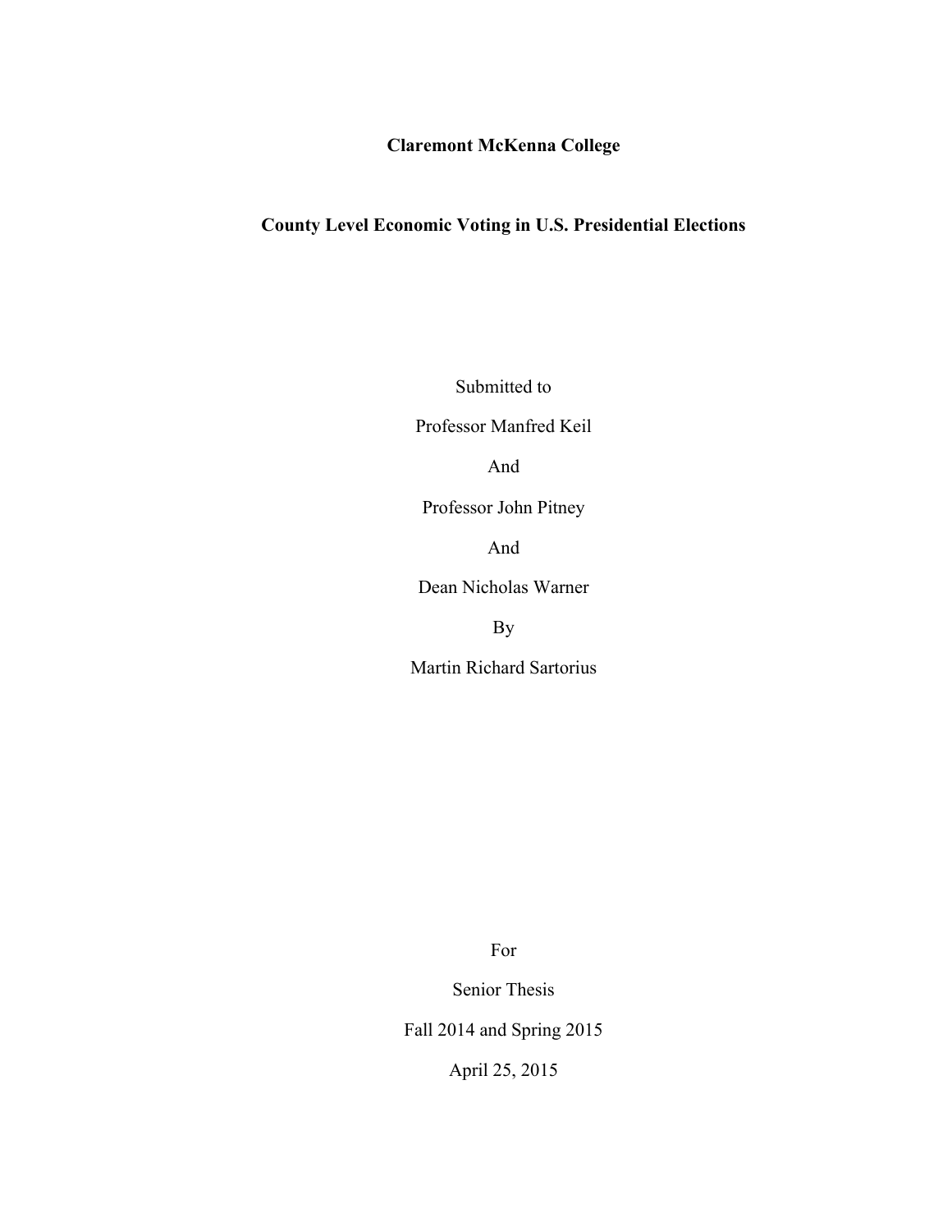**Claremont McKenna College**

**County Level Economic Voting in U.S. Presidential Elections**

Submitted to

Professor Manfred Keil

And

Professor John Pitney

And

Dean Nicholas Warner

By

Martin Richard Sartorius

For

Senior Thesis

Fall 2014 and Spring 2015

April 25, 2015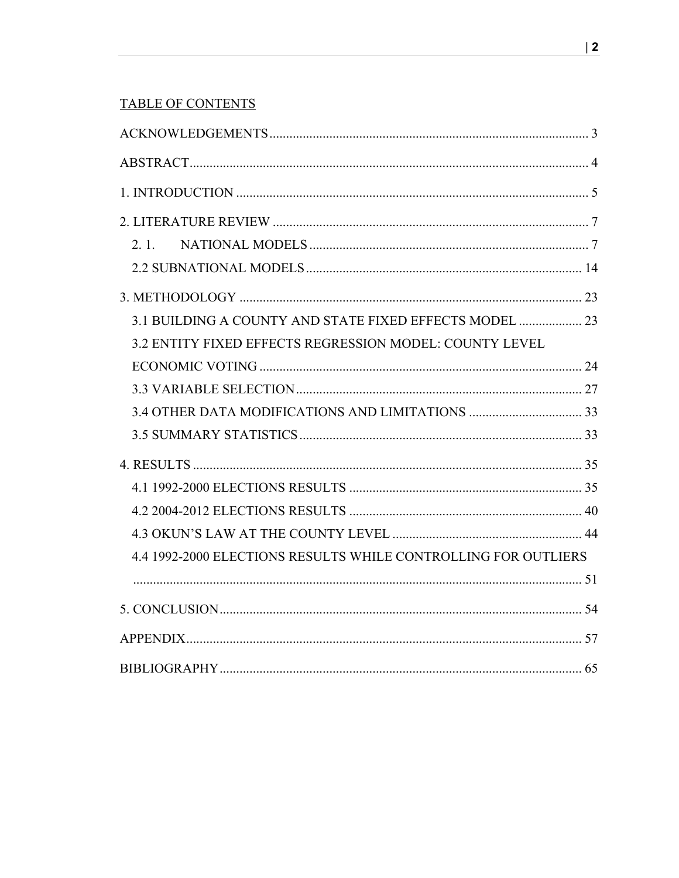# TABLE OF CONTENTS

ACKNOWLEDGEMENTS ..... 3

ABSTRACT ..... 4

1. INTRODUCTION ..... 5

2. LITERATURE REVIEW ..... 7

    2. 1. NATIONAL MODELS ..... 7

    2.2 SUBNATIONAL MODELS ..... 14

3. METHODOLOGY ..... 23

    3.1 BUILDING A COUNTY AND STATE FIXED EFFECTS MODEL ..... 23

    3.2 ENTITY FIXED EFFECTS REGRESSION MODEL: COUNTY LEVEL ECONOMIC VOTING ..... 24

    3.3 VARIABLE SELECTION ..... 27

    3.4 OTHER DATA MODIFICATIONS AND LIMITATIONS ..... 33

    3.5 SUMMARY STATISTICS ..... 33

4. RESULTS ..... 35

    4.1 1992-2000 ELECTIONS RESULTS ..... 35

    4.2 2004-2012 ELECTIONS RESULTS ..... 40

    4.3 OKUN'S LAW AT THE COUNTY LEVEL ..... 44

    4.4 1992-2000 ELECTIONS RESULTS WHILE CONTROLLING FOR OUTLIERS ..... 51

5. CONCLUSION ..... 54

APPENDIX ..... 57

BIBLIOGRAPHY ..... 65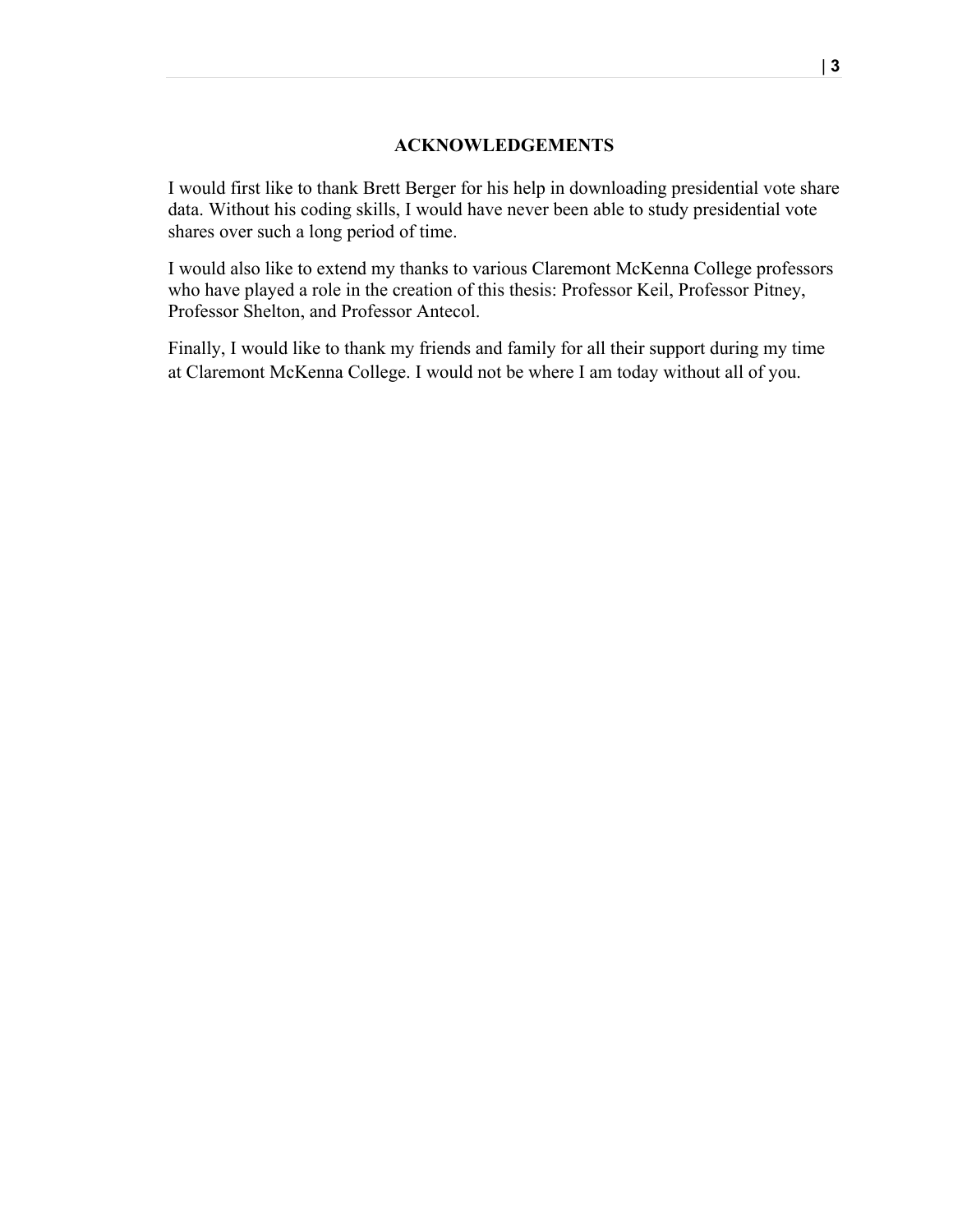# ACKNOWLEDGEMENTS

I would first like to thank Brett Berger for his help in downloading presidential vote share data. Without his coding skills, I would have never been able to study presidential vote shares over such a long period of time.

I would also like to extend my thanks to various Claremont McKenna College professors who have played a role in the creation of this thesis: Professor Keil, Professor Pitney, Professor Shelton, and Professor Antecol.

Finally, I would like to thank my friends and family for all their support during my time at Claremont McKenna College. I would not be where I am today without all of you.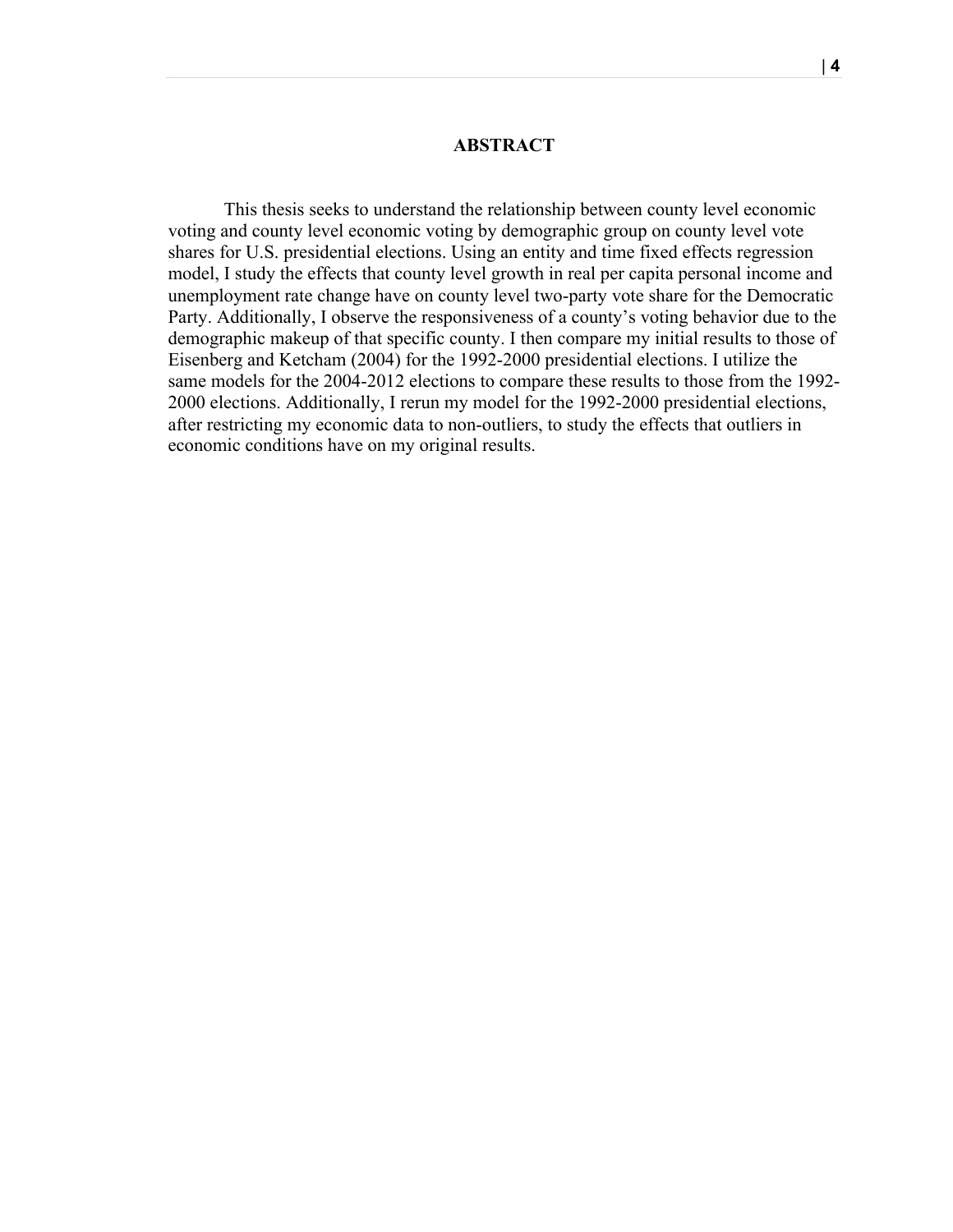## ABSTRACT

This thesis seeks to understand the relationship between county level economic voting and county level economic voting by demographic group on county level vote shares for U.S. presidential elections. Using an entity and time fixed effects regression model, I study the effects that county level growth in real per capita personal income and unemployment rate change have on county level two-party vote share for the Democratic Party. Additionally, I observe the responsiveness of a county's voting behavior due to the demographic makeup of that specific county. I then compare my initial results to those of Eisenberg and Ketcham (2004) for the 1992-2000 presidential elections. I utilize the same models for the 2004-2012 elections to compare these results to those from the 1992-2000 elections. Additionally, I rerun my model for the 1992-2000 presidential elections, after restricting my economic data to non-outliers, to study the effects that outliers in economic conditions have on my original results.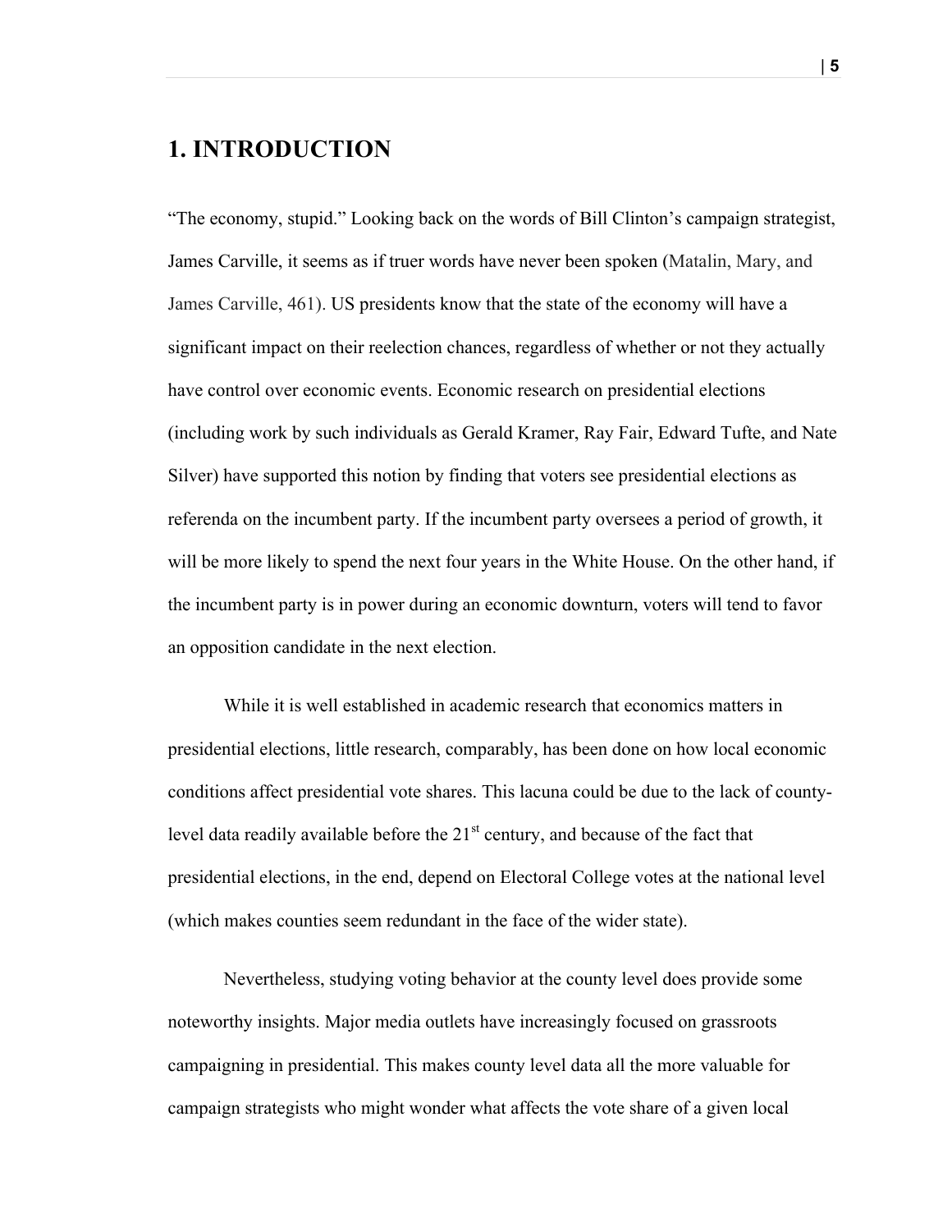# 1. INTRODUCTION

"The economy, stupid." Looking back on the words of Bill Clinton's campaign strategist, James Carville, it seems as if truer words have never been spoken (Matalin, Mary, and James Carville, 461). US presidents know that the state of the economy will have a significant impact on their reelection chances, regardless of whether or not they actually have control over economic events. Economic research on presidential elections (including work by such individuals as Gerald Kramer, Ray Fair, Edward Tufte, and Nate Silver) have supported this notion by finding that voters see presidential elections as referenda on the incumbent party. If the incumbent party oversees a period of growth, it will be more likely to spend the next four years in the White House. On the other hand, if the incumbent party is in power during an economic downturn, voters will tend to favor an opposition candidate in the next election.

While it is well established in academic research that economics matters in presidential elections, little research, comparably, has been done on how local economic conditions affect presidential vote shares. This lacuna could be due to the lack of county-level data readily available before the 21st century, and because of the fact that presidential elections, in the end, depend on Electoral College votes at the national level (which makes counties seem redundant in the face of the wider state).

Nevertheless, studying voting behavior at the county level does provide some noteworthy insights. Major media outlets have increasingly focused on grassroots campaigning in presidential. This makes county level data all the more valuable for campaign strategists who might wonder what affects the vote share of a given local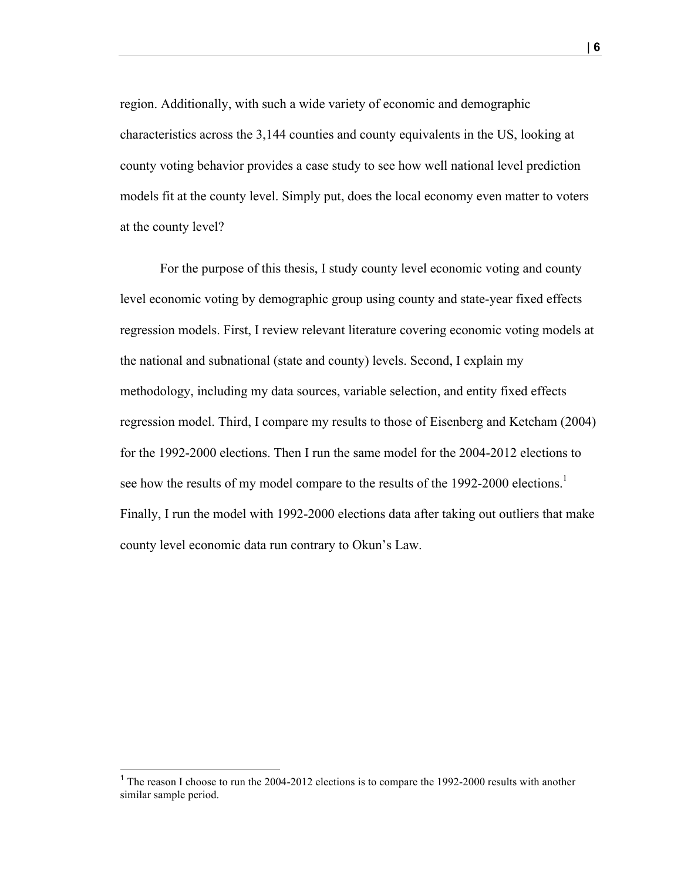region. Additionally, with such a wide variety of economic and demographic characteristics across the 3,144 counties and county equivalents in the US, looking at county voting behavior provides a case study to see how well national level prediction models fit at the county level. Simply put, does the local economy even matter to voters at the county level?

For the purpose of this thesis, I study county level economic voting and county level economic voting by demographic group using county and state-year fixed effects regression models. First, I review relevant literature covering economic voting models at the national and subnational (state and county) levels. Second, I explain my methodology, including my data sources, variable selection, and entity fixed effects regression model. Third, I compare my results to those of Eisenberg and Ketcham (2004) for the 1992-2000 elections. Then I run the same model for the 2004-2012 elections to see how the results of my model compare to the results of the 1992-2000 elections.[1] Finally, I run the model with 1992-2000 elections data after taking out outliers that make county level economic data run contrary to Okun's Law.

[1] The reason I choose to run the 2004-2012 elections is to compare the 1992-2000 results with another similar sample period.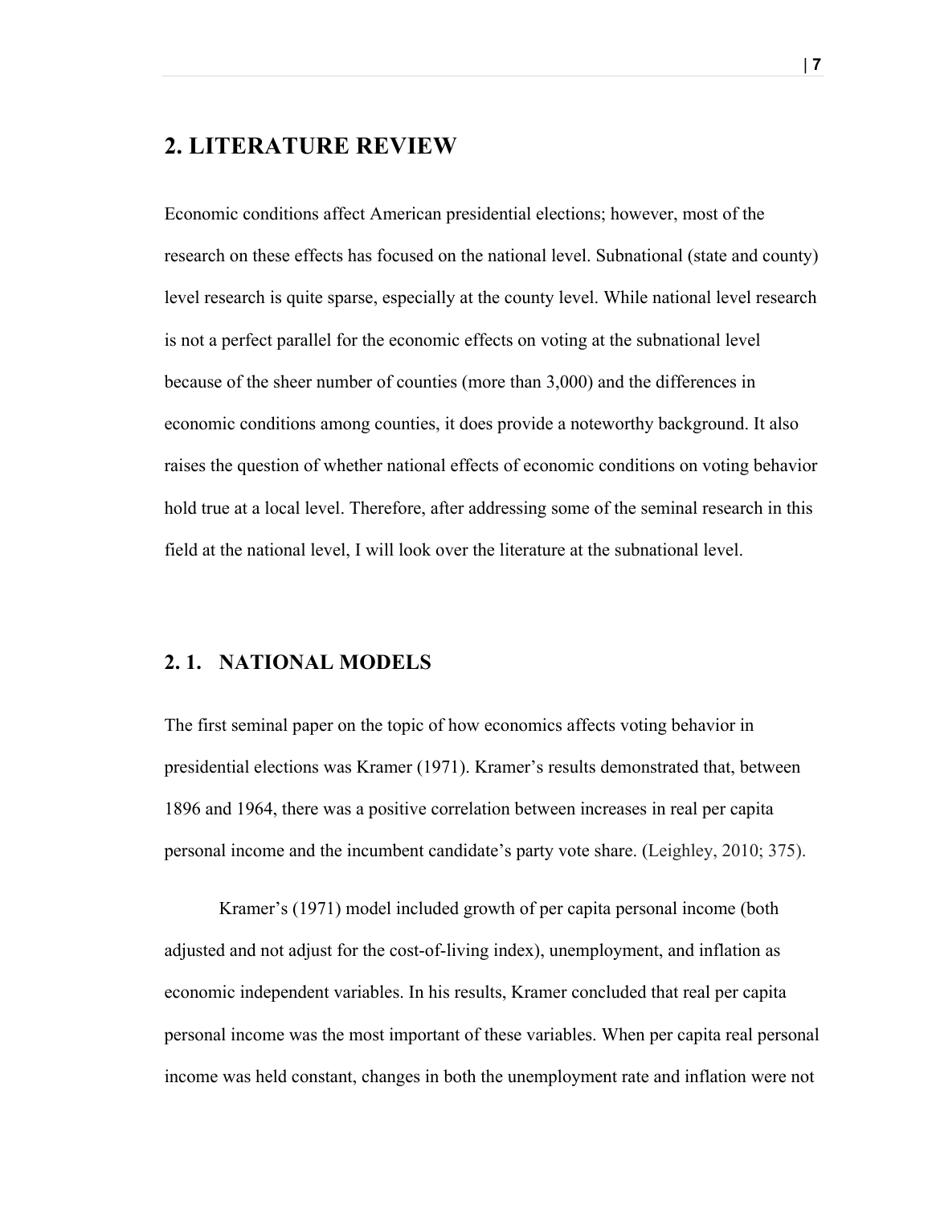# 2. LITERATURE REVIEW

Economic conditions affect American presidential elections; however, most of the research on these effects has focused on the national level. Subnational (state and county) level research is quite sparse, especially at the county level. While national level research is not a perfect parallel for the economic effects on voting at the subnational level because of the sheer number of counties (more than 3,000) and the differences in economic conditions among counties, it does provide a noteworthy background. It also raises the question of whether national effects of economic conditions on voting behavior hold true at a local level. Therefore, after addressing some of the seminal research in this field at the national level, I will look over the literature at the subnational level.

## 2. 1. NATIONAL MODELS

The first seminal paper on the topic of how economics affects voting behavior in presidential elections was Kramer (1971). Kramer's results demonstrated that, between 1896 and 1964, there was a positive correlation between increases in real per capita personal income and the incumbent candidate's party vote share. (Leighley, 2010; 375).

Kramer's (1971) model included growth of per capita personal income (both adjusted and not adjust for the cost-of-living index), unemployment, and inflation as economic independent variables. In his results, Kramer concluded that real per capita personal income was the most important of these variables. When per capita real personal income was held constant, changes in both the unemployment rate and inflation were not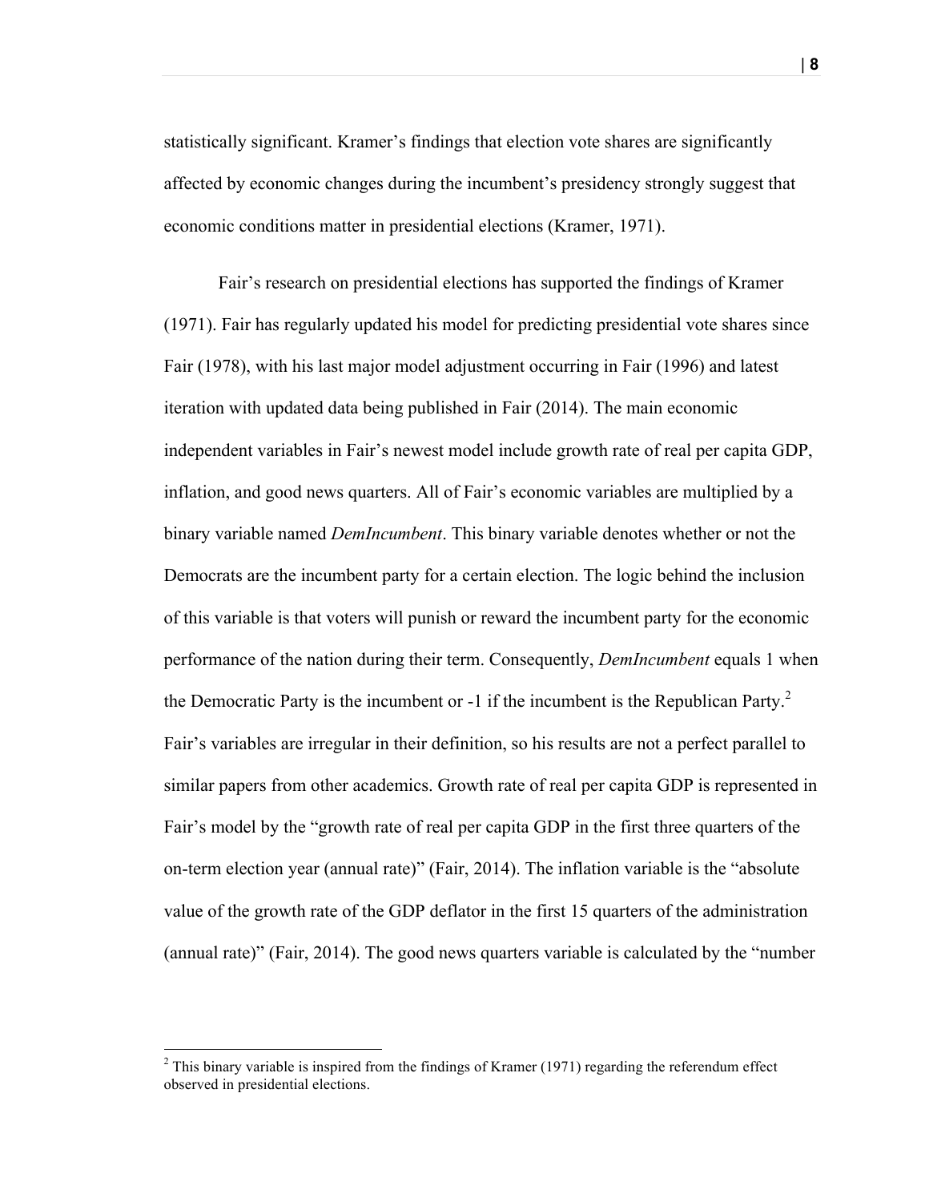statistically significant. Kramer's findings that election vote shares are significantly affected by economic changes during the incumbent's presidency strongly suggest that economic conditions matter in presidential elections (Kramer, 1971).

Fair's research on presidential elections has supported the findings of Kramer (1971). Fair has regularly updated his model for predicting presidential vote shares since Fair (1978), with his last major model adjustment occurring in Fair (1996) and latest iteration with updated data being published in Fair (2014). The main economic independent variables in Fair's newest model include growth rate of real per capita GDP, inflation, and good news quarters. All of Fair's economic variables are multiplied by a binary variable named *DemIncumbent*. This binary variable denotes whether or not the Democrats are the incumbent party for a certain election. The logic behind the inclusion of this variable is that voters will punish or reward the incumbent party for the economic performance of the nation during their term. Consequently, *DemIncumbent* equals 1 when the Democratic Party is the incumbent or -1 if the incumbent is the Republican Party.[2] Fair's variables are irregular in their definition, so his results are not a perfect parallel to similar papers from other academics. Growth rate of real per capita GDP is represented in Fair's model by the "growth rate of real per capita GDP in the first three quarters of the on-term election year (annual rate)" (Fair, 2014). The inflation variable is the "absolute value of the growth rate of the GDP deflator in the first 15 quarters of the administration (annual rate)" (Fair, 2014). The good news quarters variable is calculated by the "number

[2] This binary variable is inspired from the findings of Kramer (1971) regarding the referendum effect observed in presidential elections.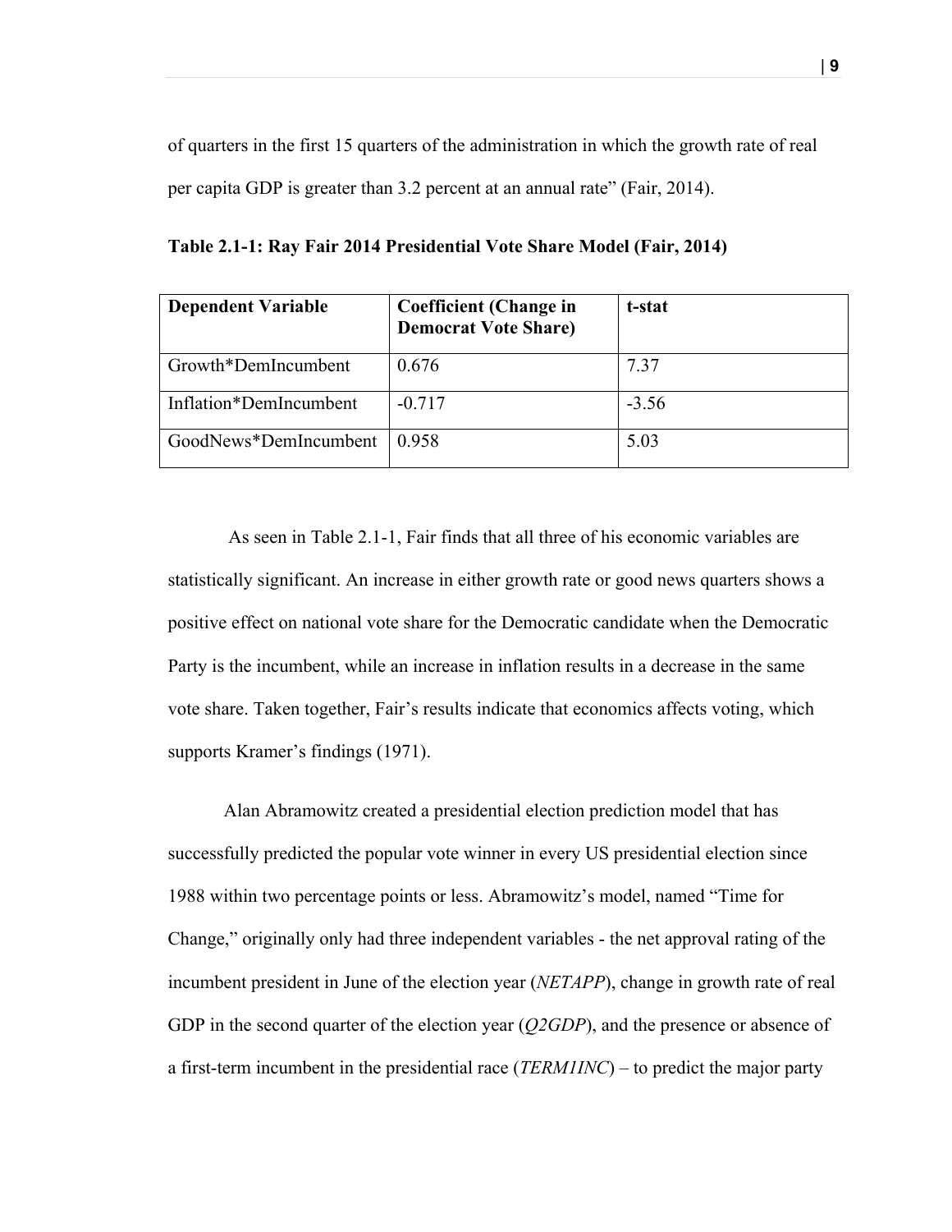of quarters in the first 15 quarters of the administration in which the growth rate of real per capita GDP is greater than 3.2 percent at an annual rate" (Fair, 2014).

**Table 2.1-1: Ray Fair 2014 Presidential Vote Share Model (Fair, 2014)**

| Dependent Variable | Coefficient (Change in Democrat Vote Share) | t-stat |
|---|---|---|
| Growth*DemIncumbent | 0.676 | 7.37 |
| Inflation*DemIncumbent | -0.717 | -3.56 |
| GoodNews*DemIncumbent | 0.958 | 5.03 |

As seen in Table 2.1-1, Fair finds that all three of his economic variables are statistically significant. An increase in either growth rate or good news quarters shows a positive effect on national vote share for the Democratic candidate when the Democratic Party is the incumbent, while an increase in inflation results in a decrease in the same vote share. Taken together, Fair's results indicate that economics affects voting, which supports Kramer's findings (1971).

Alan Abramowitz created a presidential election prediction model that has successfully predicted the popular vote winner in every US presidential election since 1988 within two percentage points or less. Abramowitz's model, named "Time for Change," originally only had three independent variables - the net approval rating of the incumbent president in June of the election year (*NETAPP*), change in growth rate of real GDP in the second quarter of the election year (*Q2GDP*), and the presence or absence of a first-term incumbent in the presidential race (*TERM1INC*) – to predict the major party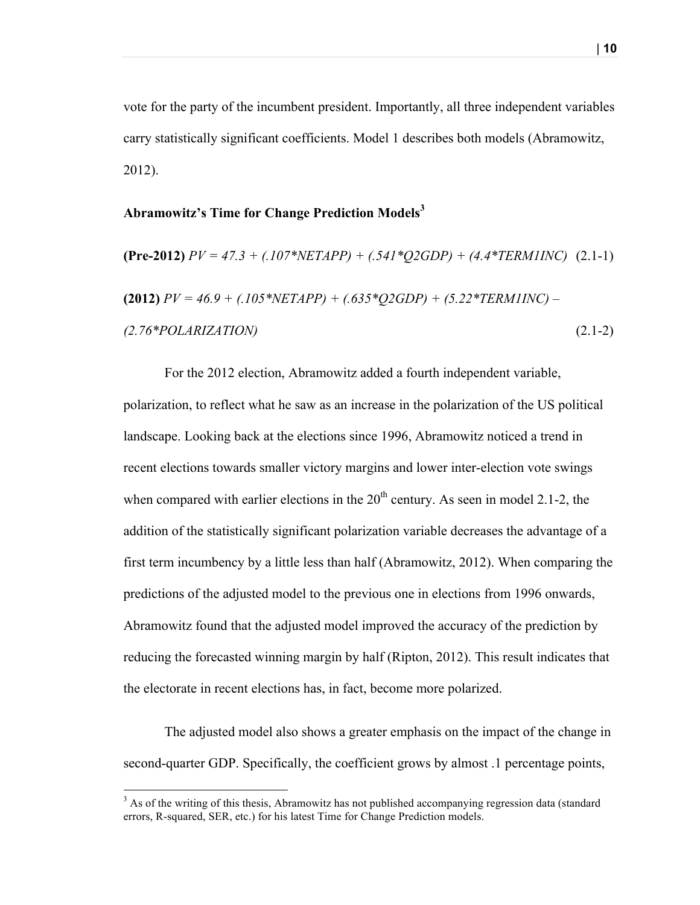vote for the party of the incumbent president. Importantly, all three independent variables carry statistically significant coefficients. Model 1 describes both models (Abramowitz, 2012).

**Abramowitz's Time for Change Prediction Models**[3]

$$\textbf{(Pre-2012)}\ PV = 47.3 + (.107*NETAPP) + (.541*Q2GDP) + (4.4*TERM1INC) \quad (2.1\text{-}1)$$

$$\textbf{(2012)}\ PV = 46.9 + (.105*NETAPP) + (.635*Q2GDP) + (5.22*TERM1INC) - (2.76*POLARIZATION) \quad (2.1\text{-}2)$$

For the 2012 election, Abramowitz added a fourth independent variable, polarization, to reflect what he saw as an increase in the polarization of the US political landscape. Looking back at the elections since 1996, Abramowitz noticed a trend in recent elections towards smaller victory margins and lower inter-election vote swings when compared with earlier elections in the 20th century. As seen in model 2.1-2, the addition of the statistically significant polarization variable decreases the advantage of a first term incumbency by a little less than half (Abramowitz, 2012). When comparing the predictions of the adjusted model to the previous one in elections from 1996 onwards, Abramowitz found that the adjusted model improved the accuracy of the prediction by reducing the forecasted winning margin by half (Ripton, 2012). This result indicates that the electorate in recent elections has, in fact, become more polarized.

The adjusted model also shows a greater emphasis on the impact of the change in second-quarter GDP. Specifically, the coefficient grows by almost .1 percentage points,

[3] As of the writing of this thesis, Abramowitz has not published accompanying regression data (standard errors, R-squared, SER, etc.) for his latest Time for Change Prediction models.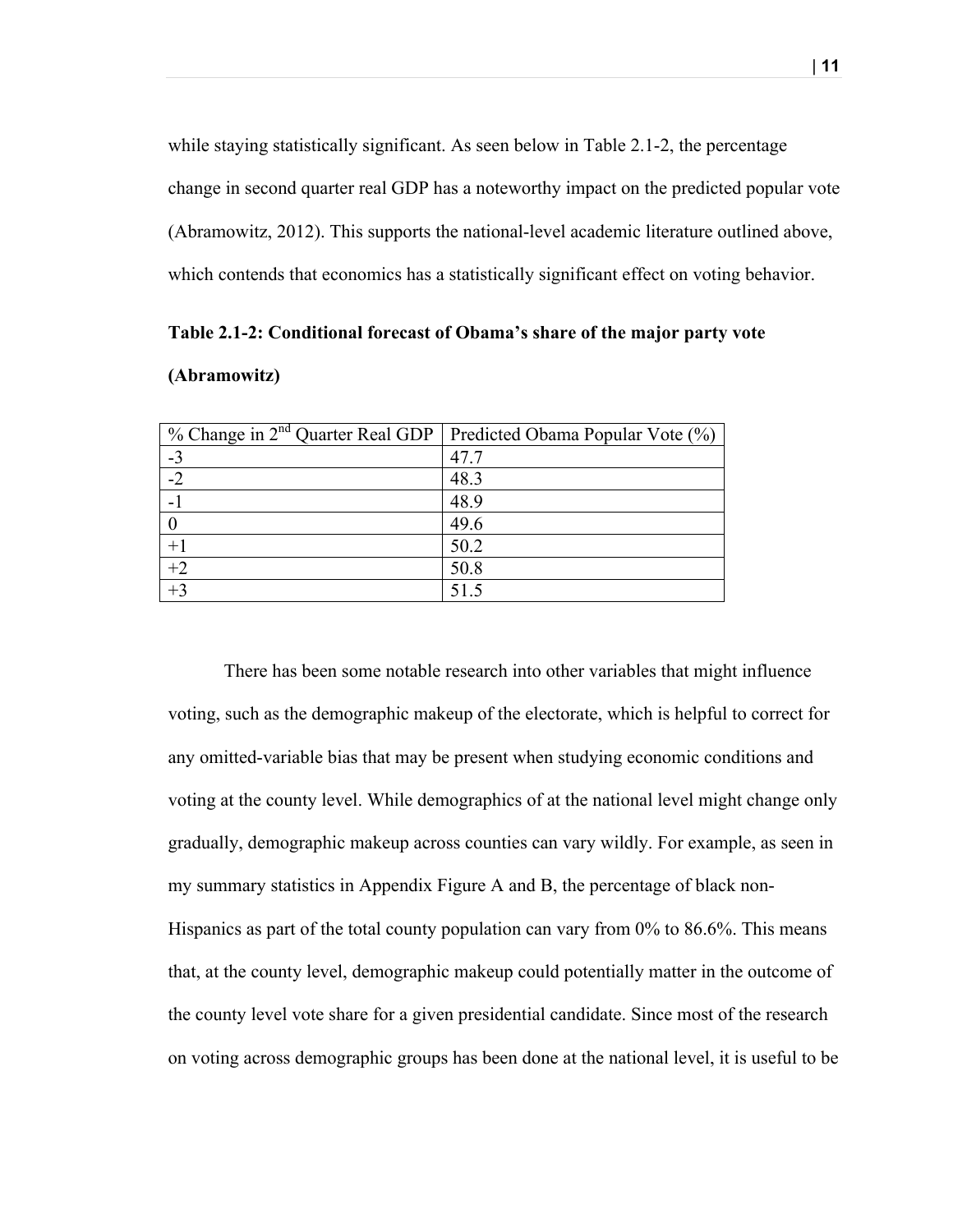while staying statistically significant. As seen below in Table 2.1-2, the percentage change in second quarter real GDP has a noteworthy impact on the predicted popular vote (Abramowitz, 2012). This supports the national-level academic literature outlined above, which contends that economics has a statistically significant effect on voting behavior.

**Table 2.1-2: Conditional forecast of Obama's share of the major party vote (Abramowitz)**

| % Change in $2^{nd}$ Quarter Real GDP | Predicted Obama Popular Vote (%) |
|---|---|
| -3 | 47.7 |
| -2 | 48.3 |
| -1 | 48.9 |
| 0 | 49.6 |
| +1 | 50.2 |
| +2 | 50.8 |
| +3 | 51.5 |

There has been some notable research into other variables that might influence voting, such as the demographic makeup of the electorate, which is helpful to correct for any omitted-variable bias that may be present when studying economic conditions and voting at the county level. While demographics of at the national level might change only gradually, demographic makeup across counties can vary wildly. For example, as seen in my summary statistics in Appendix Figure A and B, the percentage of black non-Hispanics as part of the total county population can vary from 0% to 86.6%. This means that, at the county level, demographic makeup could potentially matter in the outcome of the county level vote share for a given presidential candidate. Since most of the research on voting across demographic groups has been done at the national level, it is useful to be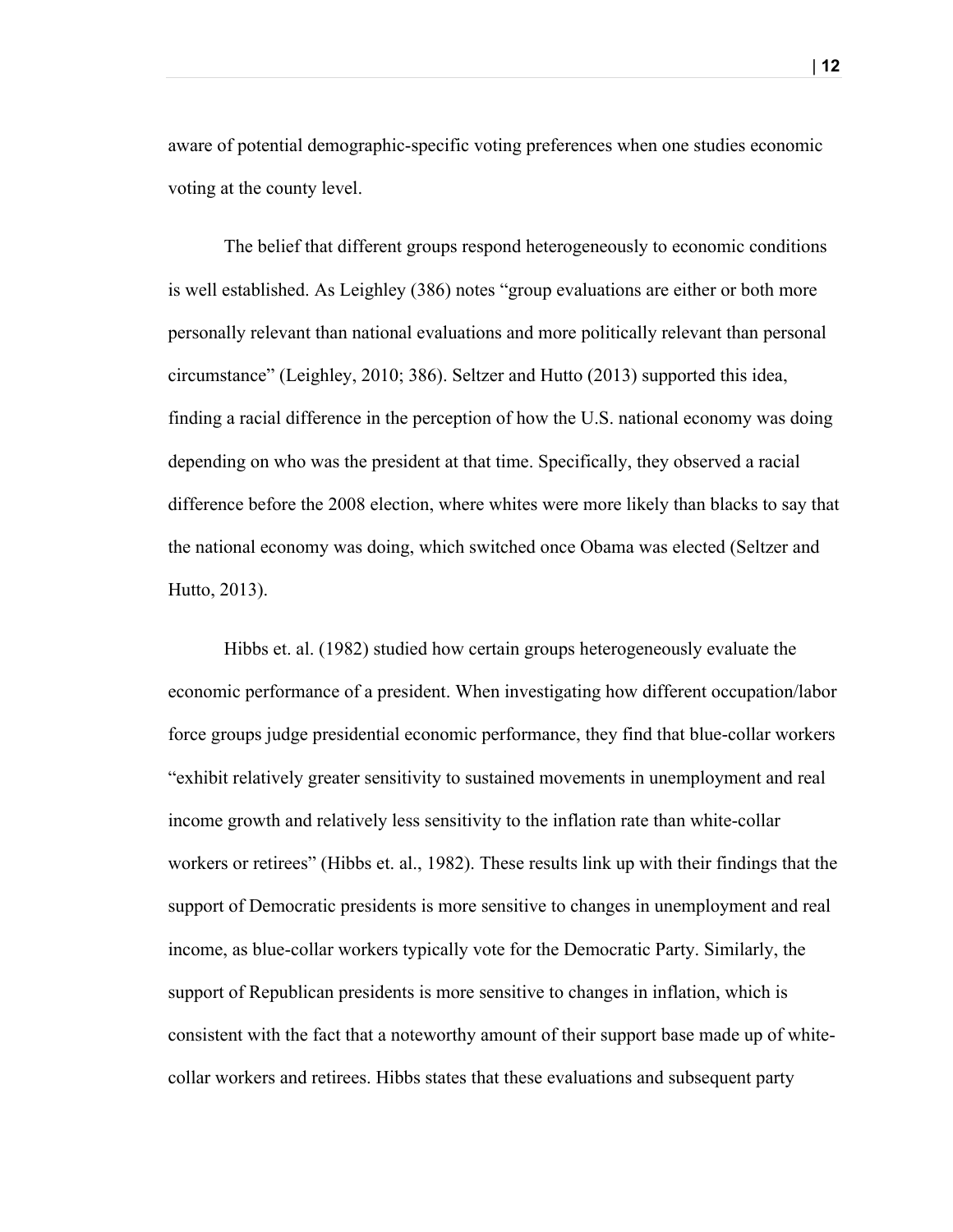aware of potential demographic-specific voting preferences when one studies economic voting at the county level.

The belief that different groups respond heterogeneously to economic conditions is well established. As Leighley (386) notes "group evaluations are either or both more personally relevant than national evaluations and more politically relevant than personal circumstance" (Leighley, 2010; 386). Seltzer and Hutto (2013) supported this idea, finding a racial difference in the perception of how the U.S. national economy was doing depending on who was the president at that time. Specifically, they observed a racial difference before the 2008 election, where whites were more likely than blacks to say that the national economy was doing, which switched once Obama was elected (Seltzer and Hutto, 2013).

Hibbs et. al. (1982) studied how certain groups heterogeneously evaluate the economic performance of a president. When investigating how different occupation/labor force groups judge presidential economic performance, they find that blue-collar workers "exhibit relatively greater sensitivity to sustained movements in unemployment and real income growth and relatively less sensitivity to the inflation rate than white-collar workers or retirees" (Hibbs et. al., 1982). These results link up with their findings that the support of Democratic presidents is more sensitive to changes in unemployment and real income, as blue-collar workers typically vote for the Democratic Party. Similarly, the support of Republican presidents is more sensitive to changes in inflation, which is consistent with the fact that a noteworthy amount of their support base made up of white-collar workers and retirees. Hibbs states that these evaluations and subsequent party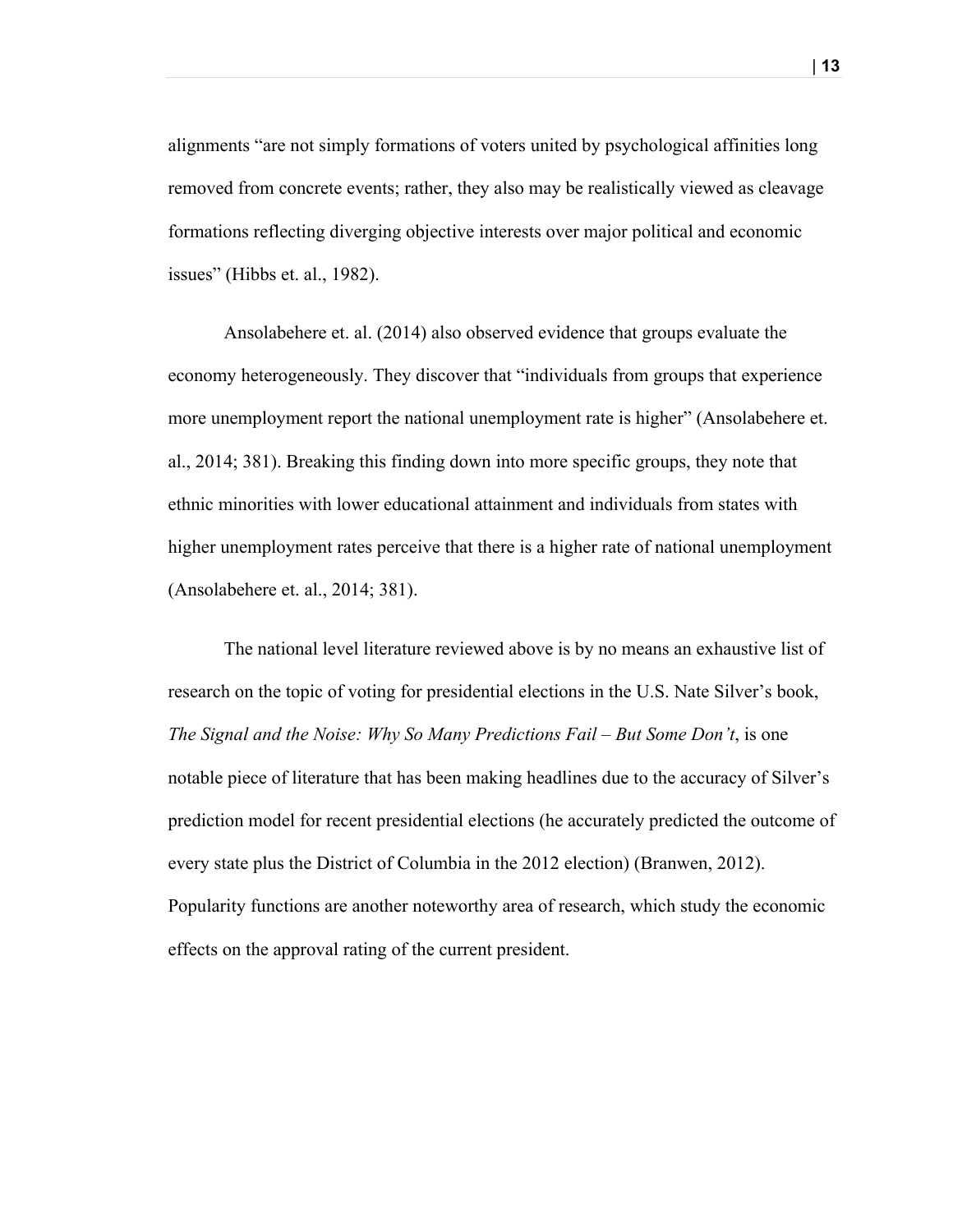alignments "are not simply formations of voters united by psychological affinities long removed from concrete events; rather, they also may be realistically viewed as cleavage formations reflecting diverging objective interests over major political and economic issues" (Hibbs et. al., 1982).

Ansolabehere et. al. (2014) also observed evidence that groups evaluate the economy heterogeneously. They discover that "individuals from groups that experience more unemployment report the national unemployment rate is higher" (Ansolabehere et. al., 2014; 381). Breaking this finding down into more specific groups, they note that ethnic minorities with lower educational attainment and individuals from states with higher unemployment rates perceive that there is a higher rate of national unemployment (Ansolabehere et. al., 2014; 381).

The national level literature reviewed above is by no means an exhaustive list of research on the topic of voting for presidential elections in the U.S. Nate Silver's book, *The Signal and the Noise: Why So Many Predictions Fail – But Some Don't*, is one notable piece of literature that has been making headlines due to the accuracy of Silver's prediction model for recent presidential elections (he accurately predicted the outcome of every state plus the District of Columbia in the 2012 election) (Branwen, 2012). Popularity functions are another noteworthy area of research, which study the economic effects on the approval rating of the current president.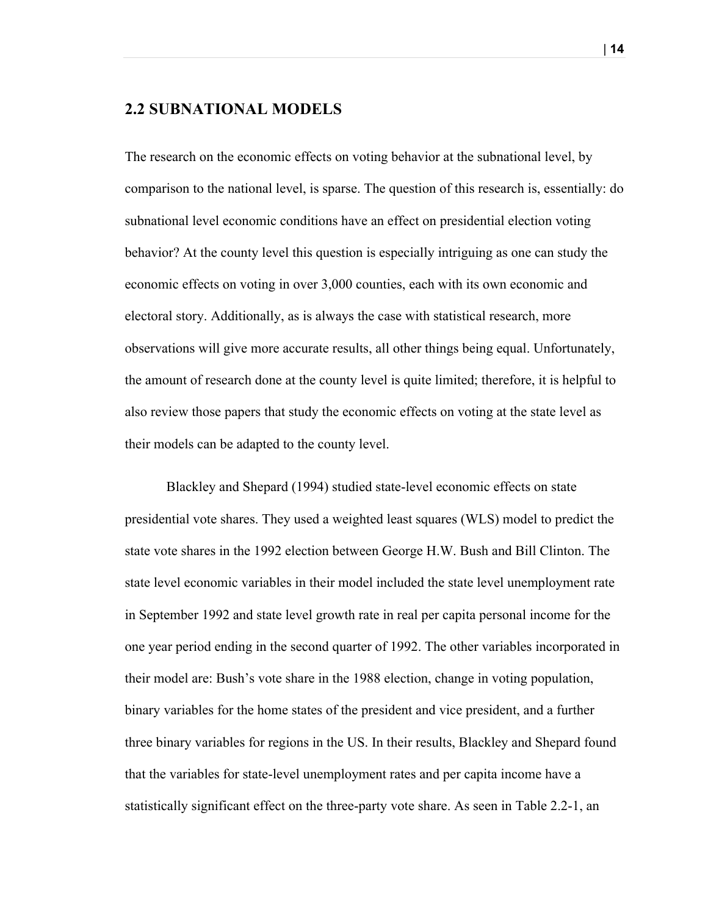## 2.2 SUBNATIONAL MODELS

The research on the economic effects on voting behavior at the subnational level, by comparison to the national level, is sparse. The question of this research is, essentially: do subnational level economic conditions have an effect on presidential election voting behavior? At the county level this question is especially intriguing as one can study the economic effects on voting in over 3,000 counties, each with its own economic and electoral story. Additionally, as is always the case with statistical research, more observations will give more accurate results, all other things being equal. Unfortunately, the amount of research done at the county level is quite limited; therefore, it is helpful to also review those papers that study the economic effects on voting at the state level as their models can be adapted to the county level.

Blackley and Shepard (1994) studied state-level economic effects on state presidential vote shares. They used a weighted least squares (WLS) model to predict the state vote shares in the 1992 election between George H.W. Bush and Bill Clinton. The state level economic variables in their model included the state level unemployment rate in September 1992 and state level growth rate in real per capita personal income for the one year period ending in the second quarter of 1992. The other variables incorporated in their model are: Bush's vote share in the 1988 election, change in voting population, binary variables for the home states of the president and vice president, and a further three binary variables for regions in the US. In their results, Blackley and Shepard found that the variables for state-level unemployment rates and per capita income have a statistically significant effect on the three-party vote share. As seen in Table 2.2-1, an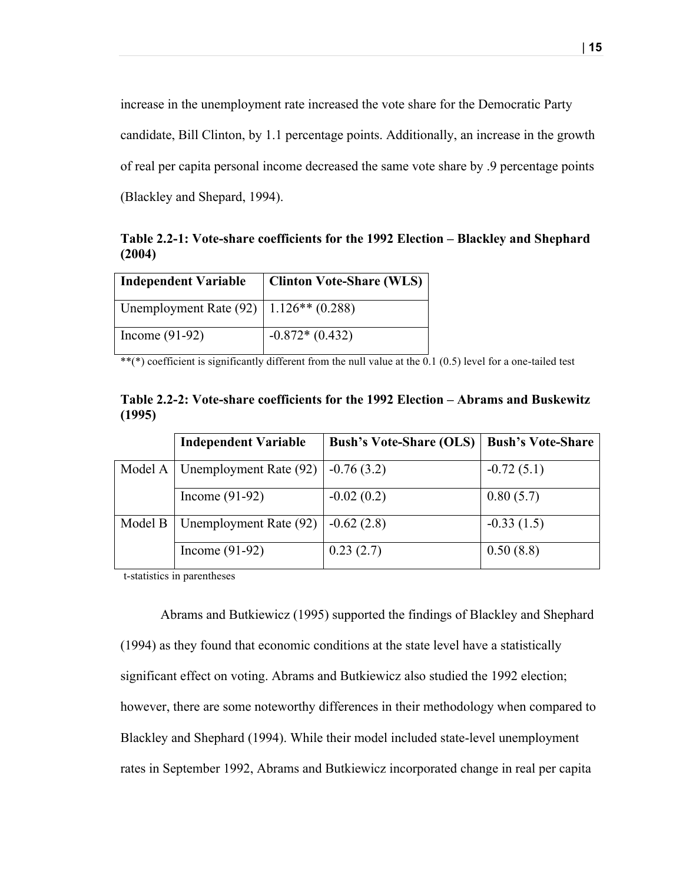increase in the unemployment rate increased the vote share for the Democratic Party candidate, Bill Clinton, by 1.1 percentage points. Additionally, an increase in the growth of real per capita personal income decreased the same vote share by .9 percentage points (Blackley and Shepard, 1994).

**Table 2.2-1: Vote-share coefficients for the 1992 Election – Blackley and Shephard (2004)**

| Independent Variable | Clinton Vote-Share (WLS) |
|---|---|
| Unemployment Rate (92) | 1.126** (0.288) |
| Income (91-92) | -0.872* (0.432) |

**(*) coefficient is significantly different from the null value at the 0.1 (0.5) level for a one-tailed test

**Table 2.2-2: Vote-share coefficients for the 1992 Election – Abrams and Buskewitz (1995)**

| | Independent Variable | Bush's Vote-Share (OLS) | Bush's Vote-Share |
|---|---|---|---|
| Model A | Unemployment Rate (92) | -0.76 (3.2) | -0.72 (5.1) |
| | Income (91-92) | -0.02 (0.2) | 0.80 (5.7) |
| Model B | Unemployment Rate (92) | -0.62 (2.8) | -0.33 (1.5) |
| | Income (91-92) | 0.23 (2.7) | 0.50 (8.8) |

t-statistics in parentheses

Abrams and Butkiewicz (1995) supported the findings of Blackley and Shephard (1994) as they found that economic conditions at the state level have a statistically significant effect on voting. Abrams and Butkiewicz also studied the 1992 election; however, there are some noteworthy differences in their methodology when compared to Blackley and Shephard (1994). While their model included state-level unemployment rates in September 1992, Abrams and Butkiewicz incorporated change in real per capita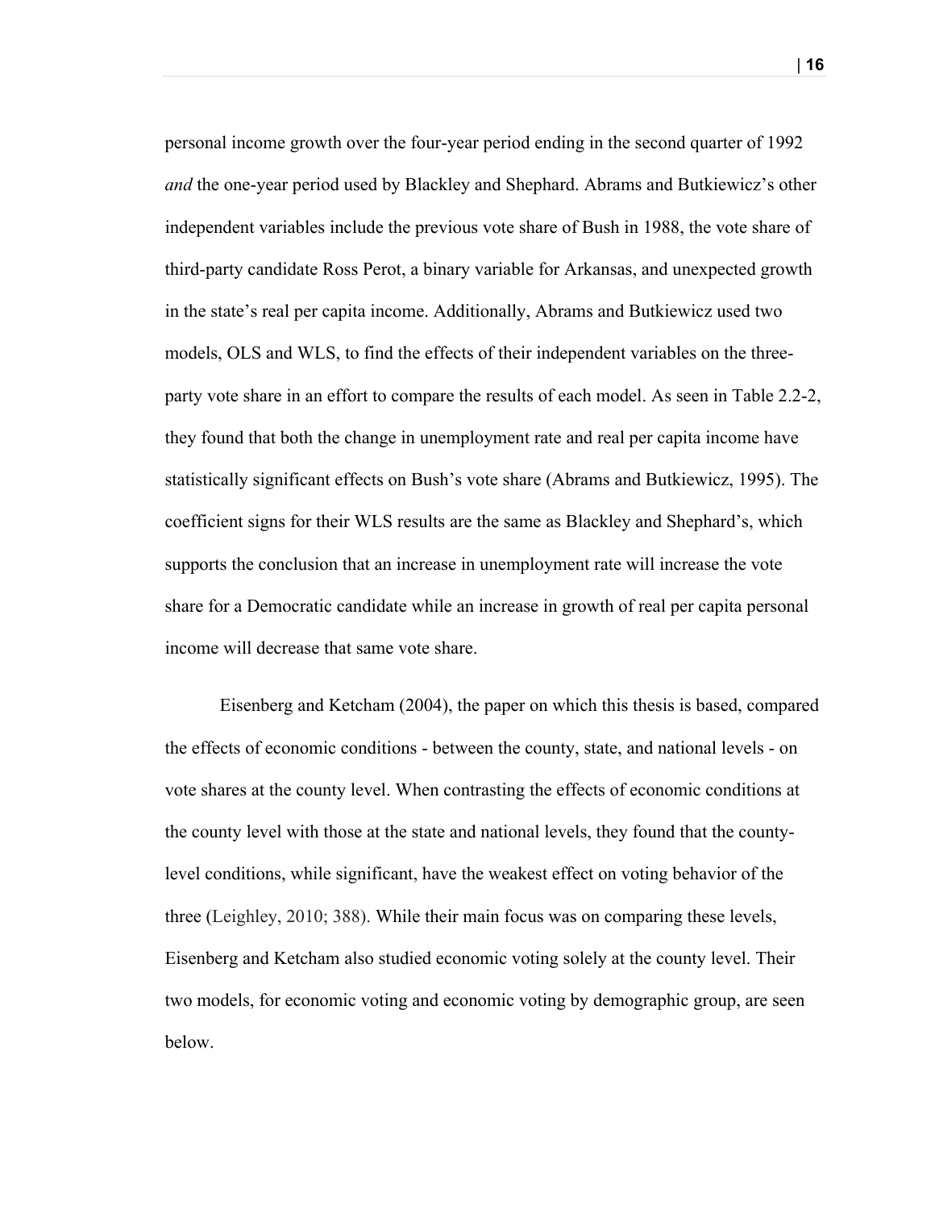personal income growth over the four-year period ending in the second quarter of 1992 *and* the one-year period used by Blackley and Shephard. Abrams and Butkiewicz's other independent variables include the previous vote share of Bush in 1988, the vote share of third-party candidate Ross Perot, a binary variable for Arkansas, and unexpected growth in the state's real per capita income. Additionally, Abrams and Butkiewicz used two models, OLS and WLS, to find the effects of their independent variables on the three-party vote share in an effort to compare the results of each model. As seen in Table 2.2-2, they found that both the change in unemployment rate and real per capita income have statistically significant effects on Bush's vote share (Abrams and Butkiewicz, 1995). The coefficient signs for their WLS results are the same as Blackley and Shephard's, which supports the conclusion that an increase in unemployment rate will increase the vote share for a Democratic candidate while an increase in growth of real per capita personal income will decrease that same vote share.

Eisenberg and Ketcham (2004), the paper on which this thesis is based, compared the effects of economic conditions - between the county, state, and national levels - on vote shares at the county level. When contrasting the effects of economic conditions at the county level with those at the state and national levels, they found that the county-level conditions, while significant, have the weakest effect on voting behavior of the three (Leighley, 2010; 388). While their main focus was on comparing these levels, Eisenberg and Ketcham also studied economic voting solely at the county level. Their two models, for economic voting and economic voting by demographic group, are seen below.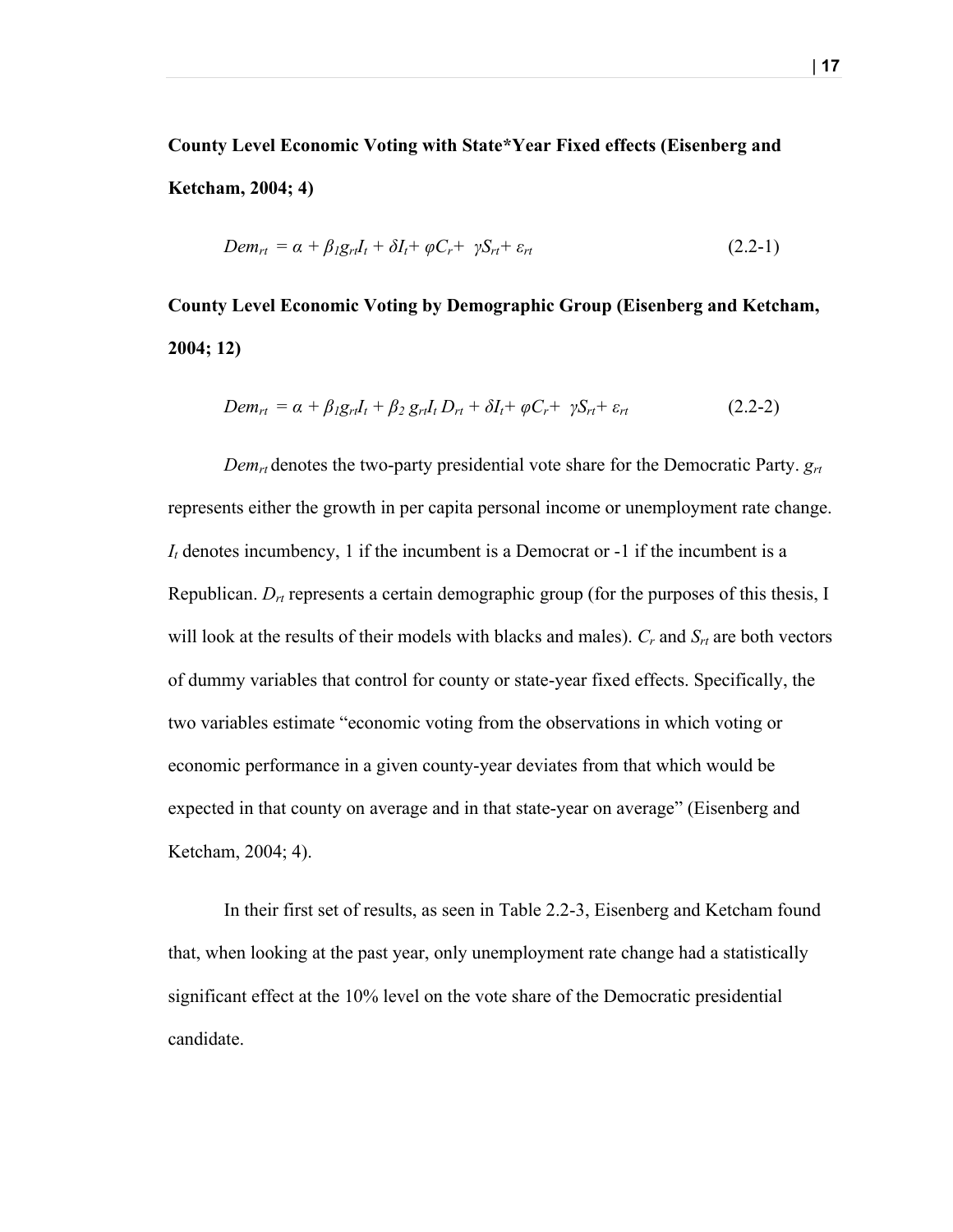**County Level Economic Voting with State*Year Fixed effects (Eisenberg and Ketcham, 2004; 4)**

$$Dem_{rt} = \alpha + \beta_1 g_{rt} I_t + \delta I_t + \varphi C_r + \gamma S_{rt} + \varepsilon_{rt} \quad (2.2\text{-}1)$$

**County Level Economic Voting by Demographic Group (Eisenberg and Ketcham, 2004; 12)**

$$Dem_{rt} = \alpha + \beta_1 g_{rt} I_t + \beta_2 g_{rt} I_t D_{rt} + \delta I_t + \varphi C_r + \gamma S_{rt} + \varepsilon_{rt} \quad (2.2\text{-}2)$$

$Dem_{rt}$ denotes the two-party presidential vote share for the Democratic Party. $g_{rt}$ represents either the growth in per capita personal income or unemployment rate change. $I_t$ denotes incumbency, 1 if the incumbent is a Democrat or -1 if the incumbent is a Republican. $D_{rt}$ represents a certain demographic group (for the purposes of this thesis, I will look at the results of their models with blacks and males). $C_r$ and $S_{rt}$ are both vectors of dummy variables that control for county or state-year fixed effects. Specifically, the two variables estimate "economic voting from the observations in which voting or economic performance in a given county-year deviates from that which would be expected in that county on average and in that state-year on average" (Eisenberg and Ketcham, 2004; 4).

In their first set of results, as seen in Table 2.2-3, Eisenberg and Ketcham found that, when looking at the past year, only unemployment rate change had a statistically significant effect at the 10% level on the vote share of the Democratic presidential candidate.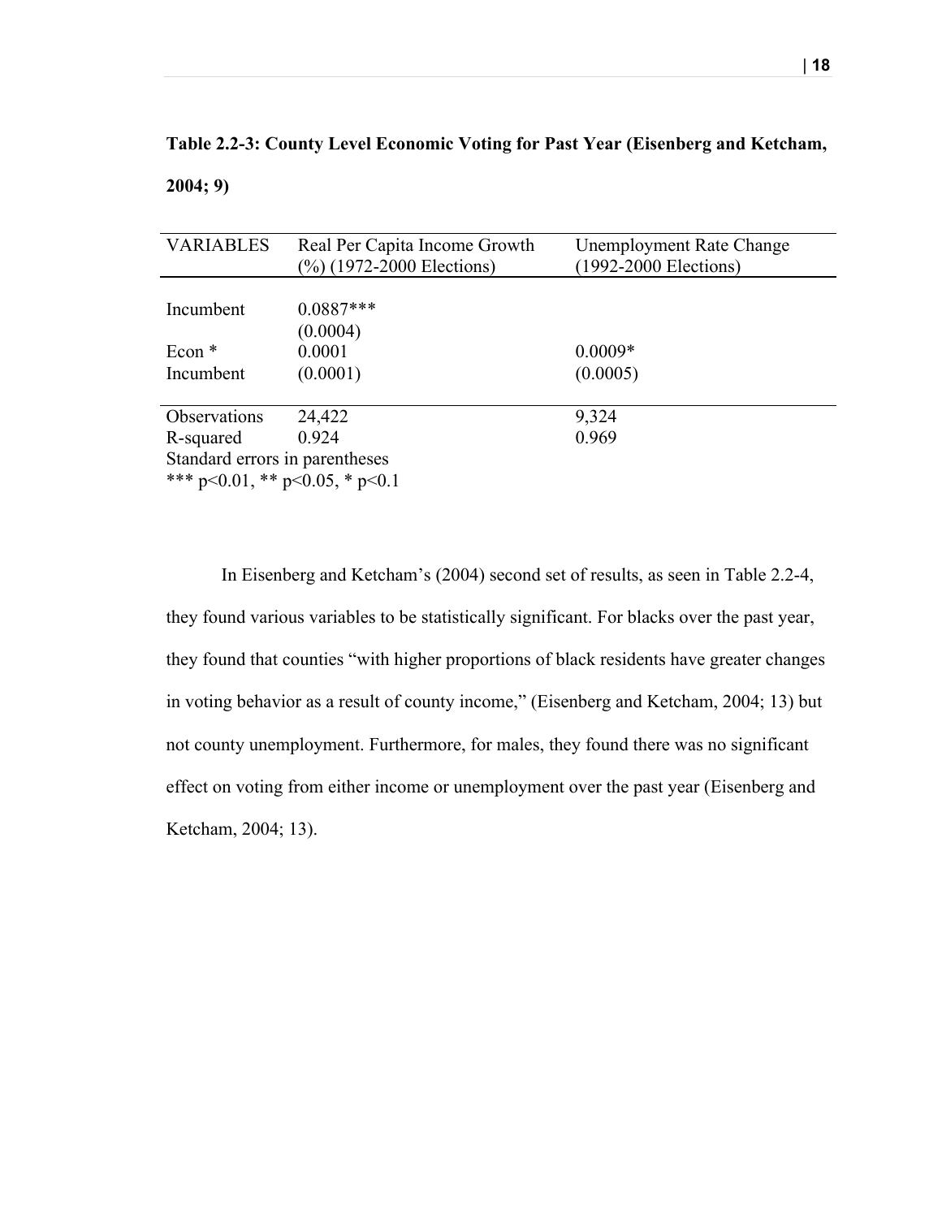**Table 2.2-3: County Level Economic Voting for Past Year (Eisenberg and Ketcham, 2004; 9)**

| VARIABLES | Real Per Capita Income Growth (%) (1972-2000 Elections) | Unemployment Rate Change (1992-2000 Elections) |
|---|---|---|
| Incumbent | 0.0887*** | |
| | (0.0004) | |
| Econ * Incumbent | 0.0001 | 0.0009* |
| | (0.0001) | (0.0005) |
| Observations | 24,422 | 9,324 |
| R-squared | 0.924 | 0.969 |

Standard errors in parentheses
*** p<0.01, ** p<0.05, * p<0.1

In Eisenberg and Ketcham's (2004) second set of results, as seen in Table 2.2-4, they found various variables to be statistically significant. For blacks over the past year, they found that counties "with higher proportions of black residents have greater changes in voting behavior as a result of county income," (Eisenberg and Ketcham, 2004; 13) but not county unemployment. Furthermore, for males, they found there was no significant effect on voting from either income or unemployment over the past year (Eisenberg and Ketcham, 2004; 13).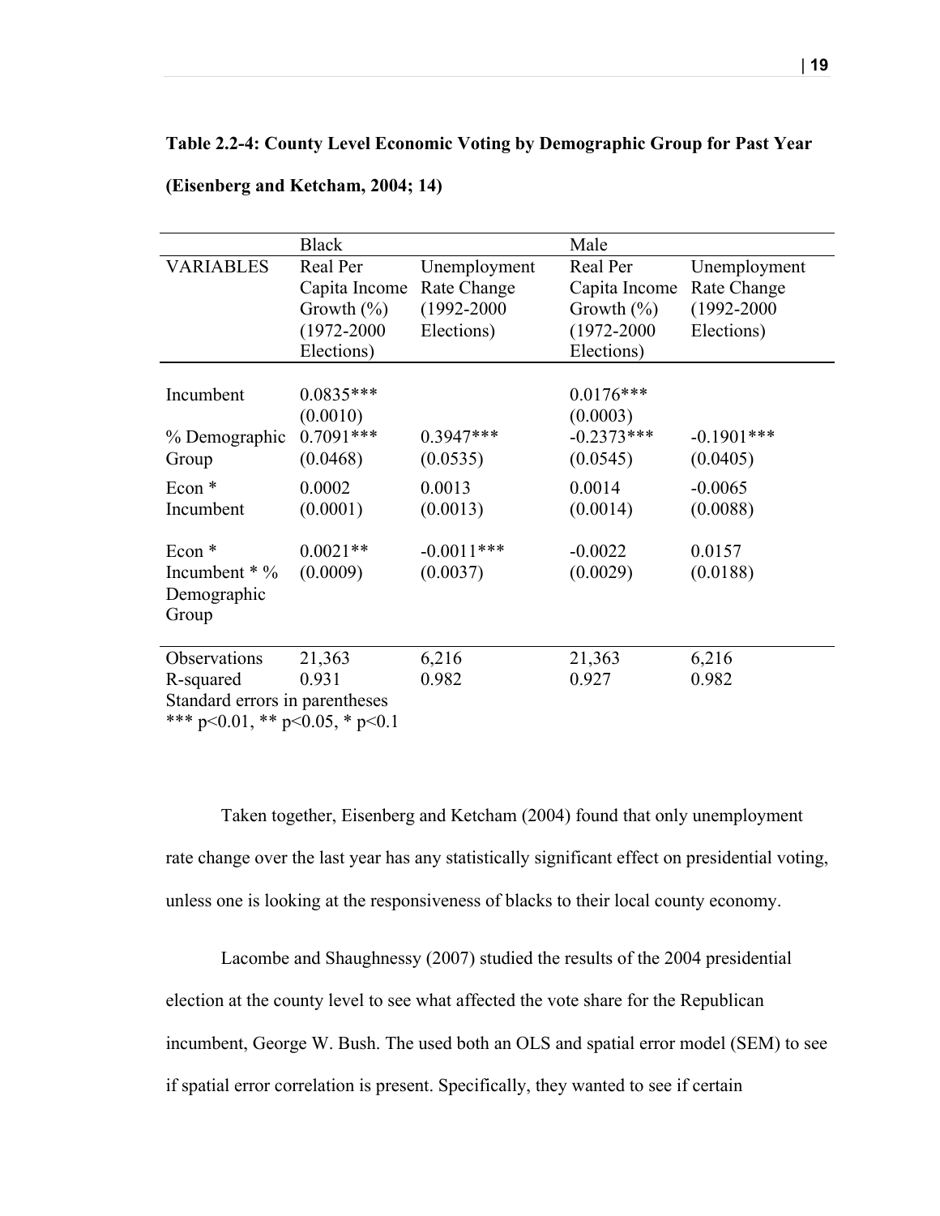**Table 2.2-4: County Level Economic Voting by Demographic Group for Past Year (Eisenberg and Ketcham, 2004; 14)**

| | Black | | Male | |
|---|---|---|---|---|
| VARIABLES | Real Per Capita Income Growth (%) (1972-2000 Elections) | Unemployment Rate Change (1992-2000 Elections) | Real Per Capita Income Growth (%) (1972-2000 Elections) | Unemployment Rate Change (1992-2000 Elections) |
| Incumbent | 0.0835*** | | 0.0176*** | |
| | (0.0010) | | (0.0003) | |
| % Demographic Group | 0.7091*** | 0.3947*** | -0.2373*** | -0.1901*** |
| | (0.0468) | (0.0535) | (0.0545) | (0.0405) |
| Econ * Incumbent | 0.0002 | 0.0013 | 0.0014 | -0.0065 |
| | (0.0001) | (0.0013) | (0.0014) | (0.0088) |
| Econ * Incumbent * % Demographic Group | 0.0021** | -0.0011*** | -0.0022 | 0.0157 |
| | (0.0009) | (0.0037) | (0.0029) | (0.0188) |
| Observations | 21,363 | 6,216 | 21,363 | 6,216 |
| R-squared | 0.931 | 0.982 | 0.927 | 0.982 |

Standard errors in parentheses
*** $p<0.01$, ** $p<0.05$, * $p<0.1$

Taken together, Eisenberg and Ketcham (2004) found that only unemployment rate change over the last year has any statistically significant effect on presidential voting, unless one is looking at the responsiveness of blacks to their local county economy.

Lacombe and Shaughnessy (2007) studied the results of the 2004 presidential election at the county level to see what affected the vote share for the Republican incumbent, George W. Bush. The used both an OLS and spatial error model (SEM) to see if spatial error correlation is present. Specifically, they wanted to see if certain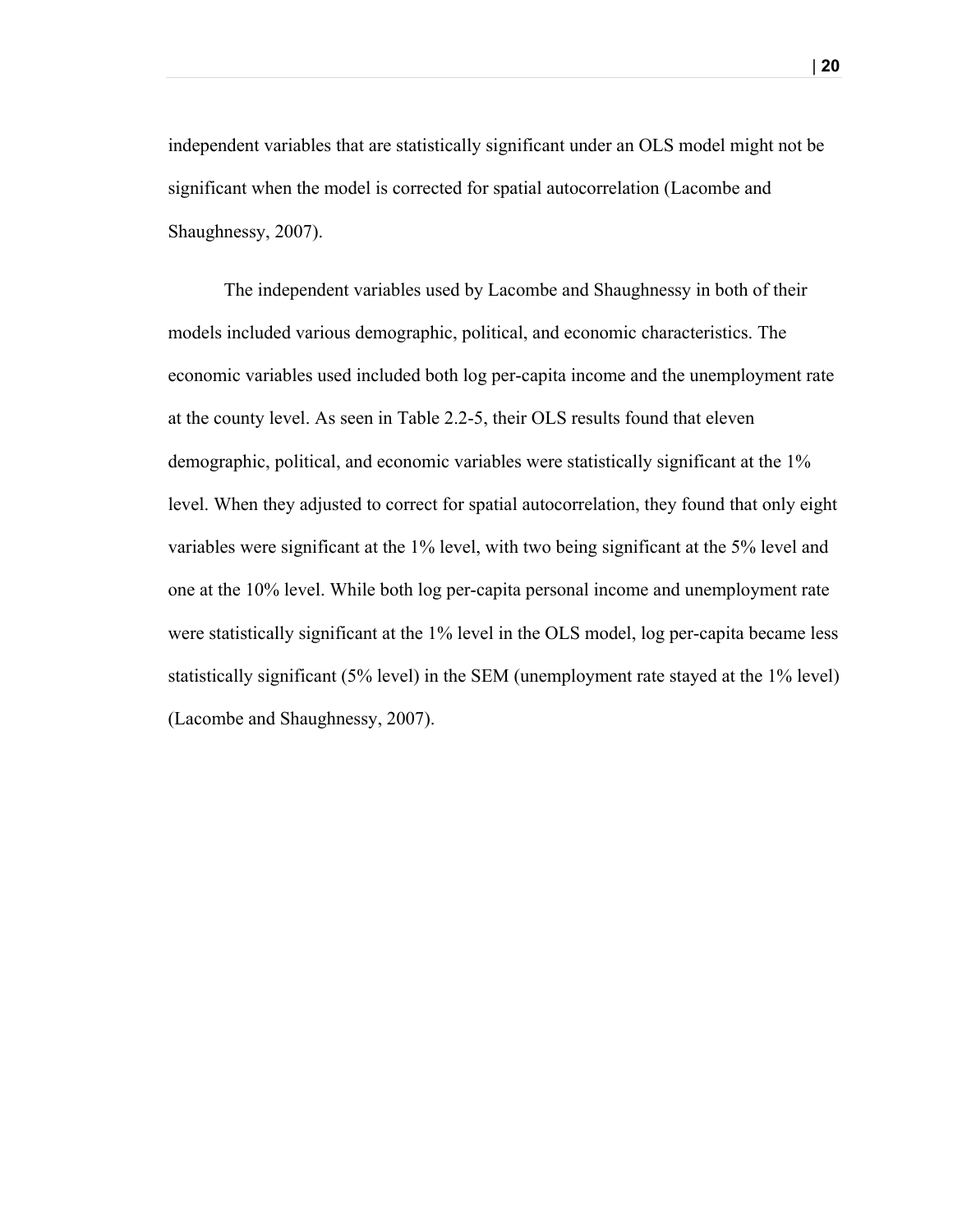independent variables that are statistically significant under an OLS model might not be significant when the model is corrected for spatial autocorrelation (Lacombe and Shaughnessy, 2007).

The independent variables used by Lacombe and Shaughnessy in both of their models included various demographic, political, and economic characteristics. The economic variables used included both log per-capita income and the unemployment rate at the county level. As seen in Table 2.2-5, their OLS results found that eleven demographic, political, and economic variables were statistically significant at the 1% level. When they adjusted to correct for spatial autocorrelation, they found that only eight variables were significant at the 1% level, with two being significant at the 5% level and one at the 10% level. While both log per-capita personal income and unemployment rate were statistically significant at the 1% level in the OLS model, log per-capita became less statistically significant (5% level) in the SEM (unemployment rate stayed at the 1% level) (Lacombe and Shaughnessy, 2007).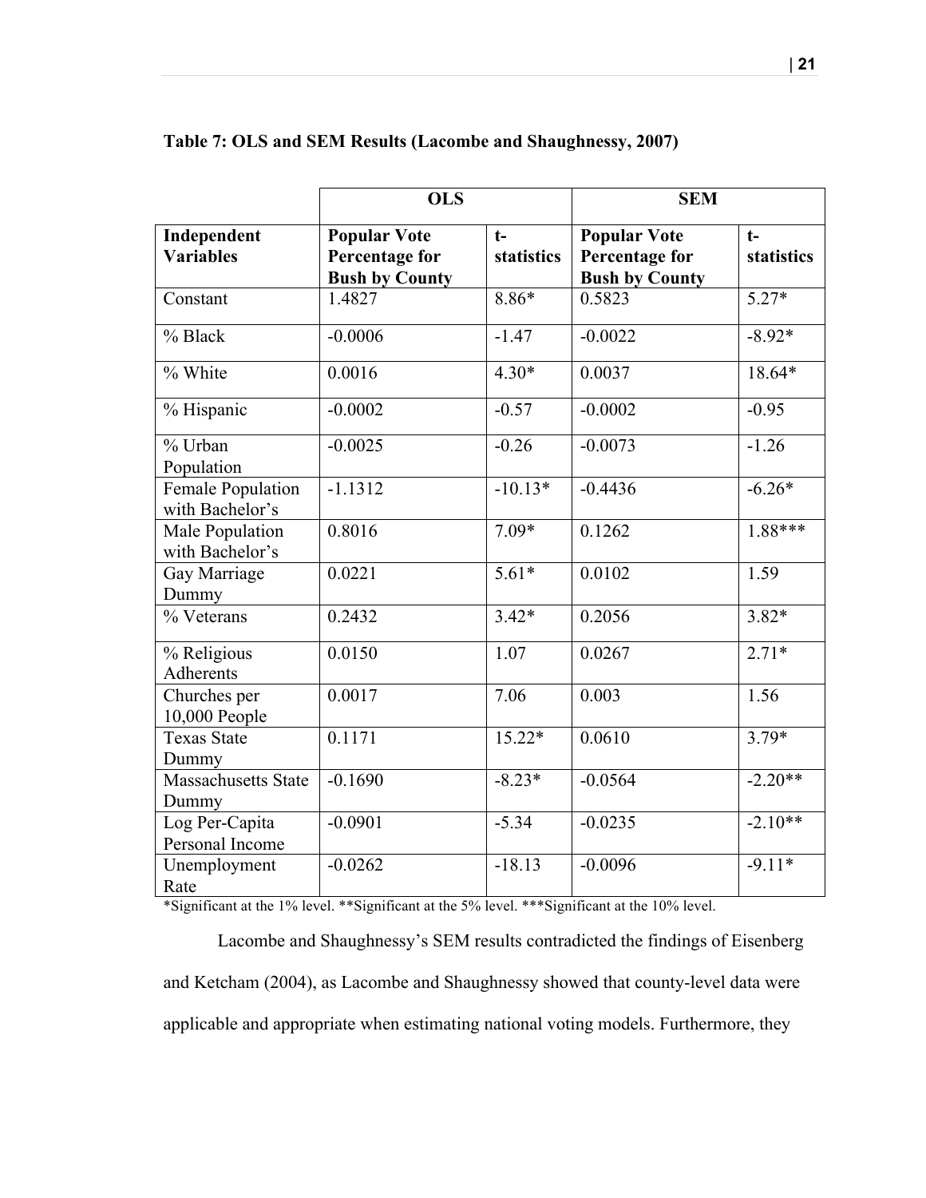**Table 7: OLS and SEM Results (Lacombe and Shaughnessy, 2007)**

| | OLS | | SEM | |
|---|---|---|---|---|
| **Independent Variables** | **Popular Vote Percentage for Bush by County** | **t-statistics** | **Popular Vote Percentage for Bush by County** | **t-statistics** |
| Constant | 1.4827 | 8.86* | 0.5823 | 5.27* |
| % Black | -0.0006 | -1.47 | -0.0022 | -8.92* |
| % White | 0.0016 | 4.30* | 0.0037 | 18.64* |
| % Hispanic | -0.0002 | -0.57 | -0.0002 | -0.95 |
| % Urban Population | -0.0025 | -0.26 | -0.0073 | -1.26 |
| Female Population with Bachelor's | -1.1312 | -10.13* | -0.4436 | -6.26* |
| Male Population with Bachelor's | 0.8016 | 7.09* | 0.1262 | 1.88*** |
| Gay Marriage Dummy | 0.0221 | 5.61* | 0.0102 | 1.59 |
| % Veterans | 0.2432 | 3.42* | 0.2056 | 3.82* |
| % Religious Adherents | 0.0150 | 1.07 | 0.0267 | 2.71* |
| Churches per 10,000 People | 0.0017 | 7.06 | 0.003 | 1.56 |
| Texas State Dummy | 0.1171 | 15.22* | 0.0610 | 3.79* |
| Massachusetts State Dummy | -0.1690 | -8.23* | -0.0564 | -2.20** |
| Log Per-Capita Personal Income | -0.0901 | -5.34 | -0.0235 | -2.10** |
| Unemployment Rate | -0.0262 | -18.13 | -0.0096 | -9.11* |

*Significant at the 1% level. **Significant at the 5% level. ***Significant at the 10% level.

Lacombe and Shaughnessy's SEM results contradicted the findings of Eisenberg and Ketcham (2004), as Lacombe and Shaughnessy showed that county-level data were applicable and appropriate when estimating national voting models. Furthermore, they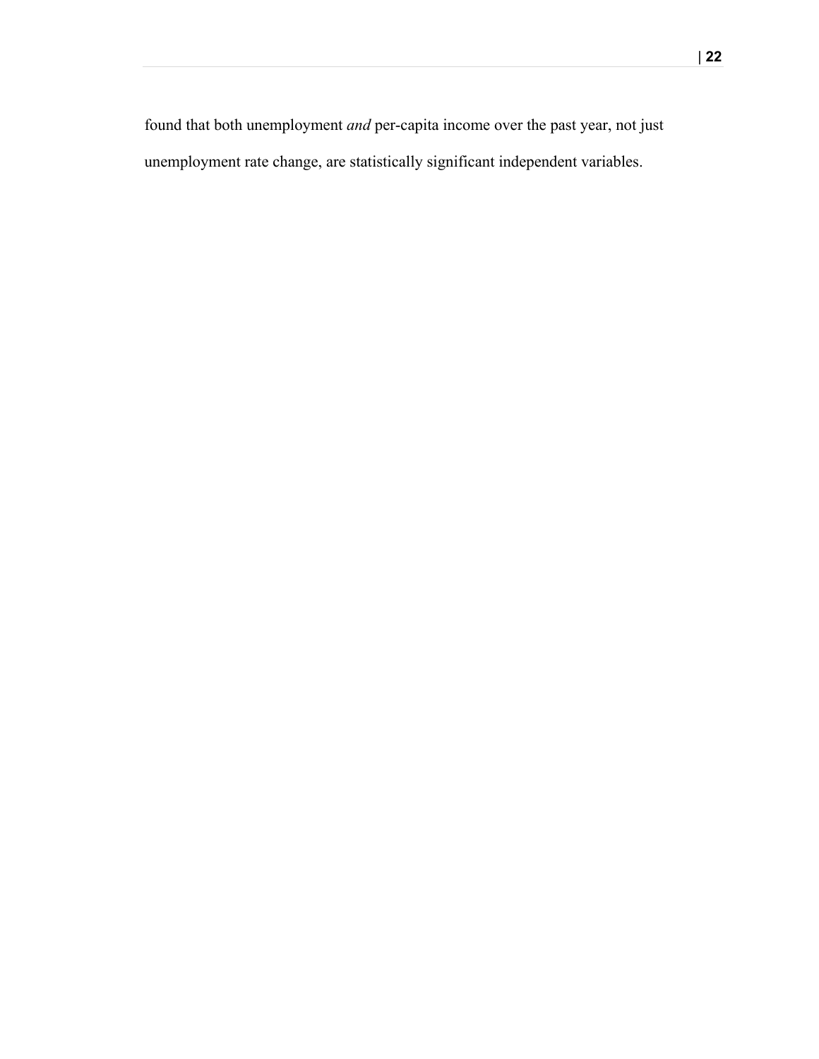found that both unemployment *and* per-capita income over the past year, not just unemployment rate change, are statistically significant independent variables.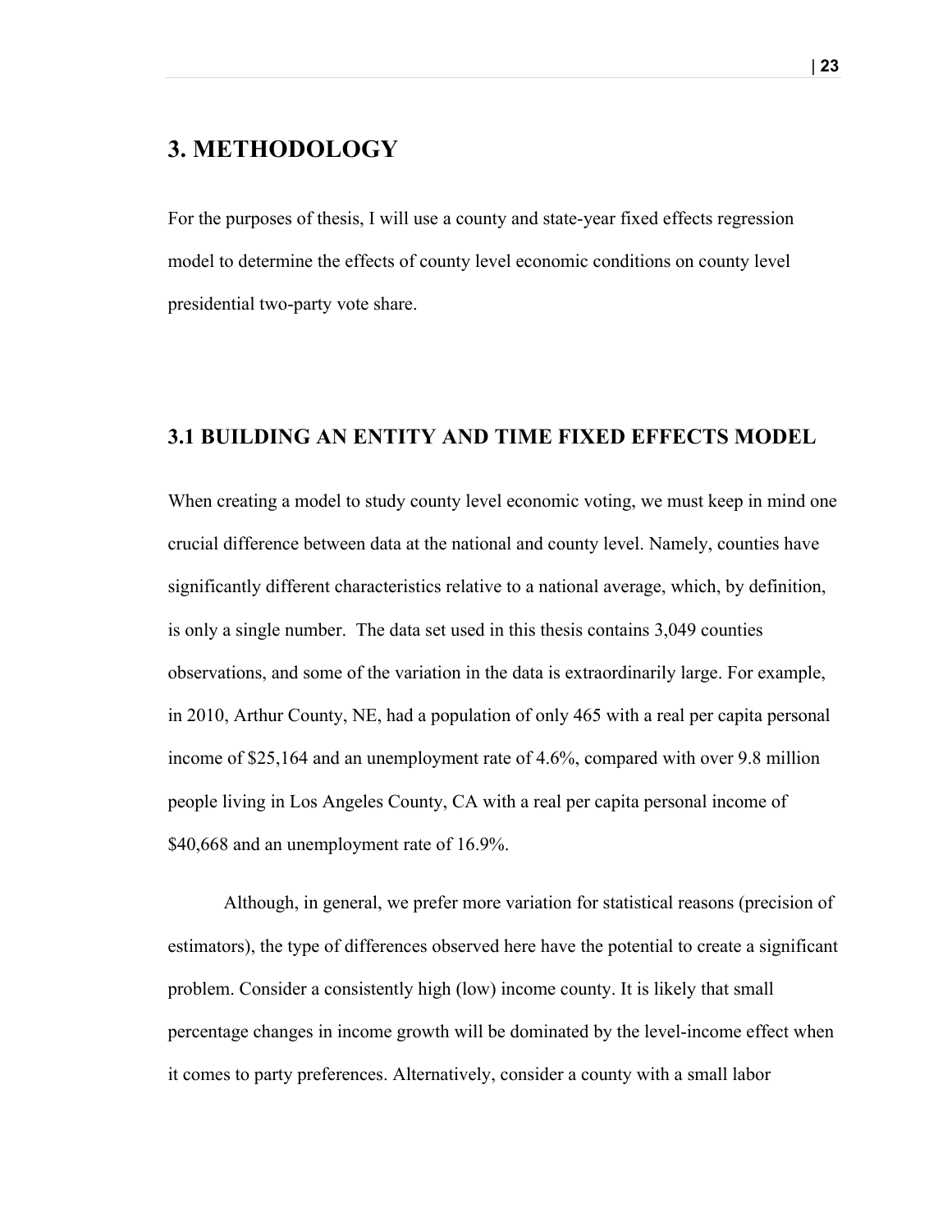# 3. METHODOLOGY

For the purposes of thesis, I will use a county and state-year fixed effects regression model to determine the effects of county level economic conditions on county level presidential two-party vote share.

## 3.1 BUILDING AN ENTITY AND TIME FIXED EFFECTS MODEL

When creating a model to study county level economic voting, we must keep in mind one crucial difference between data at the national and county level. Namely, counties have significantly different characteristics relative to a national average, which, by definition, is only a single number. The data set used in this thesis contains 3,049 counties observations, and some of the variation in the data is extraordinarily large. For example, in 2010, Arthur County, NE, had a population of only 465 with a real per capita personal income of $25,164 and an unemployment rate of 4.6%, compared with over 9.8 million people living in Los Angeles County, CA with a real per capita personal income of $40,668 and an unemployment rate of 16.9%.

Although, in general, we prefer more variation for statistical reasons (precision of estimators), the type of differences observed here have the potential to create a significant problem. Consider a consistently high (low) income county. It is likely that small percentage changes in income growth will be dominated by the level-income effect when it comes to party preferences. Alternatively, consider a county with a small labor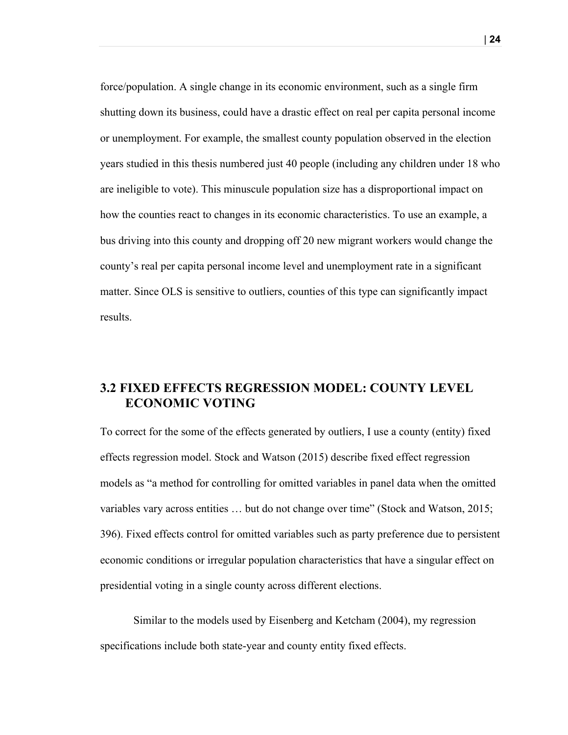force/population. A single change in its economic environment, such as a single firm shutting down its business, could have a drastic effect on real per capita personal income or unemployment. For example, the smallest county population observed in the election years studied in this thesis numbered just 40 people (including any children under 18 who are ineligible to vote). This minuscule population size has a disproportional impact on how the counties react to changes in its economic characteristics. To use an example, a bus driving into this county and dropping off 20 new migrant workers would change the county's real per capita personal income level and unemployment rate in a significant matter. Since OLS is sensitive to outliers, counties of this type can significantly impact results.

## 3.2 FIXED EFFECTS REGRESSION MODEL: COUNTY LEVEL ECONOMIC VOTING

To correct for the some of the effects generated by outliers, I use a county (entity) fixed effects regression model. Stock and Watson (2015) describe fixed effect regression models as "a method for controlling for omitted variables in panel data when the omitted variables vary across entities … but do not change over time" (Stock and Watson, 2015; 396). Fixed effects control for omitted variables such as party preference due to persistent economic conditions or irregular population characteristics that have a singular effect on presidential voting in a single county across different elections.

Similar to the models used by Eisenberg and Ketcham (2004), my regression specifications include both state-year and county entity fixed effects.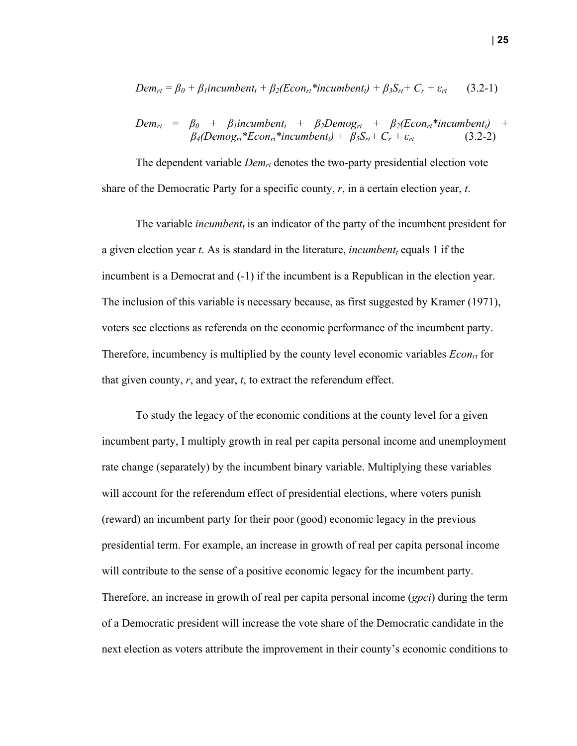$$Dem_{rt} = \beta_0 + \beta_1 incumbent_t + \beta_2(Econ_{rt}*incumbent_t) + \beta_3 S_{rt} + C_r + \varepsilon_{rt} \quad (3.2\text{-}1)$$

$$Dem_{rt} = \beta_0 + \beta_1 incumbent_t + \beta_2 Demog_{rt} + \beta_2(Econ_{rt}*incumbent_t) + \beta_4(Demog_{rt}*Econ_{rt}*incumbent_t) + \beta_5 S_{rt} + C_r + \varepsilon_{rt} \quad (3.2\text{-}2)$$

The dependent variable $Dem_{rt}$ denotes the two-party presidential election vote share of the Democratic Party for a specific county, $r$, in a certain election year, $t$.

The variable $incumbent_t$ is an indicator of the party of the incumbent president for a given election year $t$. As is standard in the literature, $incumbent_t$ equals 1 if the incumbent is a Democrat and (-1) if the incumbent is a Republican in the election year. The inclusion of this variable is necessary because, as first suggested by Kramer (1971), voters see elections as referenda on the economic performance of the incumbent party. Therefore, incumbency is multiplied by the county level economic variables $Econ_{rt}$ for that given county, $r$, and year, $t$, to extract the referendum effect.

To study the legacy of the economic conditions at the county level for a given incumbent party, I multiply growth in real per capita personal income and unemployment rate change (separately) by the incumbent binary variable. Multiplying these variables will account for the referendum effect of presidential elections, where voters punish (reward) an incumbent party for their poor (good) economic legacy in the previous presidential term. For example, an increase in growth of real per capita personal income will contribute to the sense of a positive economic legacy for the incumbent party. Therefore, an increase in growth of real per capita personal income (*gpci*) during the term of a Democratic president will increase the vote share of the Democratic candidate in the next election as voters attribute the improvement in their county's economic conditions to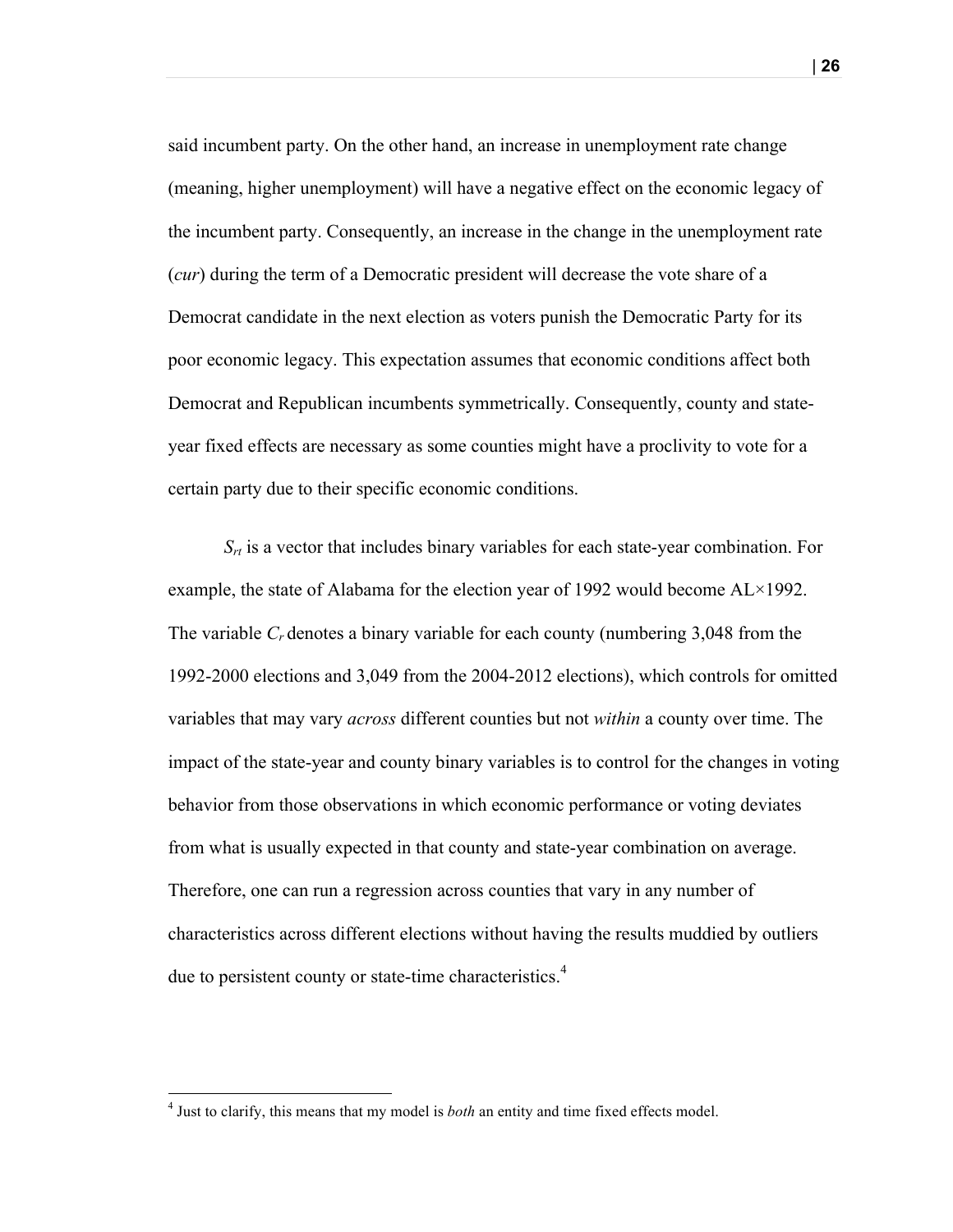said incumbent party. On the other hand, an increase in unemployment rate change (meaning, higher unemployment) will have a negative effect on the economic legacy of the incumbent party. Consequently, an increase in the change in the unemployment rate (*cur*) during the term of a Democratic president will decrease the vote share of a Democrat candidate in the next election as voters punish the Democratic Party for its poor economic legacy. This expectation assumes that economic conditions affect both Democrat and Republican incumbents symmetrically. Consequently, county and state-year fixed effects are necessary as some counties might have a proclivity to vote for a certain party due to their specific economic conditions.

$S_{rt}$ is a vector that includes binary variables for each state-year combination. For example, the state of Alabama for the election year of 1992 would become AL×1992. The variable $C_r$ denotes a binary variable for each county (numbering 3,048 from the 1992-2000 elections and 3,049 from the 2004-2012 elections), which controls for omitted variables that may vary *across* different counties but not *within* a county over time. The impact of the state-year and county binary variables is to control for the changes in voting behavior from those observations in which economic performance or voting deviates from what is usually expected in that county and state-year combination on average. Therefore, one can run a regression across counties that vary in any number of characteristics across different elections without having the results muddied by outliers due to persistent county or state-time characteristics.[4]

[4] Just to clarify, this means that my model is *both* an entity and time fixed effects model.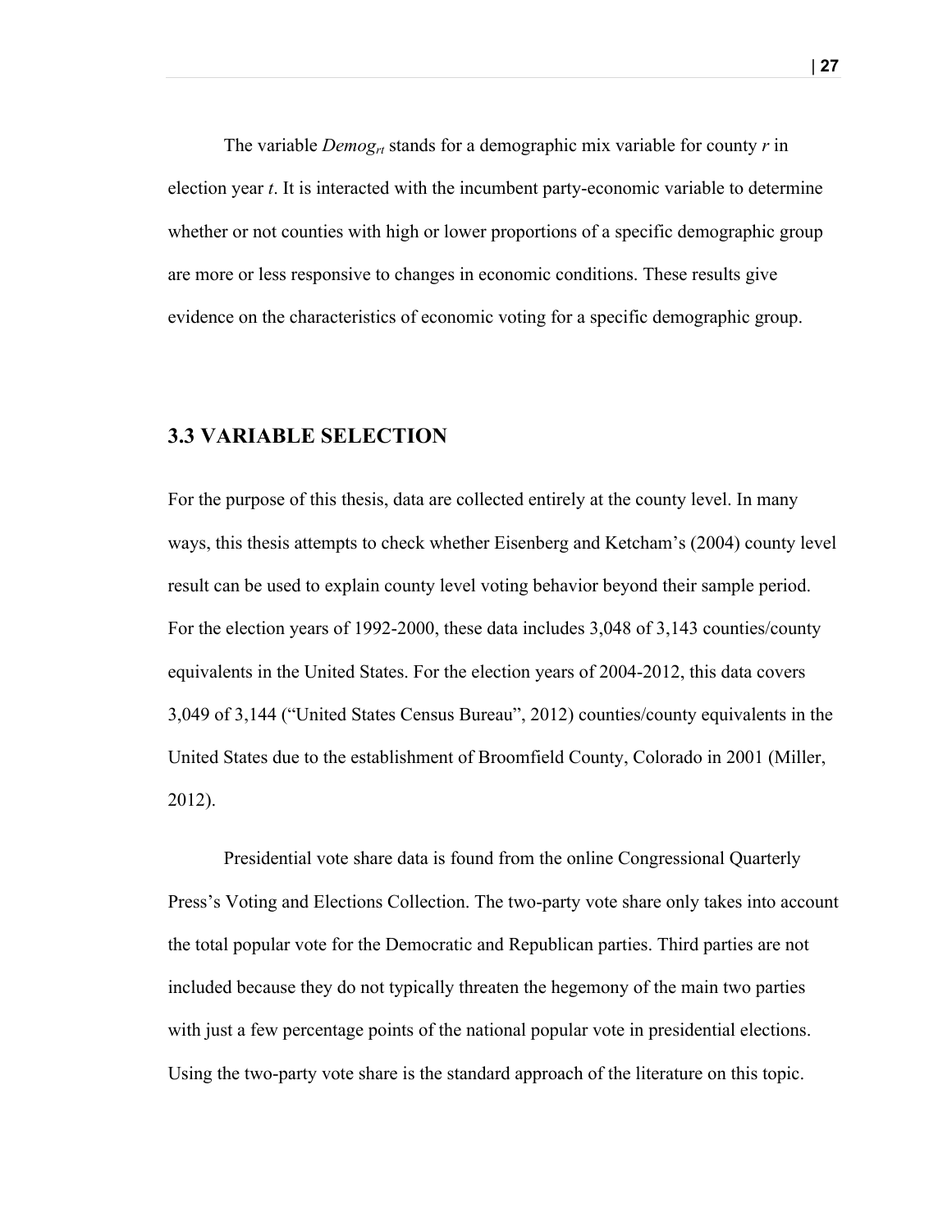The variable $Demog_{rt}$ stands for a demographic mix variable for county $r$ in election year $t$. It is interacted with the incumbent party-economic variable to determine whether or not counties with high or lower proportions of a specific demographic group are more or less responsive to changes in economic conditions. These results give evidence on the characteristics of economic voting for a specific demographic group.

## 3.3 VARIABLE SELECTION

For the purpose of this thesis, data are collected entirely at the county level. In many ways, this thesis attempts to check whether Eisenberg and Ketcham's (2004) county level result can be used to explain county level voting behavior beyond their sample period. For the election years of 1992-2000, these data includes 3,048 of 3,143 counties/county equivalents in the United States. For the election years of 2004-2012, this data covers 3,049 of 3,144 ("United States Census Bureau", 2012) counties/county equivalents in the United States due to the establishment of Broomfield County, Colorado in 2001 (Miller, 2012).

Presidential vote share data is found from the online Congressional Quarterly Press's Voting and Elections Collection. The two-party vote share only takes into account the total popular vote for the Democratic and Republican parties. Third parties are not included because they do not typically threaten the hegemony of the main two parties with just a few percentage points of the national popular vote in presidential elections. Using the two-party vote share is the standard approach of the literature on this topic.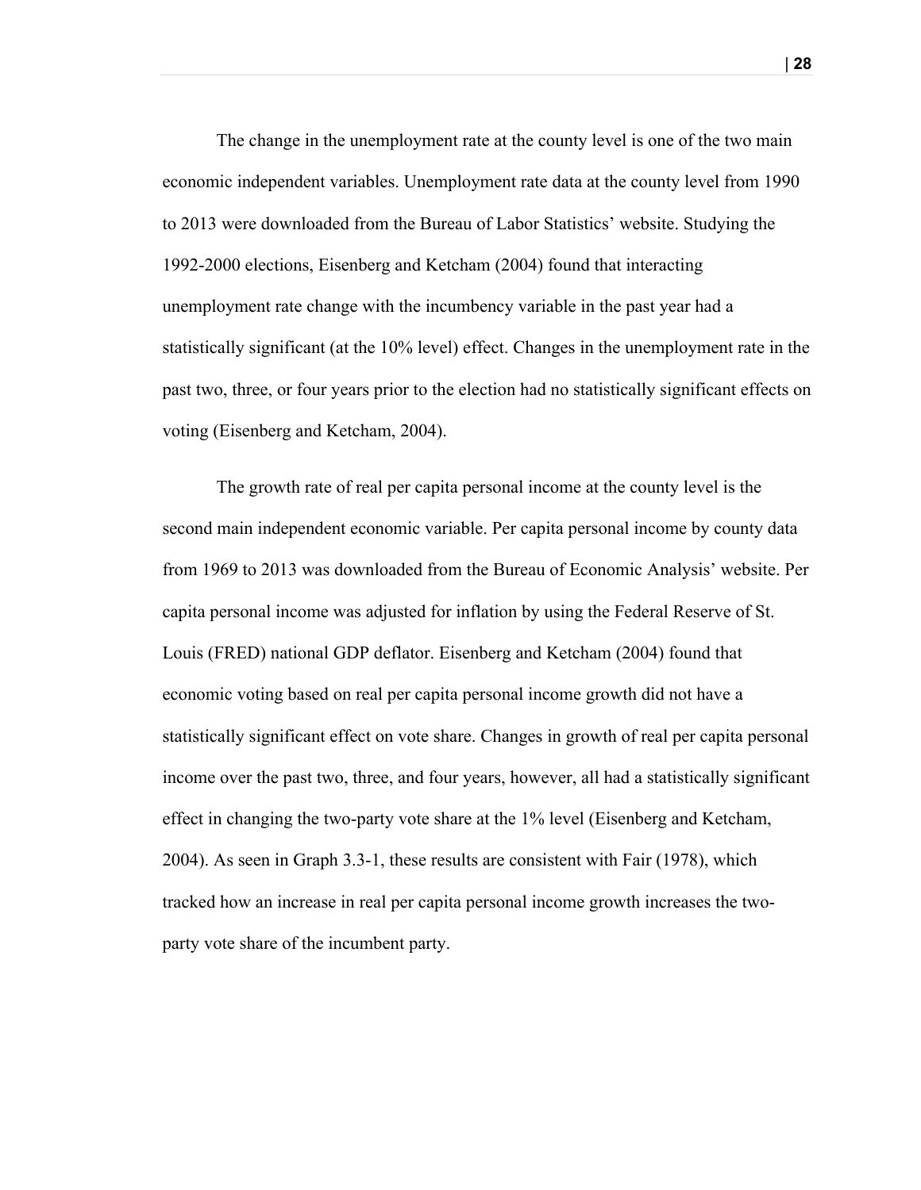The change in the unemployment rate at the county level is one of the two main economic independent variables. Unemployment rate data at the county level from 1990 to 2013 were downloaded from the Bureau of Labor Statistics' website. Studying the 1992-2000 elections, Eisenberg and Ketcham (2004) found that interacting unemployment rate change with the incumbency variable in the past year had a statistically significant (at the 10% level) effect. Changes in the unemployment rate in the past two, three, or four years prior to the election had no statistically significant effects on voting (Eisenberg and Ketcham, 2004).

The growth rate of real per capita personal income at the county level is the second main independent economic variable. Per capita personal income by county data from 1969 to 2013 was downloaded from the Bureau of Economic Analysis' website. Per capita personal income was adjusted for inflation by using the Federal Reserve of St. Louis (FRED) national GDP deflator. Eisenberg and Ketcham (2004) found that economic voting based on real per capita personal income growth did not have a statistically significant effect on vote share. Changes in growth of real per capita personal income over the past two, three, and four years, however, all had a statistically significant effect in changing the two-party vote share at the 1% level (Eisenberg and Ketcham, 2004). As seen in Graph 3.3-1, these results are consistent with Fair (1978), which tracked how an increase in real per capita personal income growth increases the two-party vote share of the incumbent party.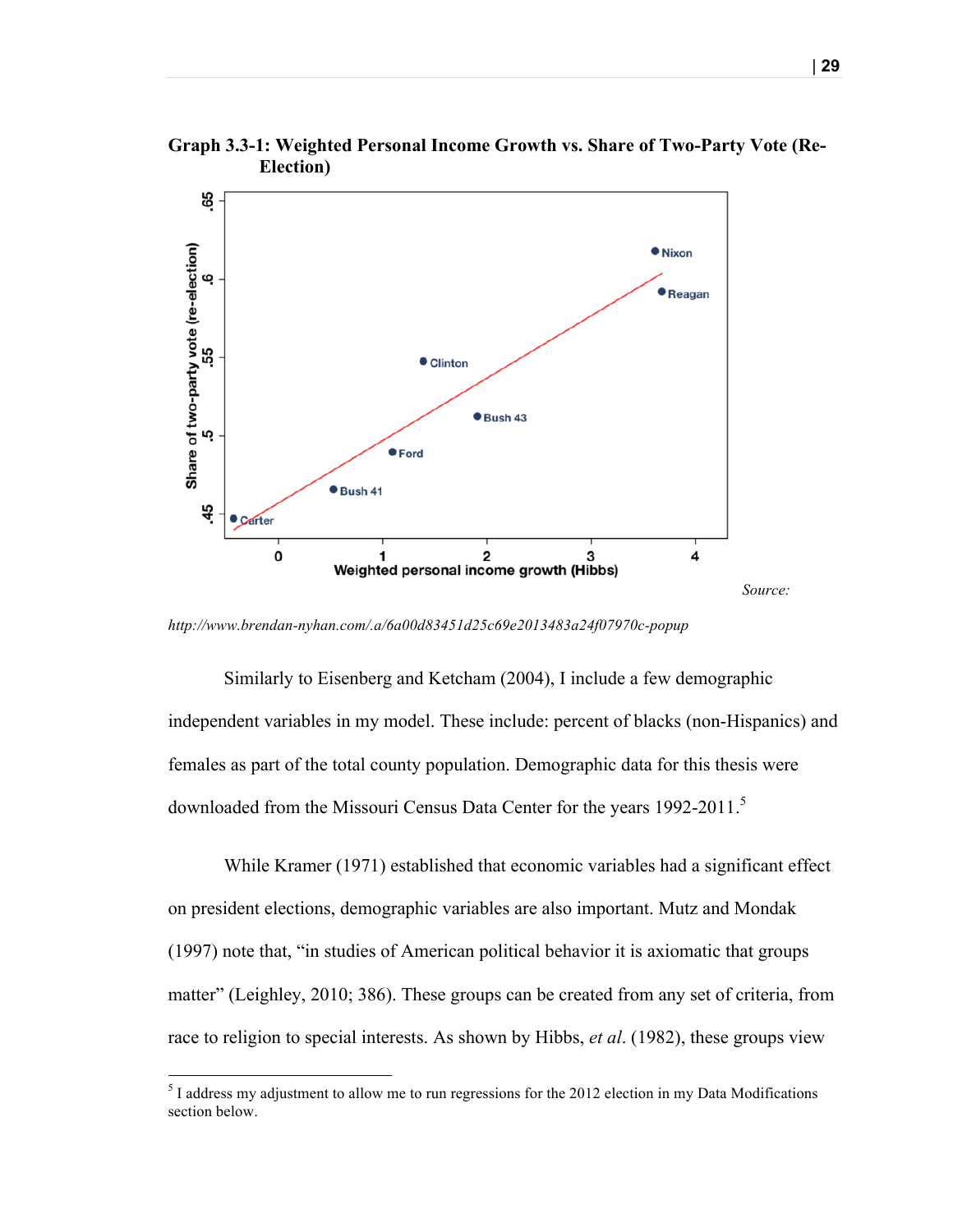**Graph 3.3-1: Weighted Personal Income Growth vs. Share of Two-Party Vote (Re-Election)**

*Source: http://www.brendan-nyhan.com/.a/6a00d83451d25c69e2013483a24f07970c-popup*

Similarly to Eisenberg and Ketcham (2004), I include a few demographic independent variables in my model. These include: percent of blacks (non-Hispanics) and females as part of the total county population. Demographic data for this thesis were downloaded from the Missouri Census Data Center for the years 1992-2011.[5]

While Kramer (1971) established that economic variables had a significant effect on president elections, demographic variables are also important. Mutz and Mondak (1997) note that, "in studies of American political behavior it is axiomatic that groups matter" (Leighley, 2010; 386). These groups can be created from any set of criteria, from race to religion to special interests. As shown by Hibbs, *et al*. (1982), these groups view

[5] I address my adjustment to allow me to run regressions for the 2012 election in my Data Modifications section below.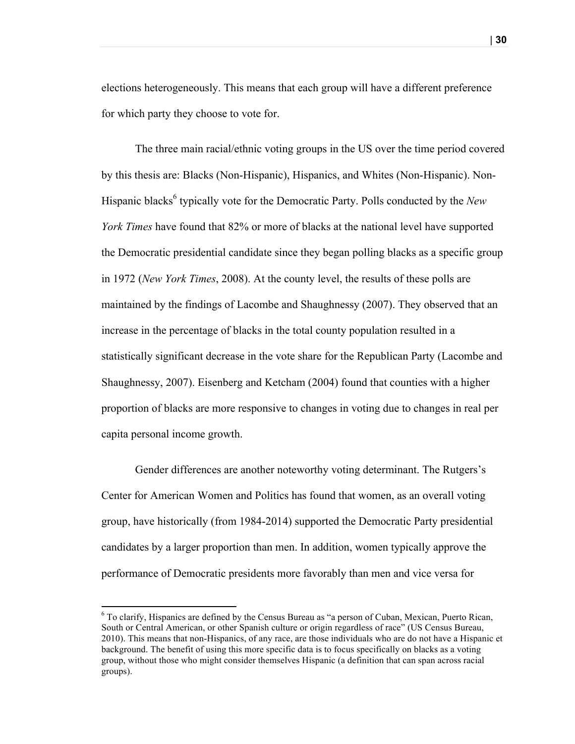elections heterogeneously. This means that each group will have a different preference for which party they choose to vote for.

The three main racial/ethnic voting groups in the US over the time period covered by this thesis are: Blacks (Non-Hispanic), Hispanics, and Whites (Non-Hispanic). Non-Hispanic blacks[6] typically vote for the Democratic Party. Polls conducted by the *New York Times* have found that 82% or more of blacks at the national level have supported the Democratic presidential candidate since they began polling blacks as a specific group in 1972 (*New York Times*, 2008). At the county level, the results of these polls are maintained by the findings of Lacombe and Shaughnessy (2007). They observed that an increase in the percentage of blacks in the total county population resulted in a statistically significant decrease in the vote share for the Republican Party (Lacombe and Shaughnessy, 2007). Eisenberg and Ketcham (2004) found that counties with a higher proportion of blacks are more responsive to changes in voting due to changes in real per capita personal income growth.

Gender differences are another noteworthy voting determinant. The Rutgers's Center for American Women and Politics has found that women, as an overall voting group, have historically (from 1984-2014) supported the Democratic Party presidential candidates by a larger proportion than men. In addition, women typically approve the performance of Democratic presidents more favorably than men and vice versa for

---

[6] To clarify, Hispanics are defined by the Census Bureau as "a person of Cuban, Mexican, Puerto Rican, South or Central American, or other Spanish culture or origin regardless of race" (US Census Bureau, 2010). This means that non-Hispanics, of any race, are those individuals who are do not have a Hispanic et background. The benefit of using this more specific data is to focus specifically on blacks as a voting group, without those who might consider themselves Hispanic (a definition that can span across racial groups).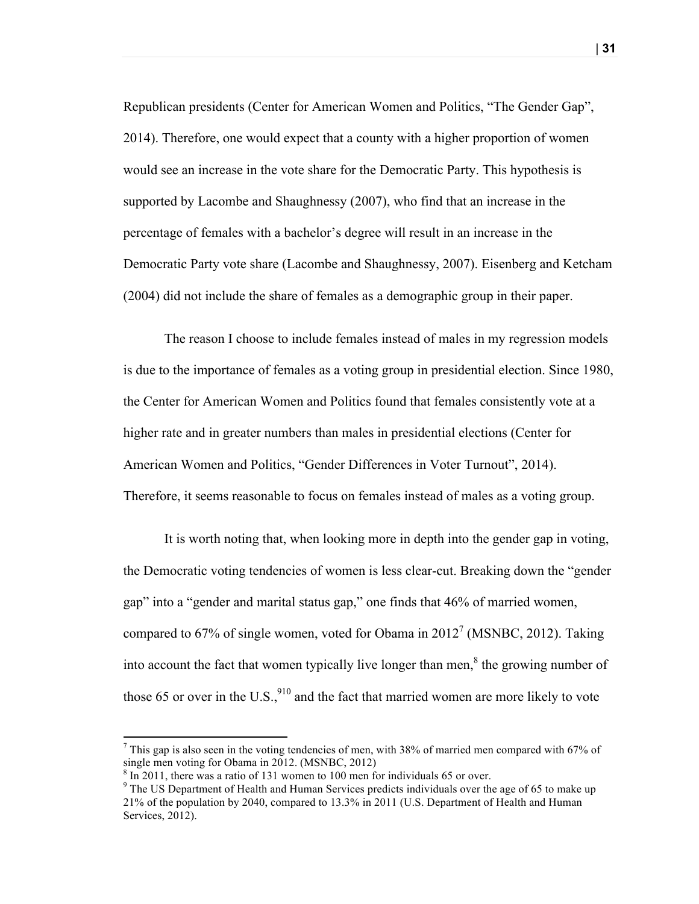Republican presidents (Center for American Women and Politics, "The Gender Gap", 2014). Therefore, one would expect that a county with a higher proportion of women would see an increase in the vote share for the Democratic Party. This hypothesis is supported by Lacombe and Shaughnessy (2007), who find that an increase in the percentage of females with a bachelor's degree will result in an increase in the Democratic Party vote share (Lacombe and Shaughnessy, 2007). Eisenberg and Ketcham (2004) did not include the share of females as a demographic group in their paper.

The reason I choose to include females instead of males in my regression models is due to the importance of females as a voting group in presidential election. Since 1980, the Center for American Women and Politics found that females consistently vote at a higher rate and in greater numbers than males in presidential elections (Center for American Women and Politics, "Gender Differences in Voter Turnout", 2014). Therefore, it seems reasonable to focus on females instead of males as a voting group.

It is worth noting that, when looking more in depth into the gender gap in voting, the Democratic voting tendencies of women is less clear-cut. Breaking down the "gender gap" into a "gender and marital status gap," one finds that 46% of married women, compared to 67% of single women, voted for Obama in 2012[7] (MSNBC, 2012). Taking into account the fact that women typically live longer than men,[8] the growing number of those 65 or over in the U.S.,[9][10] and the fact that married women are more likely to vote

---

[7] This gap is also seen in the voting tendencies of men, with 38% of married men compared with 67% of single men voting for Obama in 2012. (MSNBC, 2012)

[8] In 2011, there was a ratio of 131 women to 100 men for individuals 65 or over.

[9] The US Department of Health and Human Services predicts individuals over the age of 65 to make up 21% of the population by 2040, compared to 13.3% in 2011 (U.S. Department of Health and Human Services, 2012).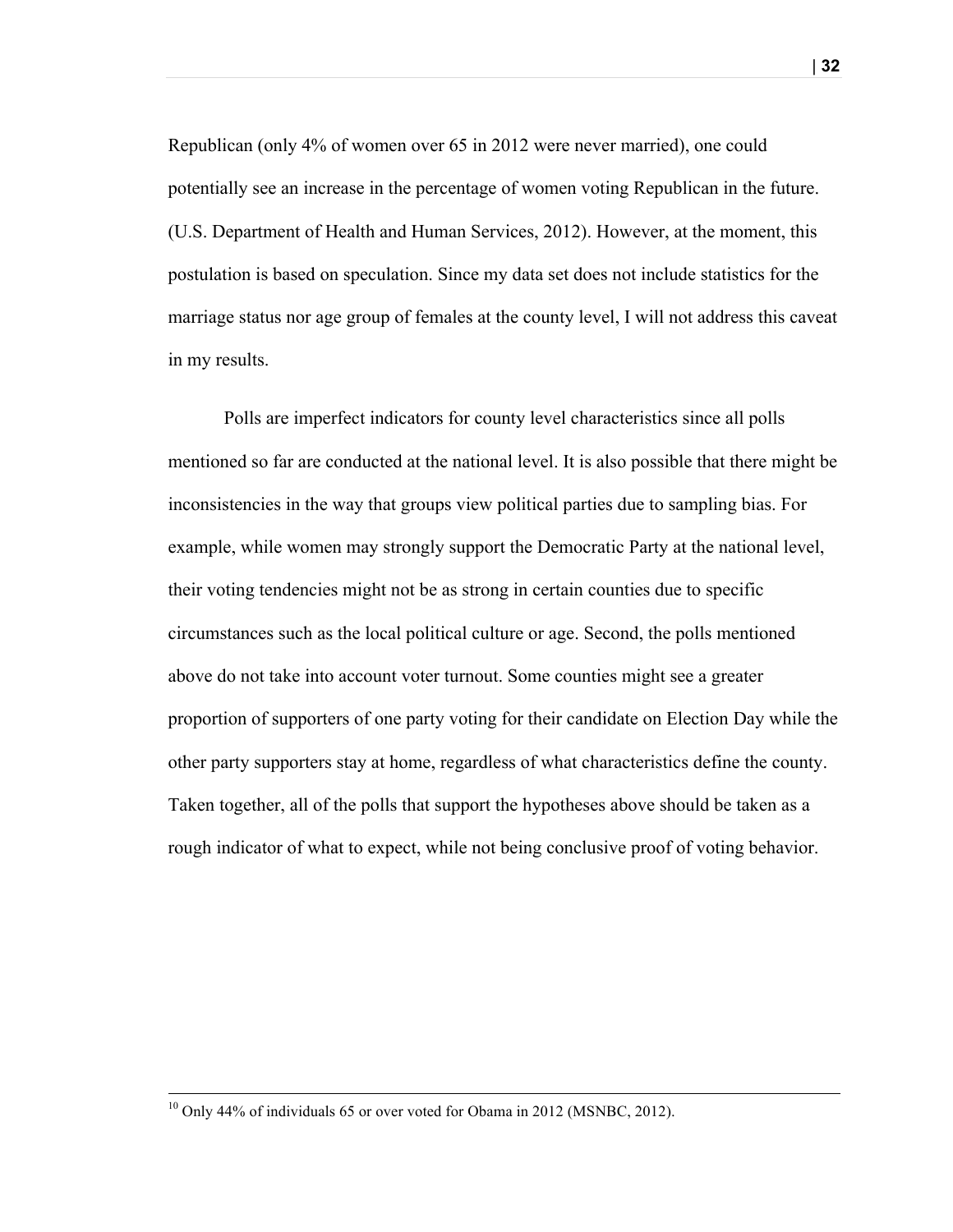Republican (only 4% of women over 65 in 2012 were never married), one could potentially see an increase in the percentage of women voting Republican in the future. (U.S. Department of Health and Human Services, 2012). However, at the moment, this postulation is based on speculation. Since my data set does not include statistics for the marriage status nor age group of females at the county level, I will not address this caveat in my results.

Polls are imperfect indicators for county level characteristics since all polls mentioned so far are conducted at the national level. It is also possible that there might be inconsistencies in the way that groups view political parties due to sampling bias. For example, while women may strongly support the Democratic Party at the national level, their voting tendencies might not be as strong in certain counties due to specific circumstances such as the local political culture or age. Second, the polls mentioned above do not take into account voter turnout. Some counties might see a greater proportion of supporters of one party voting for their candidate on Election Day while the other party supporters stay at home, regardless of what characteristics define the county. Taken together, all of the polls that support the hypotheses above should be taken as a rough indicator of what to expect, while not being conclusive proof of voting behavior.

---

[10] Only 44% of individuals 65 or over voted for Obama in 2012 (MSNBC, 2012).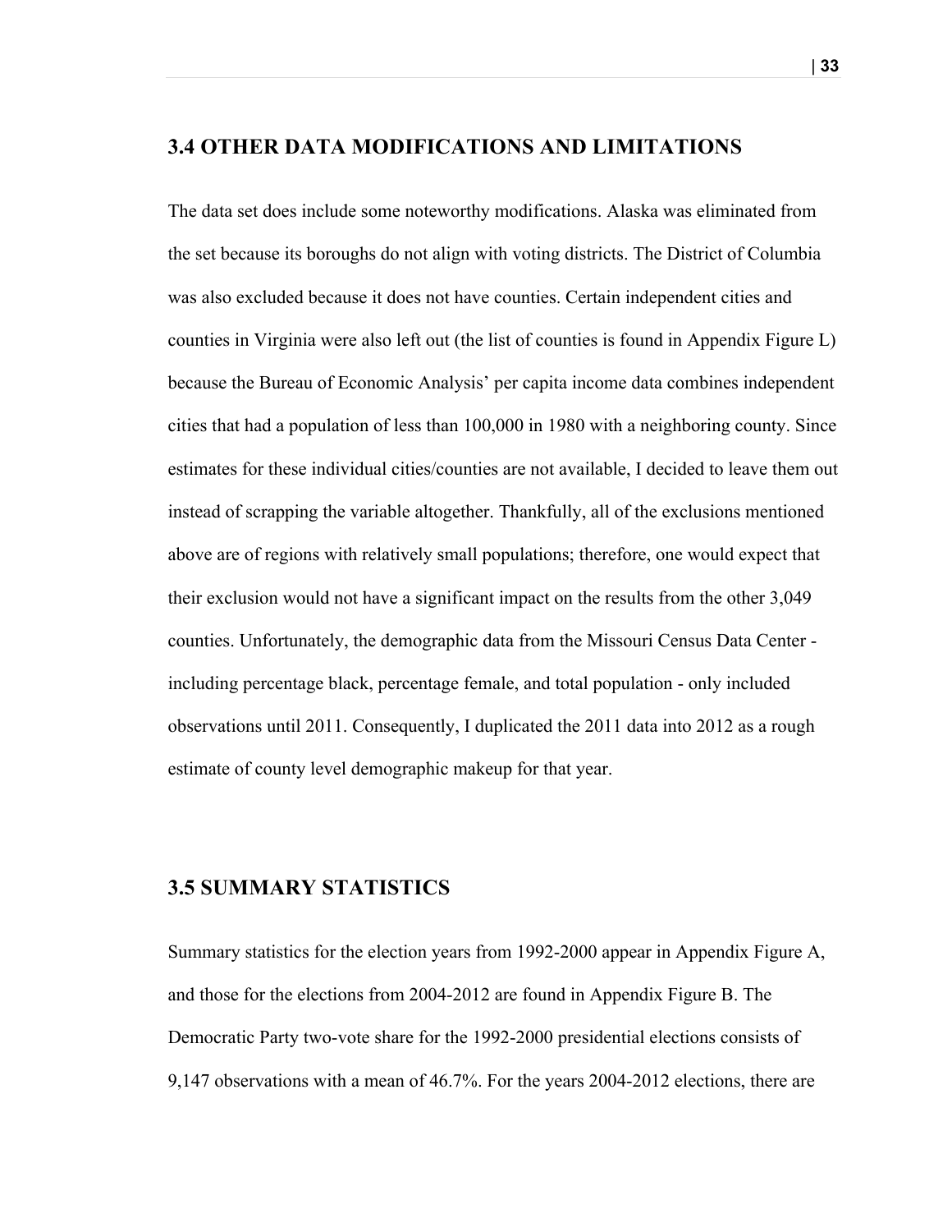## 3.4 OTHER DATA MODIFICATIONS AND LIMITATIONS

The data set does include some noteworthy modifications. Alaska was eliminated from the set because its boroughs do not align with voting districts. The District of Columbia was also excluded because it does not have counties. Certain independent cities and counties in Virginia were also left out (the list of counties is found in Appendix Figure L) because the Bureau of Economic Analysis' per capita income data combines independent cities that had a population of less than 100,000 in 1980 with a neighboring county. Since estimates for these individual cities/counties are not available, I decided to leave them out instead of scrapping the variable altogether. Thankfully, all of the exclusions mentioned above are of regions with relatively small populations; therefore, one would expect that their exclusion would not have a significant impact on the results from the other 3,049 counties. Unfortunately, the demographic data from the Missouri Census Data Center - including percentage black, percentage female, and total population - only included observations until 2011. Consequently, I duplicated the 2011 data into 2012 as a rough estimate of county level demographic makeup for that year.

## 3.5 SUMMARY STATISTICS

Summary statistics for the election years from 1992-2000 appear in Appendix Figure A, and those for the elections from 2004-2012 are found in Appendix Figure B. The Democratic Party two-vote share for the 1992-2000 presidential elections consists of 9,147 observations with a mean of 46.7%. For the years 2004-2012 elections, there are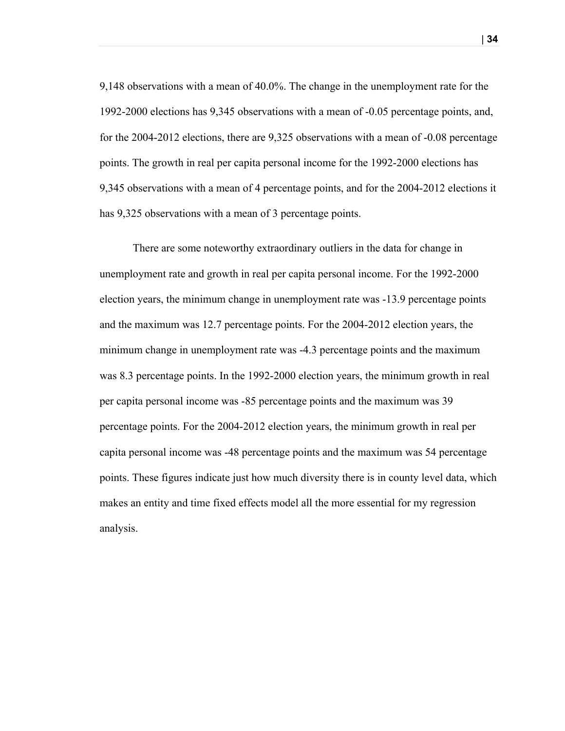9,148 observations with a mean of 40.0%. The change in the unemployment rate for the 1992-2000 elections has 9,345 observations with a mean of -0.05 percentage points, and, for the 2004-2012 elections, there are 9,325 observations with a mean of -0.08 percentage points. The growth in real per capita personal income for the 1992-2000 elections has 9,345 observations with a mean of 4 percentage points, and for the 2004-2012 elections it has 9,325 observations with a mean of 3 percentage points.

There are some noteworthy extraordinary outliers in the data for change in unemployment rate and growth in real per capita personal income. For the 1992-2000 election years, the minimum change in unemployment rate was -13.9 percentage points and the maximum was 12.7 percentage points. For the 2004-2012 election years, the minimum change in unemployment rate was -4.3 percentage points and the maximum was 8.3 percentage points. In the 1992-2000 election years, the minimum growth in real per capita personal income was -85 percentage points and the maximum was 39 percentage points. For the 2004-2012 election years, the minimum growth in real per capita personal income was -48 percentage points and the maximum was 54 percentage points. These figures indicate just how much diversity there is in county level data, which makes an entity and time fixed effects model all the more essential for my regression analysis.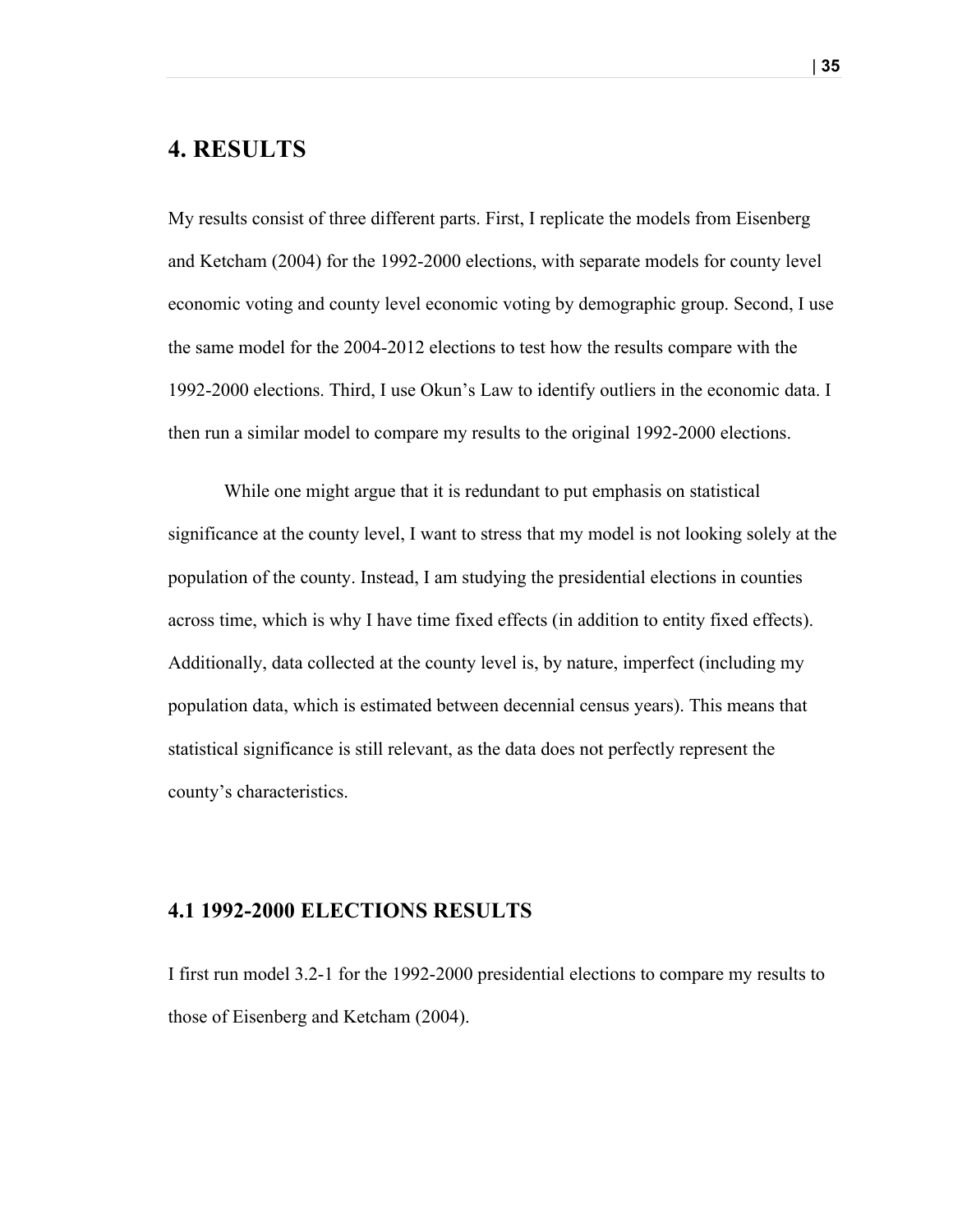# 4. RESULTS

My results consist of three different parts. First, I replicate the models from Eisenberg and Ketcham (2004) for the 1992-2000 elections, with separate models for county level economic voting and county level economic voting by demographic group. Second, I use the same model for the 2004-2012 elections to test how the results compare with the 1992-2000 elections. Third, I use Okun's Law to identify outliers in the economic data. I then run a similar model to compare my results to the original 1992-2000 elections.

While one might argue that it is redundant to put emphasis on statistical significance at the county level, I want to stress that my model is not looking solely at the population of the county. Instead, I am studying the presidential elections in counties across time, which is why I have time fixed effects (in addition to entity fixed effects). Additionally, data collected at the county level is, by nature, imperfect (including my population data, which is estimated between decennial census years). This means that statistical significance is still relevant, as the data does not perfectly represent the county's characteristics.

## 4.1 1992-2000 ELECTIONS RESULTS

I first run model 3.2-1 for the 1992-2000 presidential elections to compare my results to those of Eisenberg and Ketcham (2004).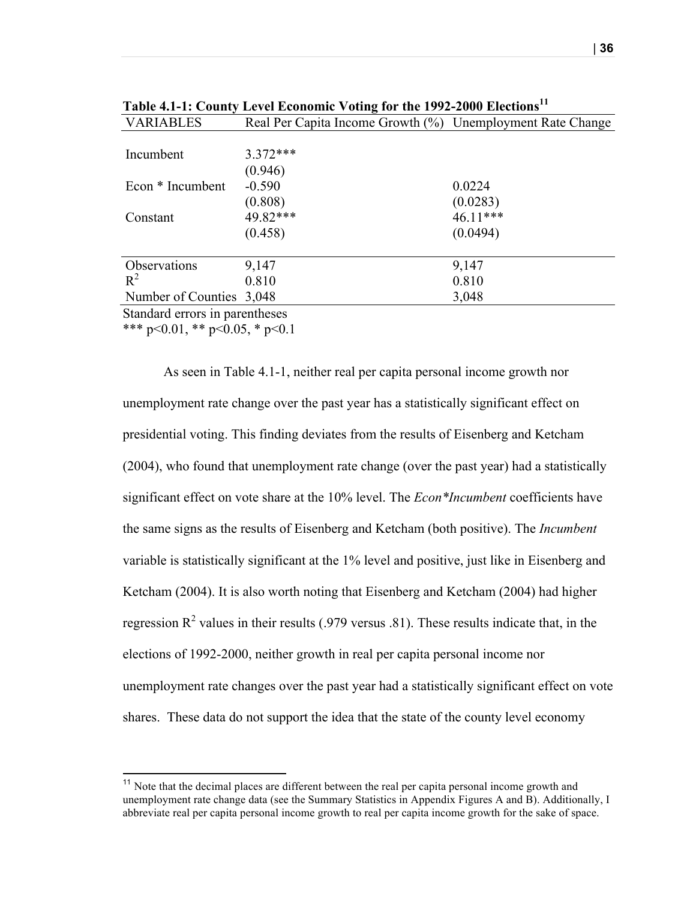**Table 4.1-1: County Level Economic Voting for the 1992-2000 Elections**[11]

| VARIABLES | Real Per Capita Income Growth (%) | Unemployment Rate Change |
|---|---|---|
| Incumbent | 3.372*** | |
| | (0.946) | |
| Econ * Incumbent | -0.590 | 0.0224 |
| | (0.808) | (0.0283) |
| Constant | 49.82*** | 46.11*** |
| | (0.458) | (0.0494) |
| Observations | 9,147 | 9,147 |
| $R^2$ | 0.810 | 0.810 |
| Number of Counties | 3,048 | 3,048 |

Standard errors in parentheses
*** p<0.01, ** p<0.05, * p<0.1

As seen in Table 4.1-1, neither real per capita personal income growth nor unemployment rate change over the past year has a statistically significant effect on presidential voting. This finding deviates from the results of Eisenberg and Ketcham (2004), who found that unemployment rate change (over the past year) had a statistically significant effect on vote share at the 10% level. The *Econ*Incumbent* coefficients have the same signs as the results of Eisenberg and Ketcham (both positive). The *Incumbent* variable is statistically significant at the 1% level and positive, just like in Eisenberg and Ketcham (2004). It is also worth noting that Eisenberg and Ketcham (2004) had higher regression $R^2$ values in their results (.979 versus .81). These results indicate that, in the elections of 1992-2000, neither growth in real per capita personal income nor unemployment rate changes over the past year had a statistically significant effect on vote shares. These data do not support the idea that the state of the county level economy

[11] Note that the decimal places are different between the real per capita personal income growth and unemployment rate change data (see the Summary Statistics in Appendix Figures A and B). Additionally, I abbreviate real per capita personal income growth to real per capita income growth for the sake of space.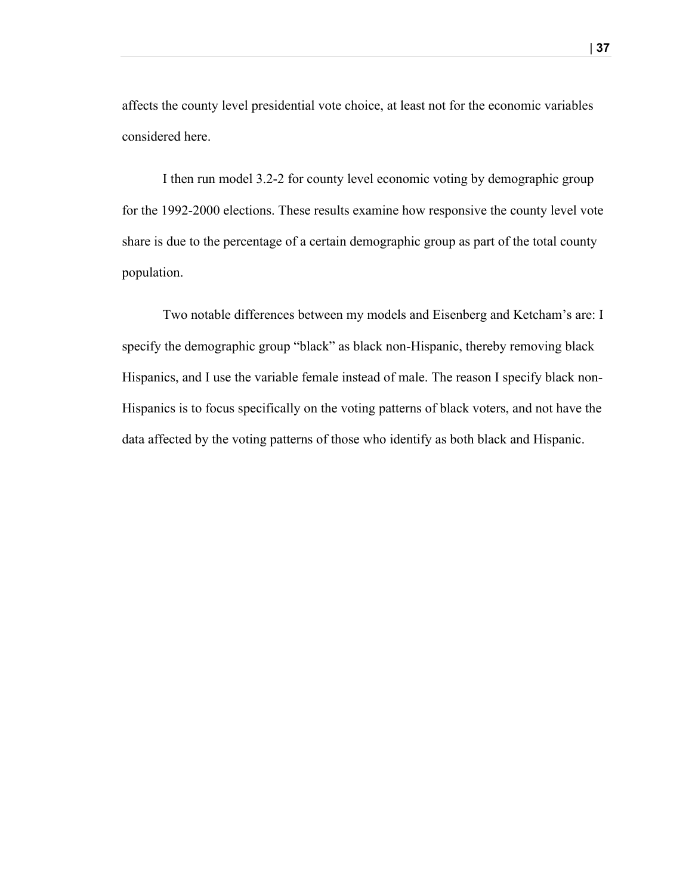affects the county level presidential vote choice, at least not for the economic variables considered here.

I then run model 3.2-2 for county level economic voting by demographic group for the 1992-2000 elections. These results examine how responsive the county level vote share is due to the percentage of a certain demographic group as part of the total county population.

Two notable differences between my models and Eisenberg and Ketcham's are: I specify the demographic group "black" as black non-Hispanic, thereby removing black Hispanics, and I use the variable female instead of male. The reason I specify black non-Hispanics is to focus specifically on the voting patterns of black voters, and not have the data affected by the voting patterns of those who identify as both black and Hispanic.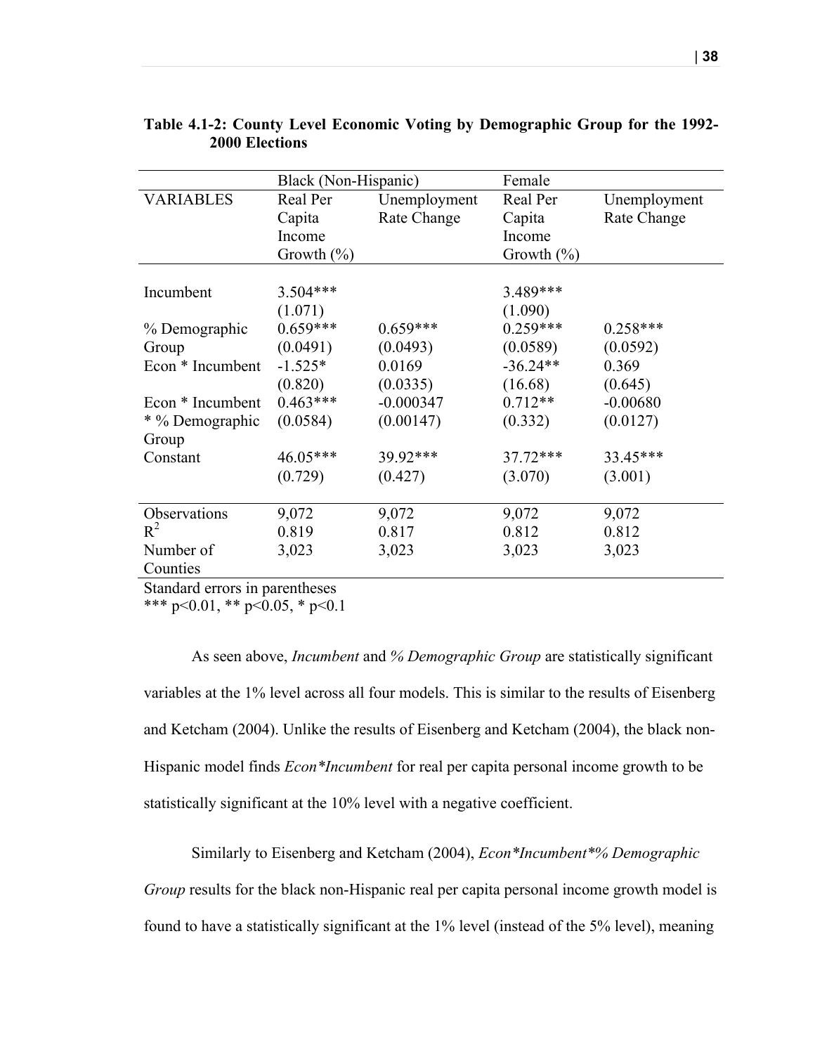**Table 4.1-2: County Level Economic Voting by Demographic Group for the 1992-2000 Elections**

| | Black (Non-Hispanic) | | Female | |
|---|---|---|---|---|
| VARIABLES | Real Per Capita Income Growth (%) | Unemployment Rate Change | Real Per Capita Income Growth (%) | Unemployment Rate Change |
| Incumbent | 3.504*** | | 3.489*** | |
| | (1.071) | | (1.090) | |
| % Demographic Group | 0.659*** | 0.659*** | 0.259*** | 0.258*** |
| | (0.0491) | (0.0493) | (0.0589) | (0.0592) |
| Econ * Incumbent | -1.525* | 0.0169 | -36.24** | 0.369 |
| | (0.820) | (0.0335) | (16.68) | (0.645) |
| Econ * Incumbent * % Demographic Group | 0.463*** | -0.000347 | 0.712** | -0.00680 |
| | (0.0584) | (0.00147) | (0.332) | (0.0127) |
| Constant | 46.05*** | 39.92*** | 37.72*** | 33.45*** |
| | (0.729) | (0.427) | (3.070) | (3.001) |
| Observations | 9,072 | 9,072 | 9,072 | 9,072 |
| $R^2$ | 0.819 | 0.817 | 0.812 | 0.812 |
| Number of Counties | 3,023 | 3,023 | 3,023 | 3,023 |

Standard errors in parentheses
*** $p<0.01$, ** $p<0.05$, * $p<0.1$

As seen above, *Incumbent* and *% Demographic Group* are statistically significant variables at the 1% level across all four models. This is similar to the results of Eisenberg and Ketcham (2004). Unlike the results of Eisenberg and Ketcham (2004), the black non-Hispanic model finds *Econ*Incumbent* for real per capita personal income growth to be statistically significant at the 10% level with a negative coefficient.

Similarly to Eisenberg and Ketcham (2004), *Econ*Incumbent*% Demographic Group* results for the black non-Hispanic real per capita personal income growth model is found to have a statistically significant at the 1% level (instead of the 5% level), meaning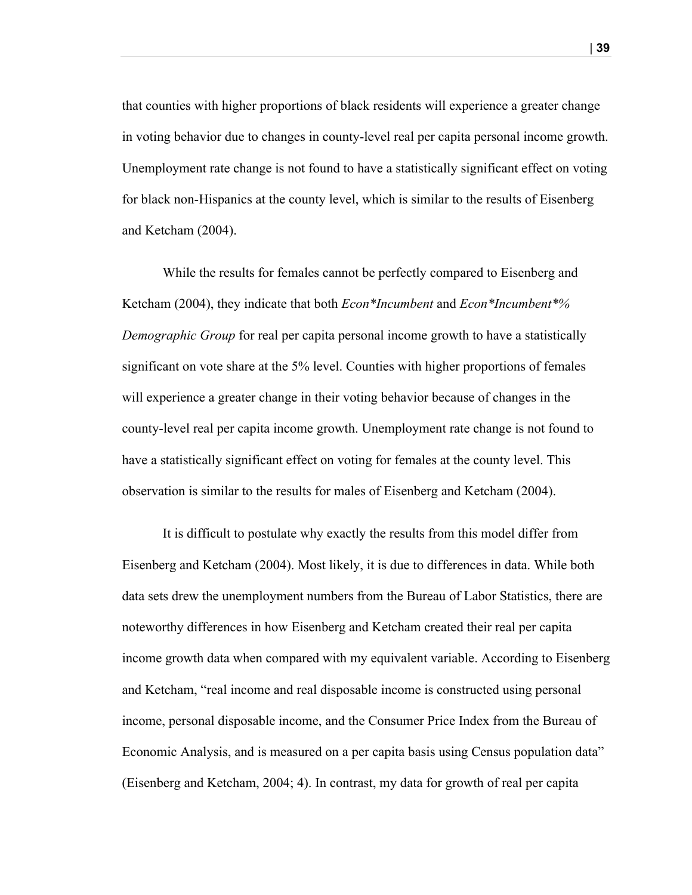that counties with higher proportions of black residents will experience a greater change in voting behavior due to changes in county-level real per capita personal income growth. Unemployment rate change is not found to have a statistically significant effect on voting for black non-Hispanics at the county level, which is similar to the results of Eisenberg and Ketcham (2004).

While the results for females cannot be perfectly compared to Eisenberg and Ketcham (2004), they indicate that both *Econ*Incumbent* and *Econ*Incumbent*% Demographic Group* for real per capita personal income growth to have a statistically significant on vote share at the 5% level. Counties with higher proportions of females will experience a greater change in their voting behavior because of changes in the county-level real per capita income growth. Unemployment rate change is not found to have a statistically significant effect on voting for females at the county level. This observation is similar to the results for males of Eisenberg and Ketcham (2004).

It is difficult to postulate why exactly the results from this model differ from Eisenberg and Ketcham (2004). Most likely, it is due to differences in data. While both data sets drew the unemployment numbers from the Bureau of Labor Statistics, there are noteworthy differences in how Eisenberg and Ketcham created their real per capita income growth data when compared with my equivalent variable. According to Eisenberg and Ketcham, "real income and real disposable income is constructed using personal income, personal disposable income, and the Consumer Price Index from the Bureau of Economic Analysis, and is measured on a per capita basis using Census population data" (Eisenberg and Ketcham, 2004; 4). In contrast, my data for growth of real per capita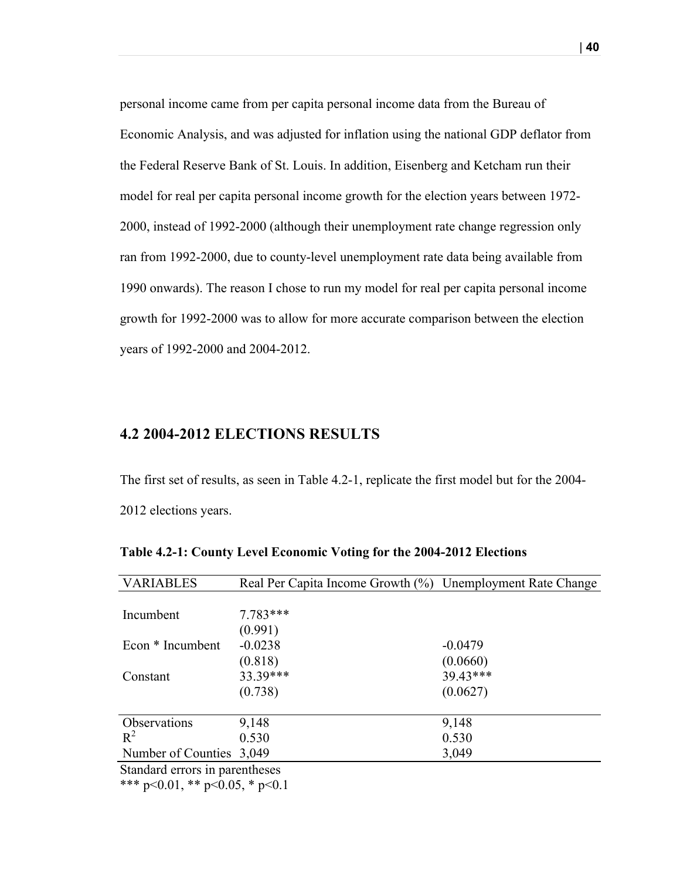personal income came from per capita personal income data from the Bureau of Economic Analysis, and was adjusted for inflation using the national GDP deflator from the Federal Reserve Bank of St. Louis. In addition, Eisenberg and Ketcham run their model for real per capita personal income growth for the election years between 1972-2000, instead of 1992-2000 (although their unemployment rate change regression only ran from 1992-2000, due to county-level unemployment rate data being available from 1990 onwards). The reason I chose to run my model for real per capita personal income growth for 1992-2000 was to allow for more accurate comparison between the election years of 1992-2000 and 2004-2012.

## 4.2 2004-2012 ELECTIONS RESULTS

The first set of results, as seen in Table 4.2-1, replicate the first model but for the 2004-2012 elections years.

**Table 4.2-1: County Level Economic Voting for the 2004-2012 Elections**

| VARIABLES | Real Per Capita Income Growth (%) | Unemployment Rate Change |
|---|---|---|
| Incumbent | 7.783*** | |
| | (0.991) | |
| Econ * Incumbent | -0.0238 | -0.0479 |
| | (0.818) | (0.0660) |
| Constant | 33.39*** | 39.43*** |
| | (0.738) | (0.0627) |
| Observations | 9,148 | 9,148 |
| $R^2$ | 0.530 | 0.530 |
| Number of Counties | 3,049 | 3,049 |

Standard errors in parentheses

*** p<0.01, ** p<0.05, * p<0.1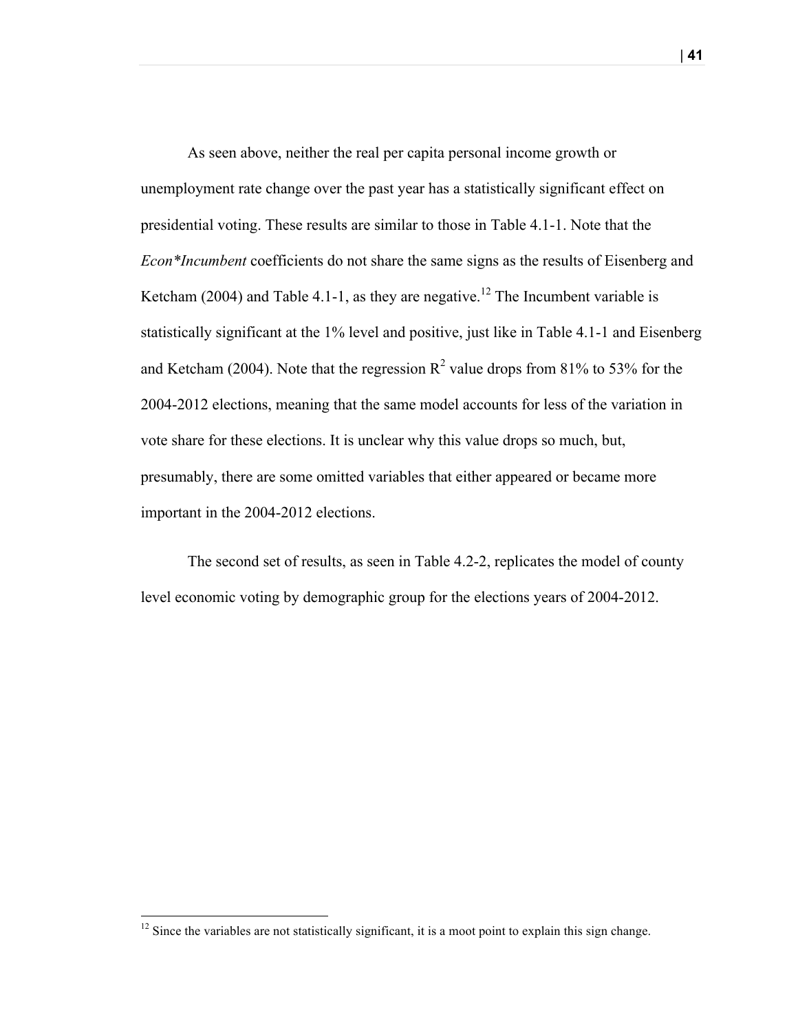As seen above, neither the real per capita personal income growth or unemployment rate change over the past year has a statistically significant effect on presidential voting. These results are similar to those in Table 4.1-1. Note that the *Econ*Incumbent* coefficients do not share the same signs as the results of Eisenberg and Ketcham (2004) and Table 4.1-1, as they are negative.[12] The Incumbent variable is statistically significant at the 1% level and positive, just like in Table 4.1-1 and Eisenberg and Ketcham (2004). Note that the regression $R^2$ value drops from 81% to 53% for the 2004-2012 elections, meaning that the same model accounts for less of the variation in vote share for these elections. It is unclear why this value drops so much, but, presumably, there are some omitted variables that either appeared or became more important in the 2004-2012 elections.

The second set of results, as seen in Table 4.2-2, replicates the model of county level economic voting by demographic group for the elections years of 2004-2012.

[12] Since the variables are not statistically significant, it is a moot point to explain this sign change.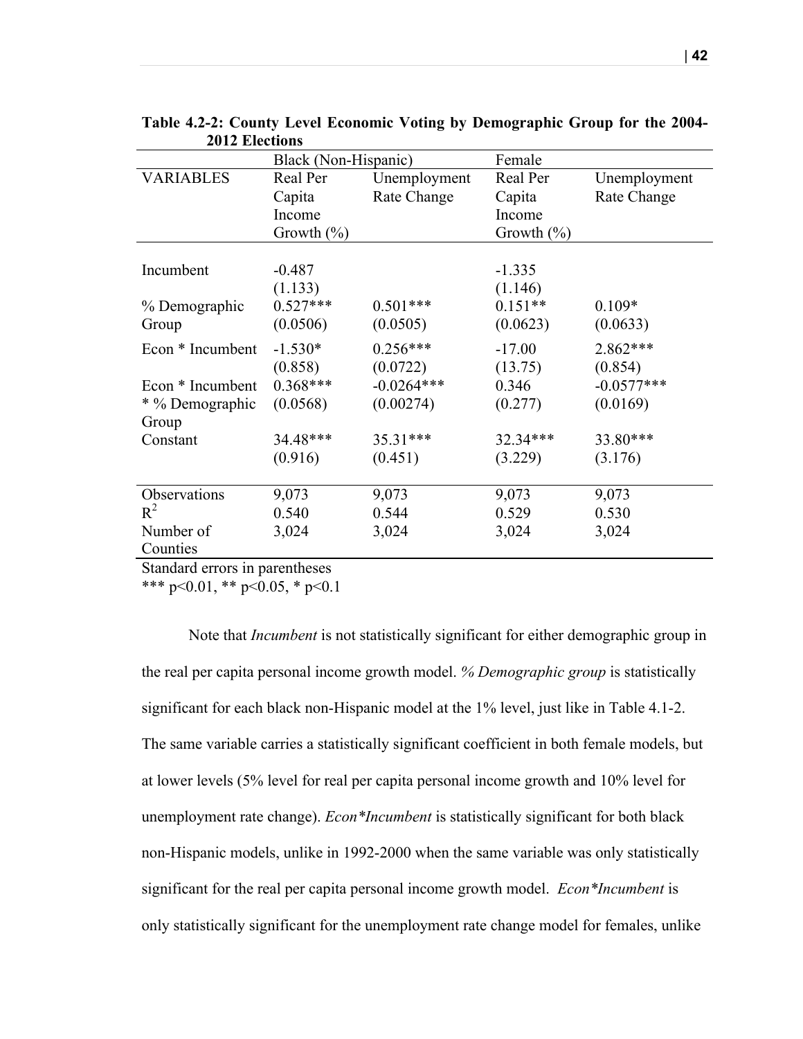**Table 4.2-2: County Level Economic Voting by Demographic Group for the 2004-2012 Elections**

| | Black (Non-Hispanic) | | Female | |
|---|---|---|---|---|
| VARIABLES | Real Per Capita Income Growth (%) | Unemployment Rate Change | Real Per Capita Income Growth (%) | Unemployment Rate Change |
| Incumbent | -0.487 | | -1.335 | |
| | (1.133) | | (1.146) | |
| % Demographic Group | 0.527*** | 0.501*** | 0.151** | 0.109* |
| | (0.0506) | (0.0505) | (0.0623) | (0.0633) |
| Econ * Incumbent | -1.530* | 0.256*** | -17.00 | 2.862*** |
| | (0.858) | (0.0722) | (13.75) | (0.854) |
| Econ * Incumbent * % Demographic Group | 0.368*** | -0.0264*** | 0.346 | -0.0577*** |
| | (0.0568) | (0.00274) | (0.277) | (0.0169) |
| Constant | 34.48*** | 35.31*** | 32.34*** | 33.80*** |
| | (0.916) | (0.451) | (3.229) | (3.176) |
| Observations | 9,073 | 9,073 | 9,073 | 9,073 |
| $R^2$ | 0.540 | 0.544 | 0.529 | 0.530 |
| Number of Counties | 3,024 | 3,024 | 3,024 | 3,024 |

Standard errors in parentheses

*** p<0.01, ** p<0.05, * p<0.1

Note that *Incumbent* is not statistically significant for either demographic group in the real per capita personal income growth model. *% Demographic group* is statistically significant for each black non-Hispanic model at the 1% level, just like in Table 4.1-2. The same variable carries a statistically significant coefficient in both female models, but at lower levels (5% level for real per capita personal income growth and 10% level for unemployment rate change). *Econ*Incumbent* is statistically significant for both black non-Hispanic models, unlike in 1992-2000 when the same variable was only statistically significant for the real per capita personal income growth model. *Econ*Incumbent* is only statistically significant for the unemployment rate change model for females, unlike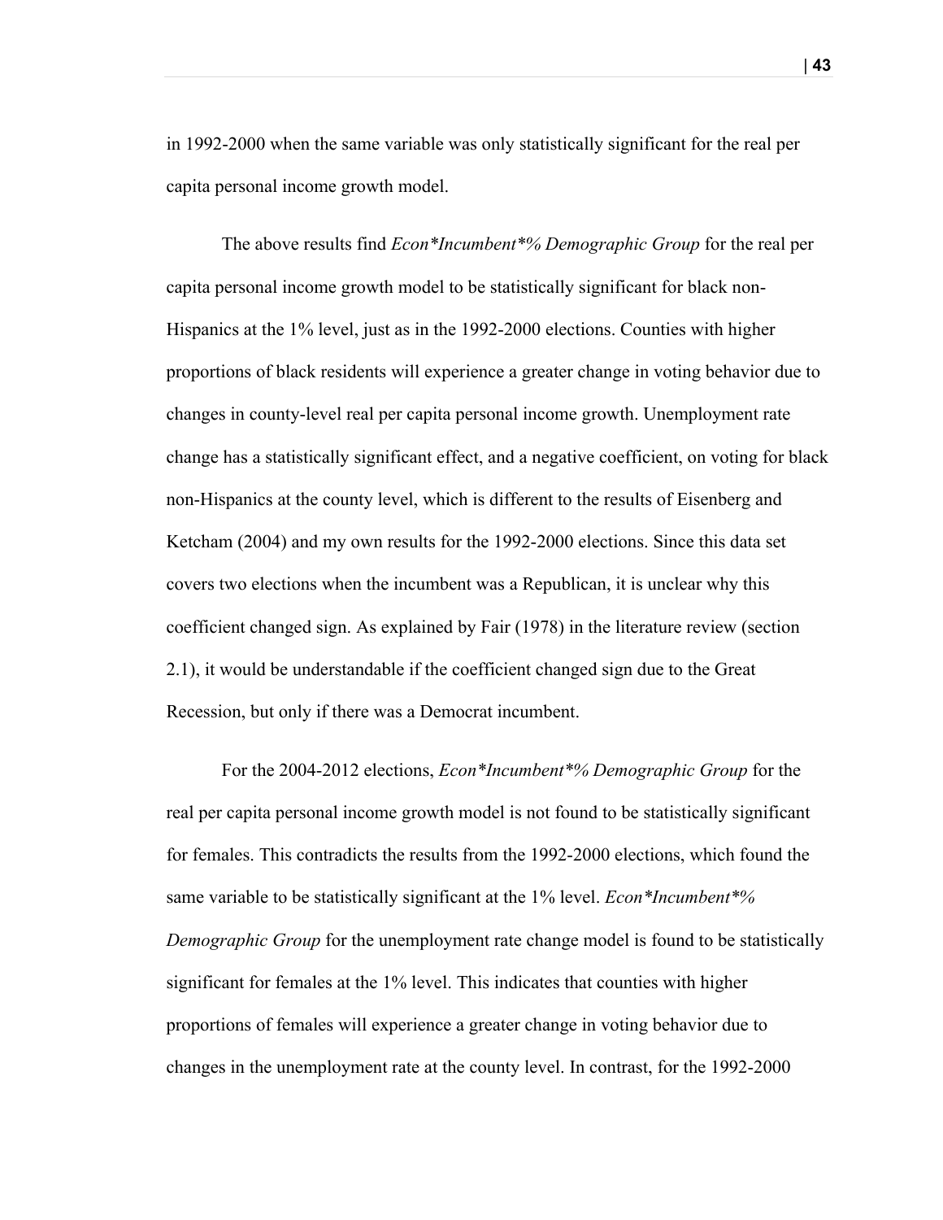in 1992-2000 when the same variable was only statistically significant for the real per capita personal income growth model.

The above results find *Econ*Incumbent*% Demographic Group* for the real per capita personal income growth model to be statistically significant for black non-Hispanics at the 1% level, just as in the 1992-2000 elections. Counties with higher proportions of black residents will experience a greater change in voting behavior due to changes in county-level real per capita personal income growth. Unemployment rate change has a statistically significant effect, and a negative coefficient, on voting for black non-Hispanics at the county level, which is different to the results of Eisenberg and Ketcham (2004) and my own results for the 1992-2000 elections. Since this data set covers two elections when the incumbent was a Republican, it is unclear why this coefficient changed sign. As explained by Fair (1978) in the literature review (section 2.1), it would be understandable if the coefficient changed sign due to the Great Recession, but only if there was a Democrat incumbent.

For the 2004-2012 elections, *Econ*Incumbent*% Demographic Group* for the real per capita personal income growth model is not found to be statistically significant for females. This contradicts the results from the 1992-2000 elections, which found the same variable to be statistically significant at the 1% level. *Econ*Incumbent*% Demographic Group* for the unemployment rate change model is found to be statistically significant for females at the 1% level. This indicates that counties with higher proportions of females will experience a greater change in voting behavior due to changes in the unemployment rate at the county level. In contrast, for the 1992-2000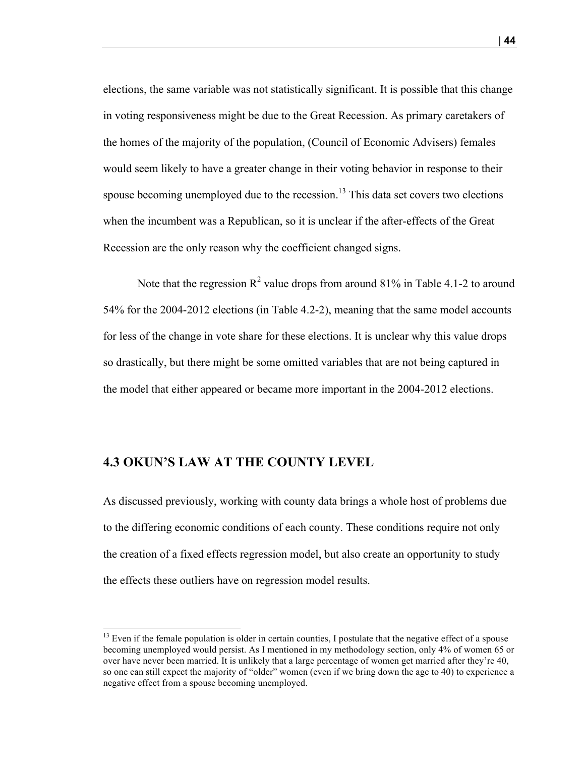elections, the same variable was not statistically significant. It is possible that this change in voting responsiveness might be due to the Great Recession. As primary caretakers of the homes of the majority of the population, (Council of Economic Advisers) females would seem likely to have a greater change in their voting behavior in response to their spouse becoming unemployed due to the recession.[13] This data set covers two elections when the incumbent was a Republican, so it is unclear if the after-effects of the Great Recession are the only reason why the coefficient changed signs.

Note that the regression $R^2$ value drops from around 81% in Table 4.1-2 to around 54% for the 2004-2012 elections (in Table 4.2-2), meaning that the same model accounts for less of the change in vote share for these elections. It is unclear why this value drops so drastically, but there might be some omitted variables that are not being captured in the model that either appeared or became more important in the 2004-2012 elections.

## 4.3 OKUN'S LAW AT THE COUNTY LEVEL

As discussed previously, working with county data brings a whole host of problems due to the differing economic conditions of each county. These conditions require not only the creation of a fixed effects regression model, but also create an opportunity to study the effects these outliers have on regression model results.

---

[13] Even if the female population is older in certain counties, I postulate that the negative effect of a spouse becoming unemployed would persist. As I mentioned in my methodology section, only 4% of women 65 or over have never been married. It is unlikely that a large percentage of women get married after they're 40, so one can still expect the majority of "older" women (even if we bring down the age to 40) to experience a negative effect from a spouse becoming unemployed.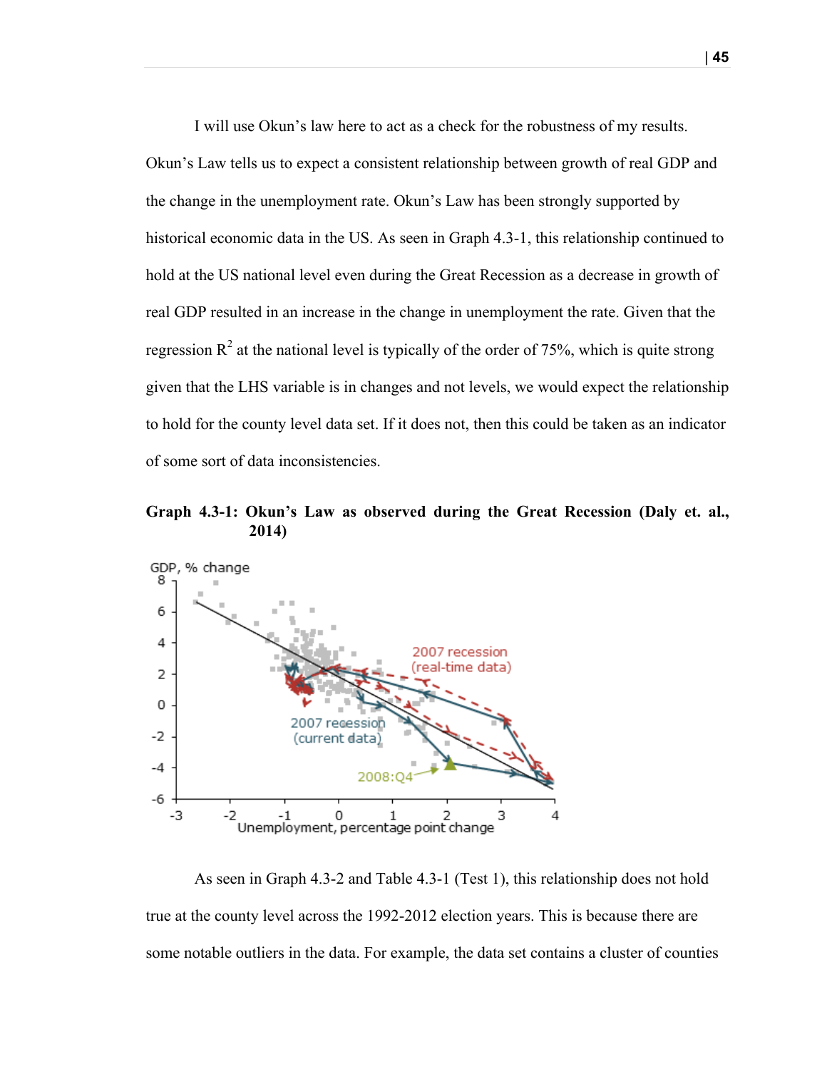I will use Okun's law here to act as a check for the robustness of my results. Okun's Law tells us to expect a consistent relationship between growth of real GDP and the change in the unemployment rate. Okun's Law has been strongly supported by historical economic data in the US. As seen in Graph 4.3-1, this relationship continued to hold at the US national level even during the Great Recession as a decrease in growth of real GDP resulted in an increase in the change in unemployment the rate. Given that the regression $R^2$ at the national level is typically of the order of 75%, which is quite strong given that the LHS variable is in changes and not levels, we would expect the relationship to hold for the county level data set. If it does not, then this could be taken as an indicator of some sort of data inconsistencies.

**Graph 4.3-1: Okun's Law as observed during the Great Recession (Daly et. al., 2014)**

As seen in Graph 4.3-2 and Table 4.3-1 (Test 1), this relationship does not hold true at the county level across the 1992-2012 election years. This is because there are some notable outliers in the data. For example, the data set contains a cluster of counties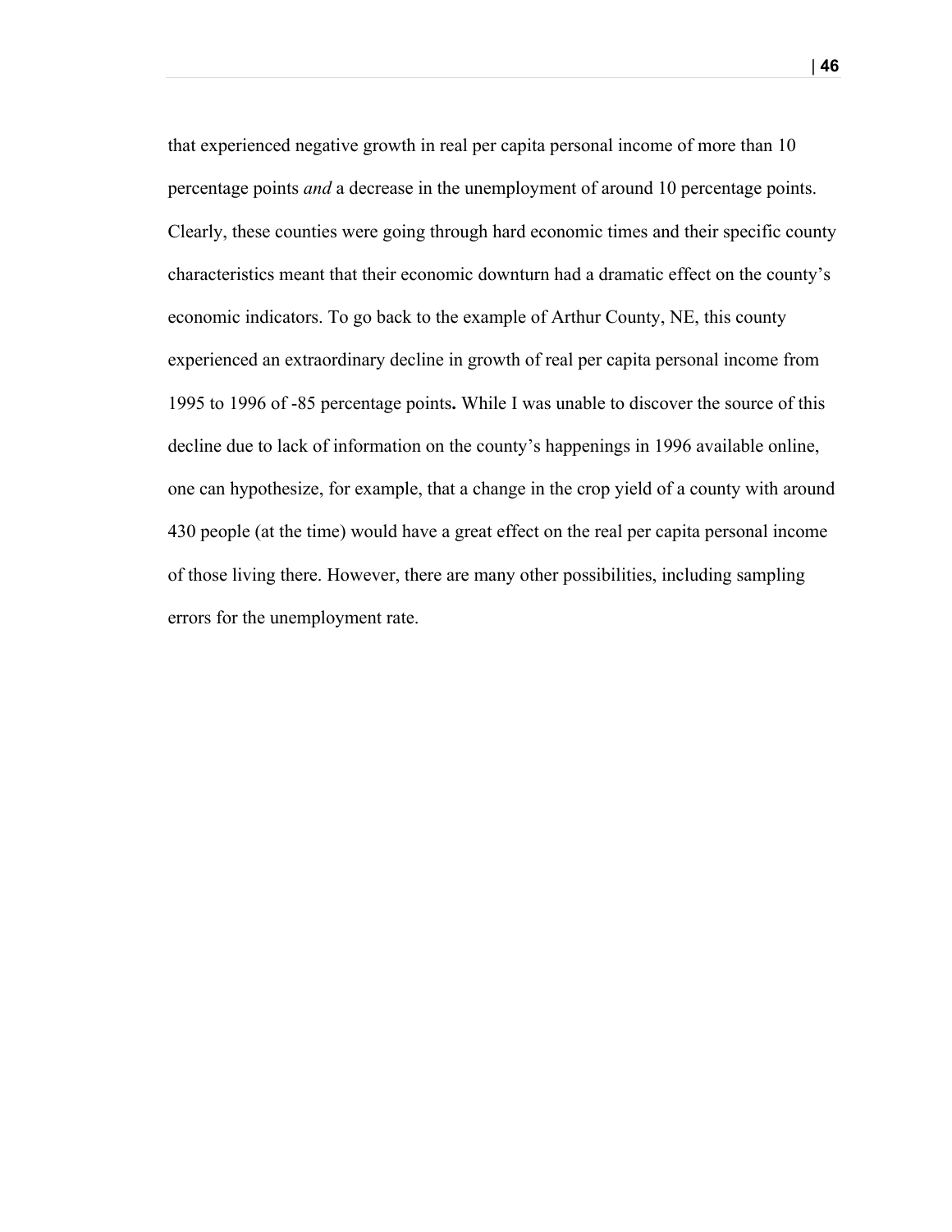that experienced negative growth in real per capita personal income of more than 10 percentage points *and* a decrease in the unemployment of around 10 percentage points. Clearly, these counties were going through hard economic times and their specific county characteristics meant that their economic downturn had a dramatic effect on the county's economic indicators. To go back to the example of Arthur County, NE, this county experienced an extraordinary decline in growth of real per capita personal income from 1995 to 1996 of -85 percentage points**.** While I was unable to discover the source of this decline due to lack of information on the county's happenings in 1996 available online, one can hypothesize, for example, that a change in the crop yield of a county with around 430 people (at the time) would have a great effect on the real per capita personal income of those living there. However, there are many other possibilities, including sampling errors for the unemployment rate.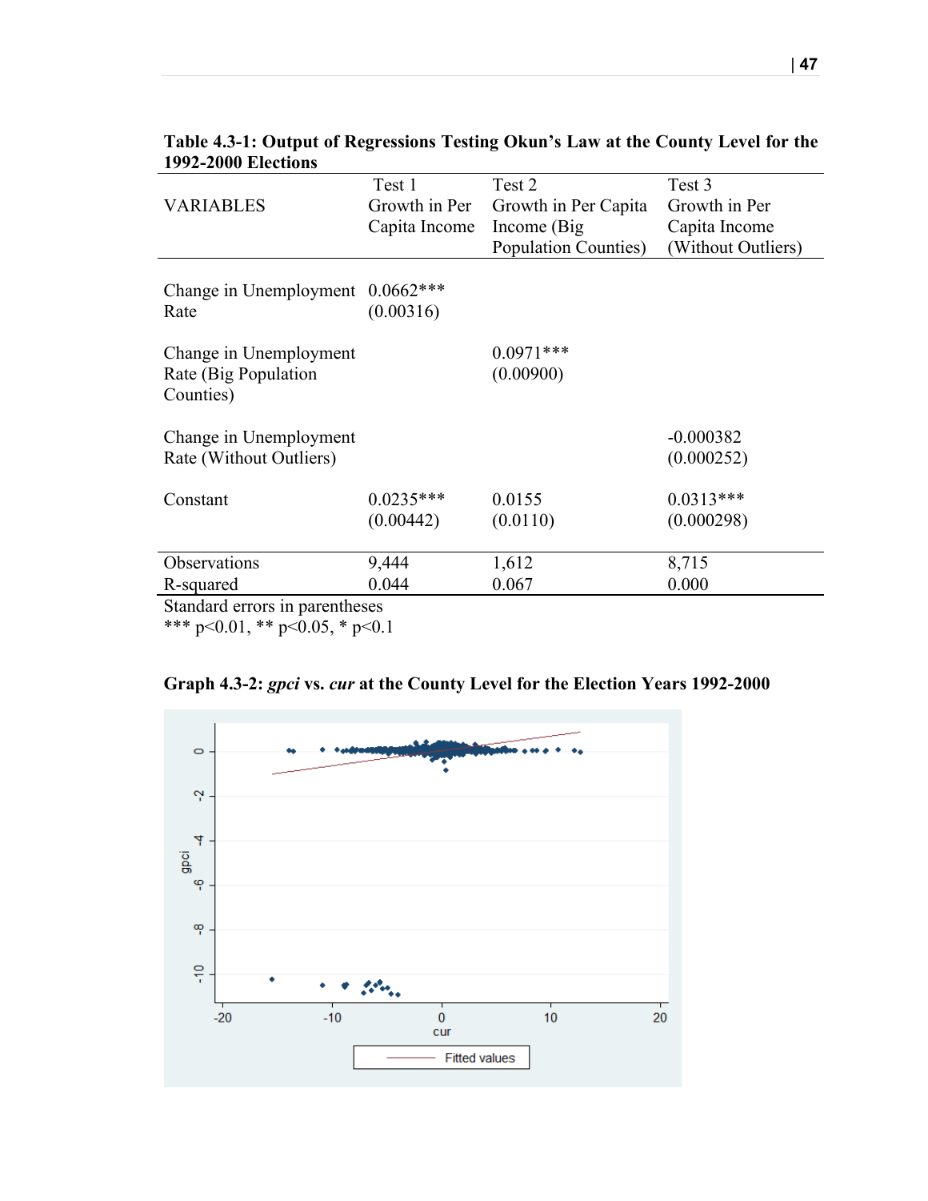**Table 4.3-1: Output of Regressions Testing Okun's Law at the County Level for the 1992-2000 Elections**

| VARIABLES | Test 1 Growth in Per Capita Income | Test 2 Growth in Per Capita Income (Big Population Counties) | Test 3 Growth in Per Capita Income (Without Outliers) |
|---|---|---|---|
| Change in Unemployment Rate | 0.0662*** | | |
| | (0.00316) | | |
| Change in Unemployment Rate (Big Population Counties) | | 0.0971*** | |
| | | (0.00900) | |
| Change in Unemployment Rate (Without Outliers) | | | -0.000382 |
| | | | (0.000252) |
| Constant | 0.0235*** | 0.0155 | 0.0313*** |
| | (0.00442) | (0.0110) | (0.000298) |
| Observations | 9,444 | 1,612 | 8,715 |
| R-squared | 0.044 | 0.067 | 0.000 |

Standard errors in parentheses
*** p<0.01, ** p<0.05, * p<0.1

**Graph 4.3-2: *gpci* vs. *cur* at the County Level for the Election Years 1992-2000**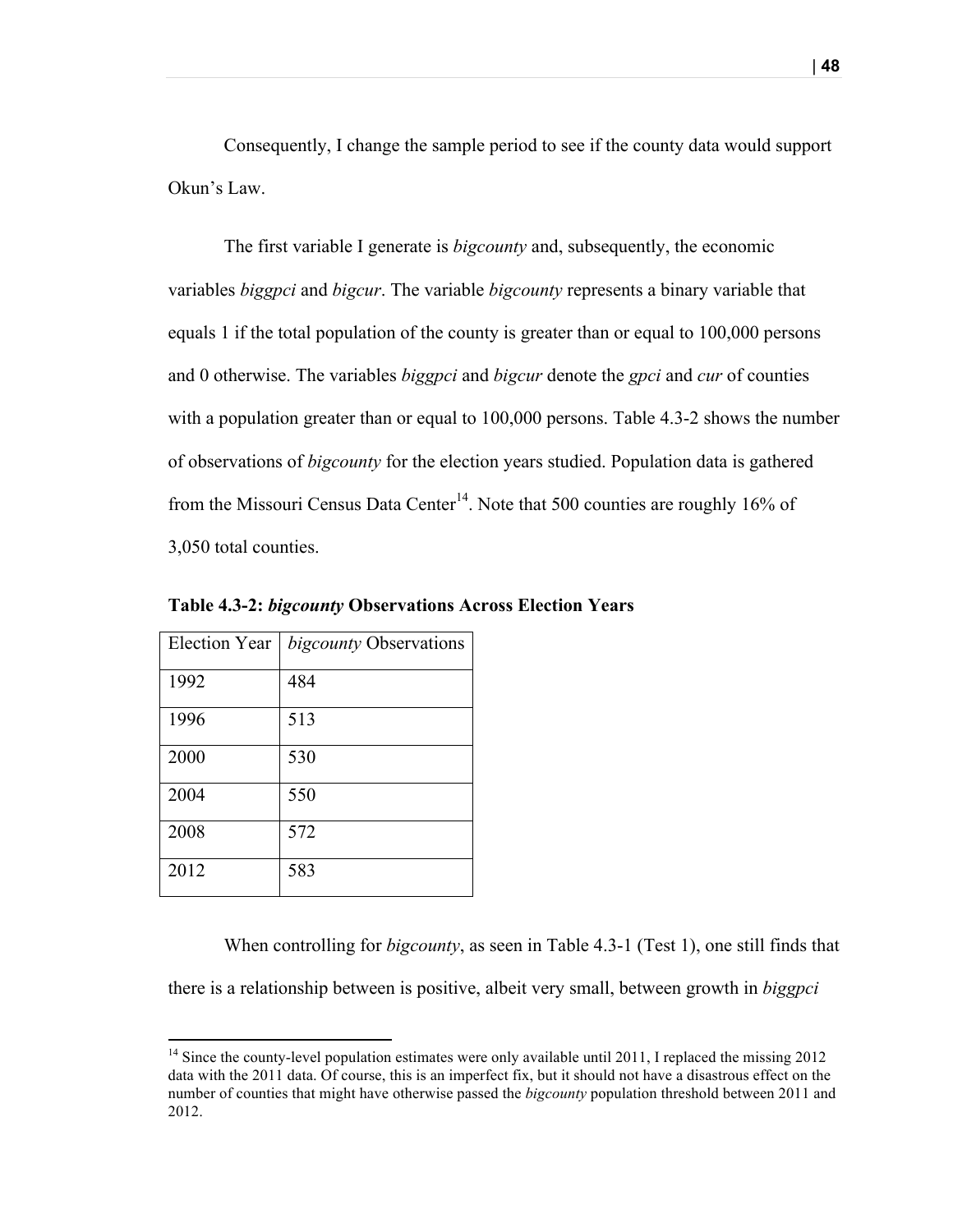Consequently, I change the sample period to see if the county data would support Okun's Law.

The first variable I generate is *bigcounty* and, subsequently, the economic variables *biggpci* and *bigcur*. The variable *bigcounty* represents a binary variable that equals 1 if the total population of the county is greater than or equal to 100,000 persons and 0 otherwise. The variables *biggpci* and *bigcur* denote the *gpci* and *cur* of counties with a population greater than or equal to 100,000 persons. Table 4.3-2 shows the number of observations of *bigcounty* for the election years studied. Population data is gathered from the Missouri Census Data Center[14]. Note that 500 counties are roughly 16% of 3,050 total counties.

**Table 4.3-2: *bigcounty* Observations Across Election Years**

| Election Year | *bigcounty* Observations |
|---|---|
| 1992 | 484 |
| 1996 | 513 |
| 2000 | 530 |
| 2004 | 550 |
| 2008 | 572 |
| 2012 | 583 |

When controlling for *bigcounty*, as seen in Table 4.3-1 (Test 1), one still finds that there is a relationship between is positive, albeit very small, between growth in *biggpci*

[14] Since the county-level population estimates were only available until 2011, I replaced the missing 2012 data with the 2011 data. Of course, this is an imperfect fix, but it should not have a disastrous effect on the number of counties that might have otherwise passed the *bigcounty* population threshold between 2011 and 2012.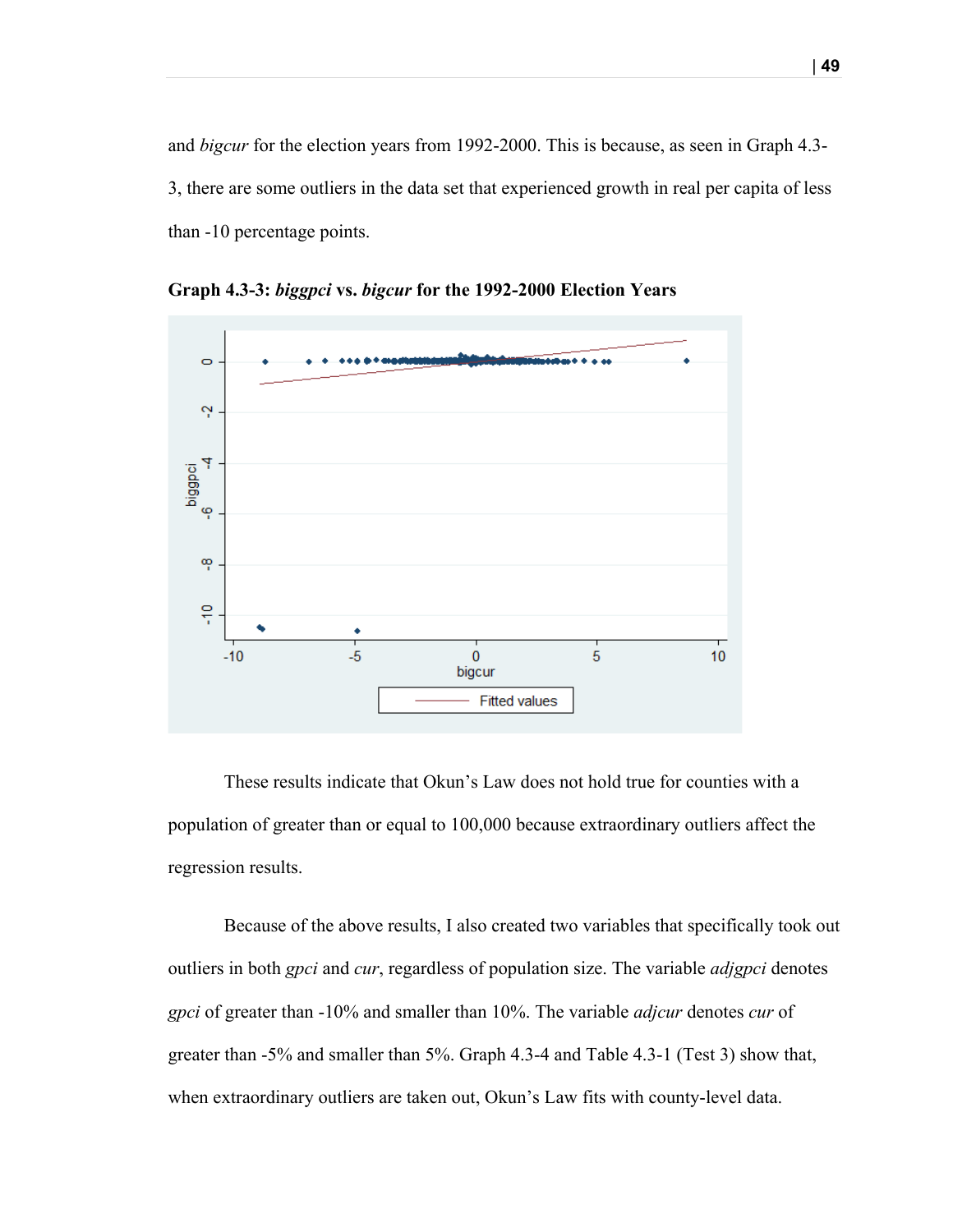and *bigcur* for the election years from 1992-2000. This is because, as seen in Graph 4.3-3, there are some outliers in the data set that experienced growth in real per capita of less than -10 percentage points.

**Graph 4.3-3: *biggpci* vs. *bigcur* for the 1992-2000 Election Years**

These results indicate that Okun's Law does not hold true for counties with a population of greater than or equal to 100,000 because extraordinary outliers affect the regression results.

Because of the above results, I also created two variables that specifically took out outliers in both *gpci* and *cur*, regardless of population size. The variable *adjgpci* denotes *gpci* of greater than -10% and smaller than 10%. The variable *adjcur* denotes *cur* of greater than -5% and smaller than 5%. Graph 4.3-4 and Table 4.3-1 (Test 3) show that, when extraordinary outliers are taken out, Okun's Law fits with county-level data.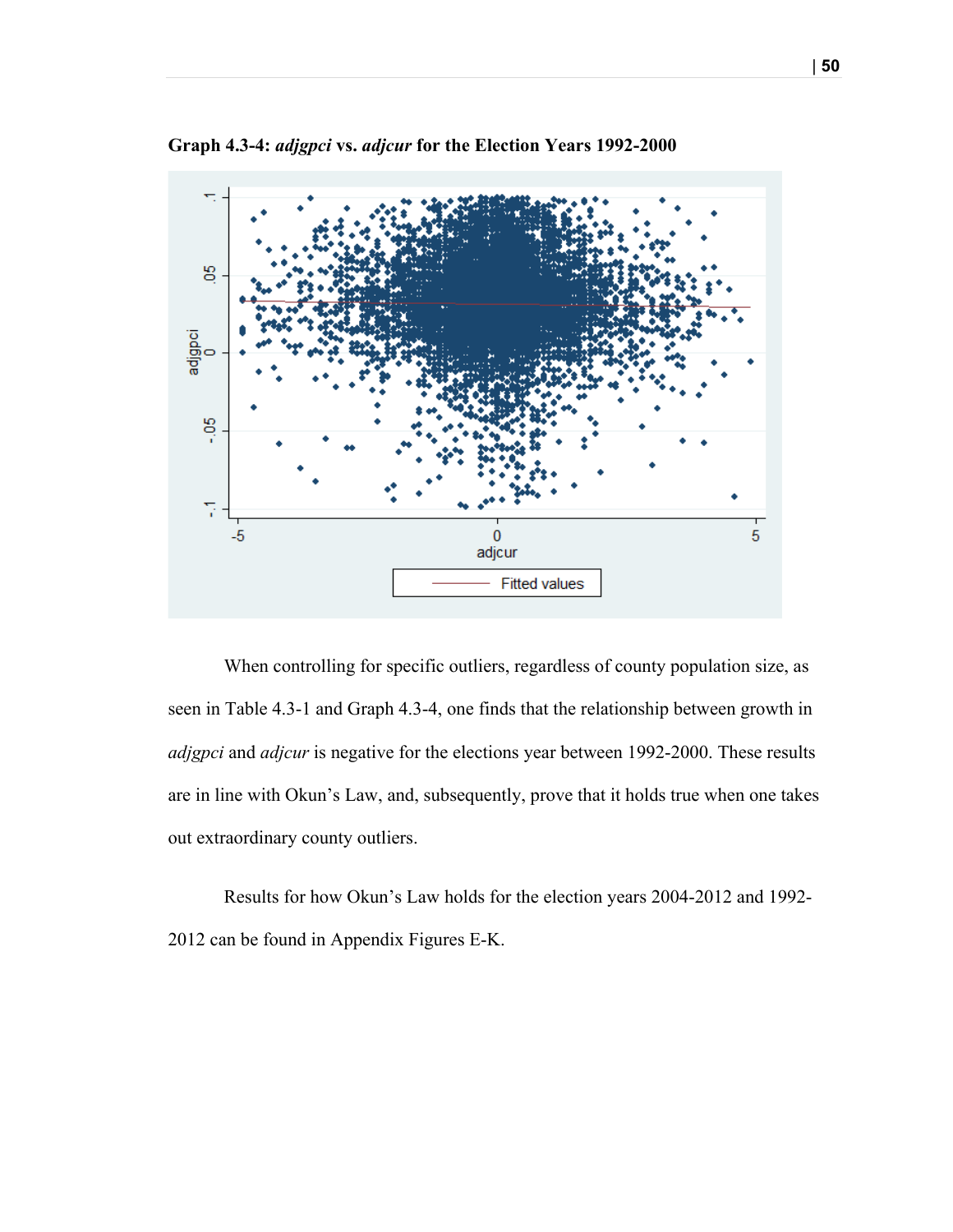**Graph 4.3-4: *adjgpci* vs. *adjcur* for the Election Years 1992-2000**

When controlling for specific outliers, regardless of county population size, as seen in Table 4.3-1 and Graph 4.3-4, one finds that the relationship between growth in *adjgpci* and *adjcur* is negative for the elections year between 1992-2000. These results are in line with Okun's Law, and, subsequently, prove that it holds true when one takes out extraordinary county outliers.

Results for how Okun's Law holds for the election years 2004-2012 and 1992-2012 can be found in Appendix Figures E-K.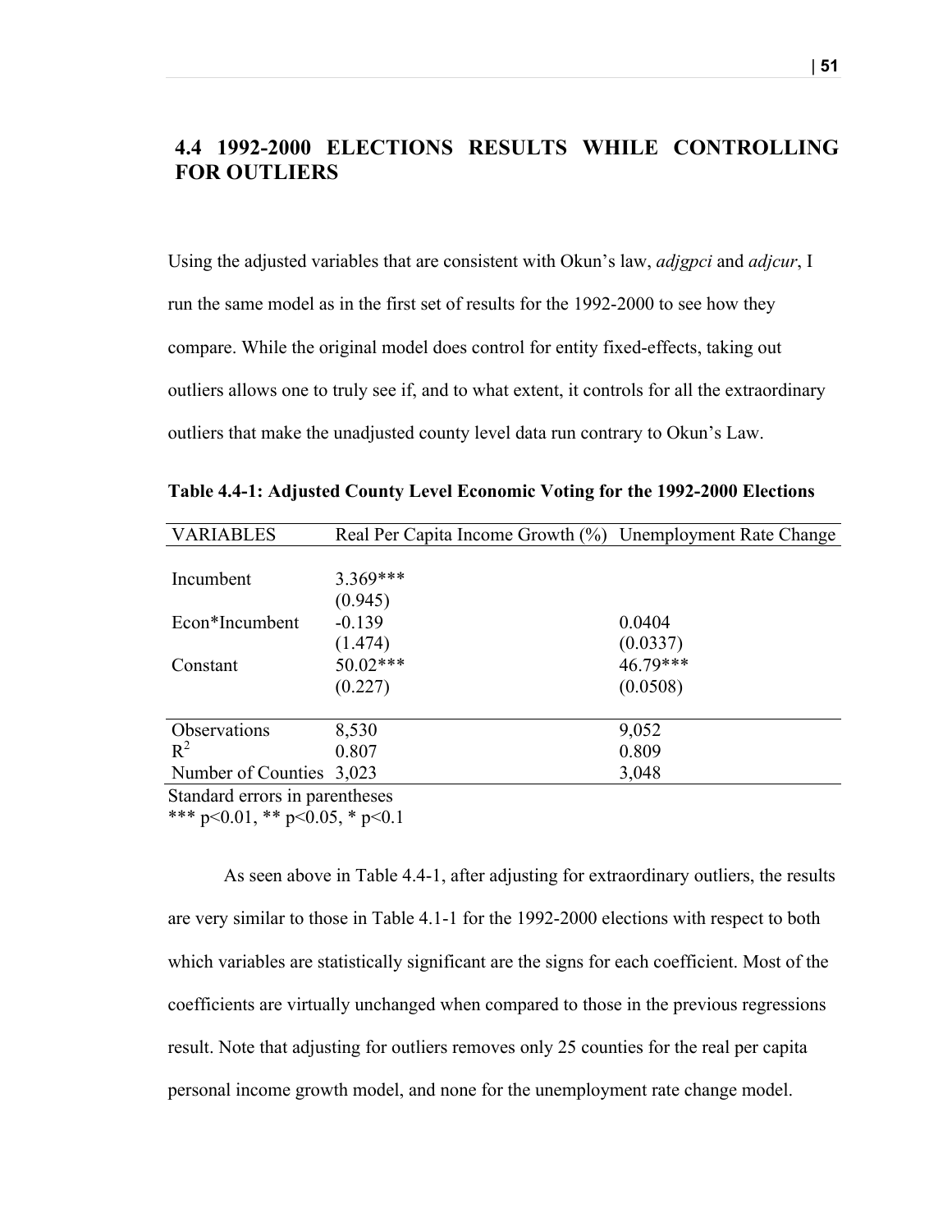## 4.4 1992-2000 ELECTIONS RESULTS WHILE CONTROLLING FOR OUTLIERS

Using the adjusted variables that are consistent with Okun's law, *adjgpci* and *adjcur*, I run the same model as in the first set of results for the 1992-2000 to see how they compare. While the original model does control for entity fixed-effects, taking out outliers allows one to truly see if, and to what extent, it controls for all the extraordinary outliers that make the unadjusted county level data run contrary to Okun's Law.

**Table 4.4-1: Adjusted County Level Economic Voting for the 1992-2000 Elections**

| VARIABLES | Real Per Capita Income Growth (%) | Unemployment Rate Change |
|---|---|---|
| Incumbent | 3.369*** | |
| | (0.945) | |
| Econ*Incumbent | -0.139 | 0.0404 |
| | (1.474) | (0.0337) |
| Constant | 50.02*** | 46.79*** |
| | (0.227) | (0.0508) |
| Observations | 8,530 | 9,052 |
| $R^2$ | 0.807 | 0.809 |
| Number of Counties | 3,023 | 3,048 |

Standard errors in parentheses
*** p<0.01, ** p<0.05, * p<0.1

As seen above in Table 4.4-1, after adjusting for extraordinary outliers, the results are very similar to those in Table 4.1-1 for the 1992-2000 elections with respect to both which variables are statistically significant are the signs for each coefficient. Most of the coefficients are virtually unchanged when compared to those in the previous regressions result. Note that adjusting for outliers removes only 25 counties for the real per capita personal income growth model, and none for the unemployment rate change model.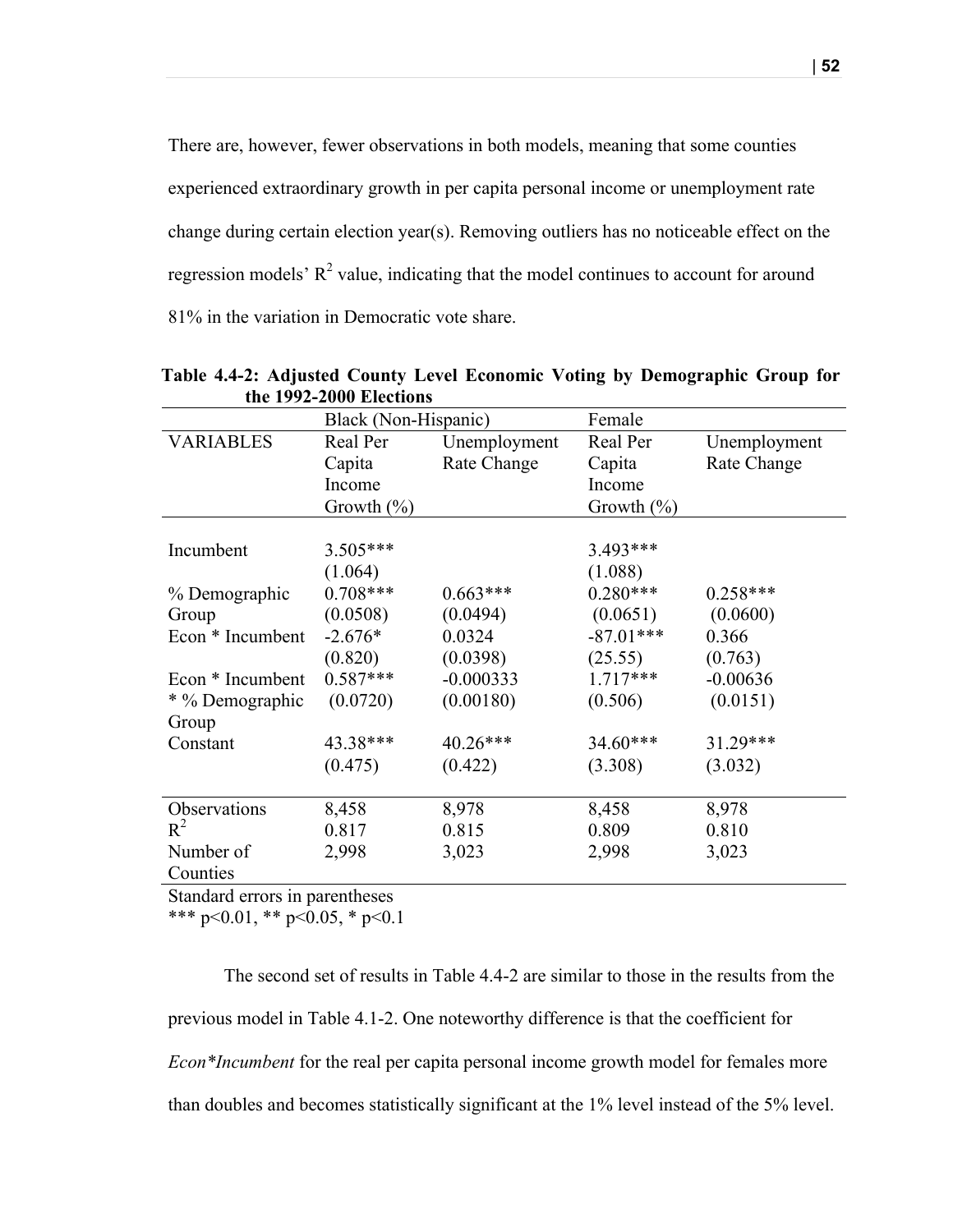There are, however, fewer observations in both models, meaning that some counties experienced extraordinary growth in per capita personal income or unemployment rate change during certain election year(s). Removing outliers has no noticeable effect on the regression models' $R^2$ value, indicating that the model continues to account for around 81% in the variation in Democratic vote share.

**Table 4.4-2: Adjusted County Level Economic Voting by Demographic Group for the 1992-2000 Elections**

| | Black (Non-Hispanic) | | Female | |
|---|---|---|---|---|
| VARIABLES | Real Per Capita Income Growth (%) | Unemployment Rate Change | Real Per Capita Income Growth (%) | Unemployment Rate Change |
| Incumbent | 3.505*** | | 3.493*** | |
| | (1.064) | | (1.088) | |
| % Demographic Group | 0.708*** | 0.663*** | 0.280*** | 0.258*** |
| | (0.0508) | (0.0494) | (0.0651) | (0.0600) |
| Econ * Incumbent | -2.676* | 0.0324 | -87.01*** | 0.366 |
| | (0.820) | (0.0398) | (25.55) | (0.763) |
| Econ * Incumbent * % Demographic Group | 0.587*** | -0.000333 | 1.717*** | -0.00636 |
| | (0.0720) | (0.00180) | (0.506) | (0.0151) |
| Constant | 43.38*** | 40.26*** | 34.60*** | 31.29*** |
| | (0.475) | (0.422) | (3.308) | (3.032) |
| Observations | 8,458 | 8,978 | 8,458 | 8,978 |
| $R^2$ | 0.817 | 0.815 | 0.809 | 0.810 |
| Number of Counties | 2,998 | 3,023 | 2,998 | 3,023 |

Standard errors in parentheses
*** p<0.01, ** p<0.05, * p<0.1

The second set of results in Table 4.4-2 are similar to those in the results from the previous model in Table 4.1-2. One noteworthy difference is that the coefficient for *Econ*Incumbent* for the real per capita personal income growth model for females more than doubles and becomes statistically significant at the 1% level instead of the 5% level.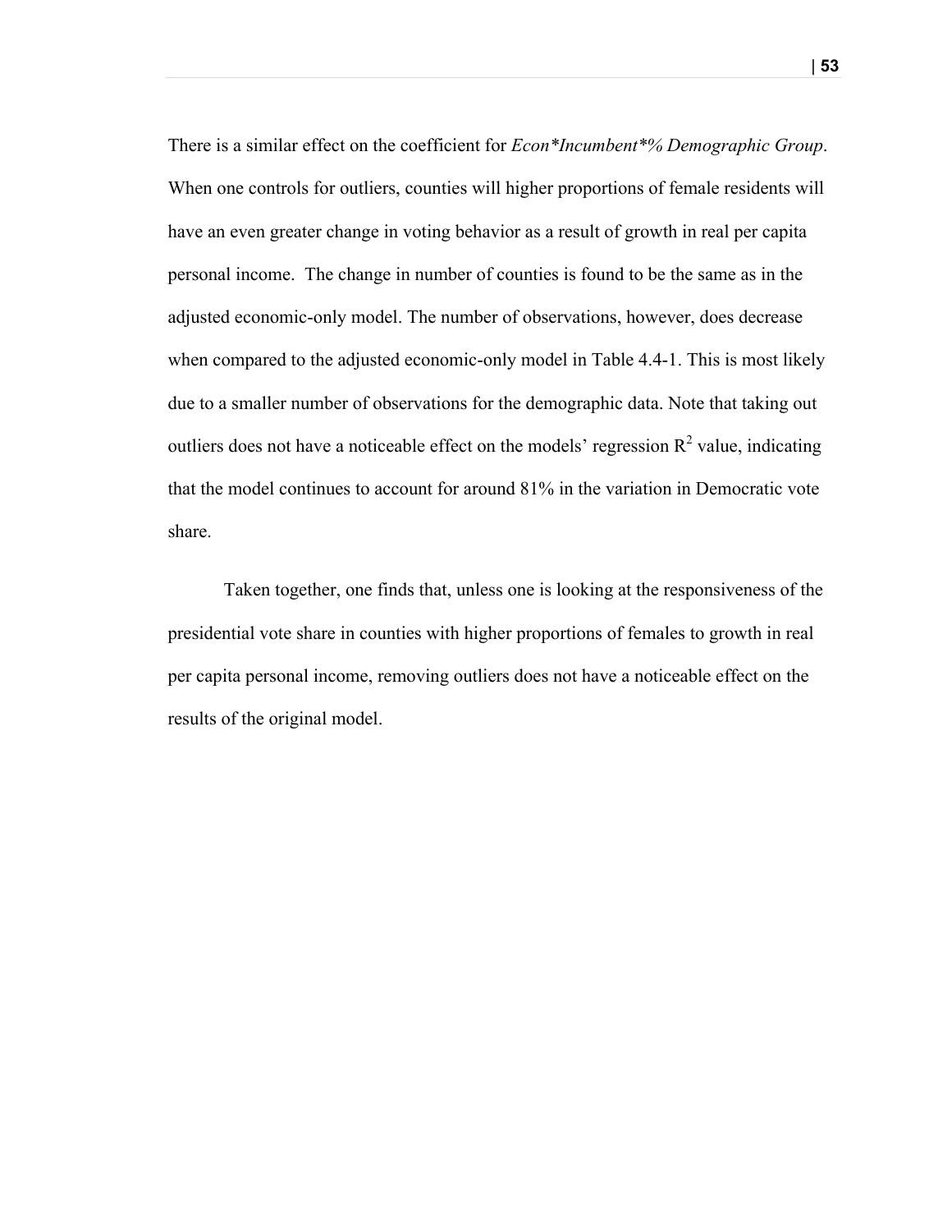There is a similar effect on the coefficient for *Econ*Incumbent*% Demographic Group*. When one controls for outliers, counties will higher proportions of female residents will have an even greater change in voting behavior as a result of growth in real per capita personal income. The change in number of counties is found to be the same as in the adjusted economic-only model. The number of observations, however, does decrease when compared to the adjusted economic-only model in Table 4.4-1. This is most likely due to a smaller number of observations for the demographic data. Note that taking out outliers does not have a noticeable effect on the models' regression $R^2$ value, indicating that the model continues to account for around 81% in the variation in Democratic vote share.

Taken together, one finds that, unless one is looking at the responsiveness of the presidential vote share in counties with higher proportions of females to growth in real per capita personal income, removing outliers does not have a noticeable effect on the results of the original model.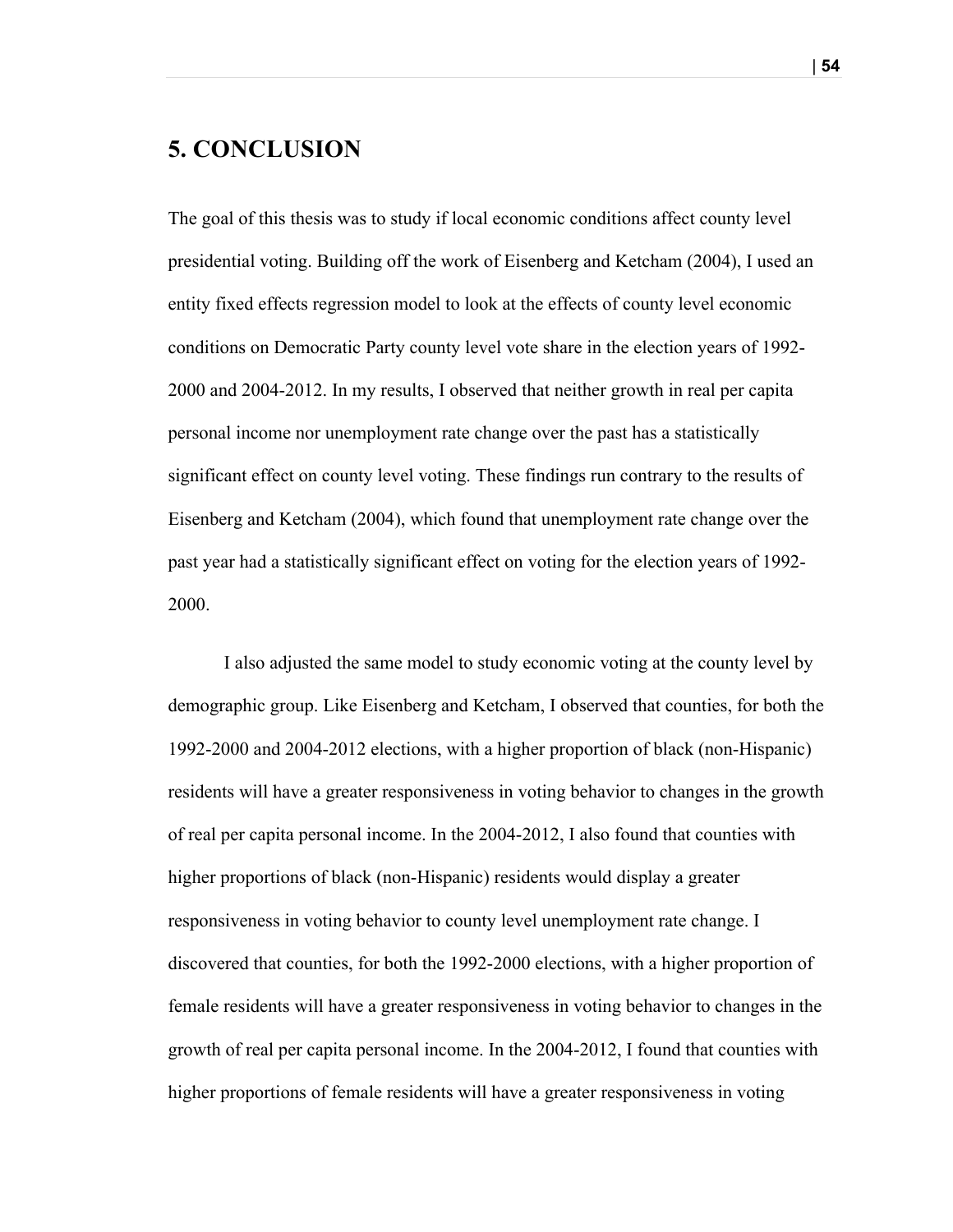# 5. CONCLUSION

The goal of this thesis was to study if local economic conditions affect county level presidential voting. Building off the work of Eisenberg and Ketcham (2004), I used an entity fixed effects regression model to look at the effects of county level economic conditions on Democratic Party county level vote share in the election years of 1992-2000 and 2004-2012. In my results, I observed that neither growth in real per capita personal income nor unemployment rate change over the past has a statistically significant effect on county level voting. These findings run contrary to the results of Eisenberg and Ketcham (2004), which found that unemployment rate change over the past year had a statistically significant effect on voting for the election years of 1992-2000.

I also adjusted the same model to study economic voting at the county level by demographic group. Like Eisenberg and Ketcham, I observed that counties, for both the 1992-2000 and 2004-2012 elections, with a higher proportion of black (non-Hispanic) residents will have a greater responsiveness in voting behavior to changes in the growth of real per capita personal income. In the 2004-2012, I also found that counties with higher proportions of black (non-Hispanic) residents would display a greater responsiveness in voting behavior to county level unemployment rate change. I discovered that counties, for both the 1992-2000 elections, with a higher proportion of female residents will have a greater responsiveness in voting behavior to changes in the growth of real per capita personal income. In the 2004-2012, I found that counties with higher proportions of female residents will have a greater responsiveness in voting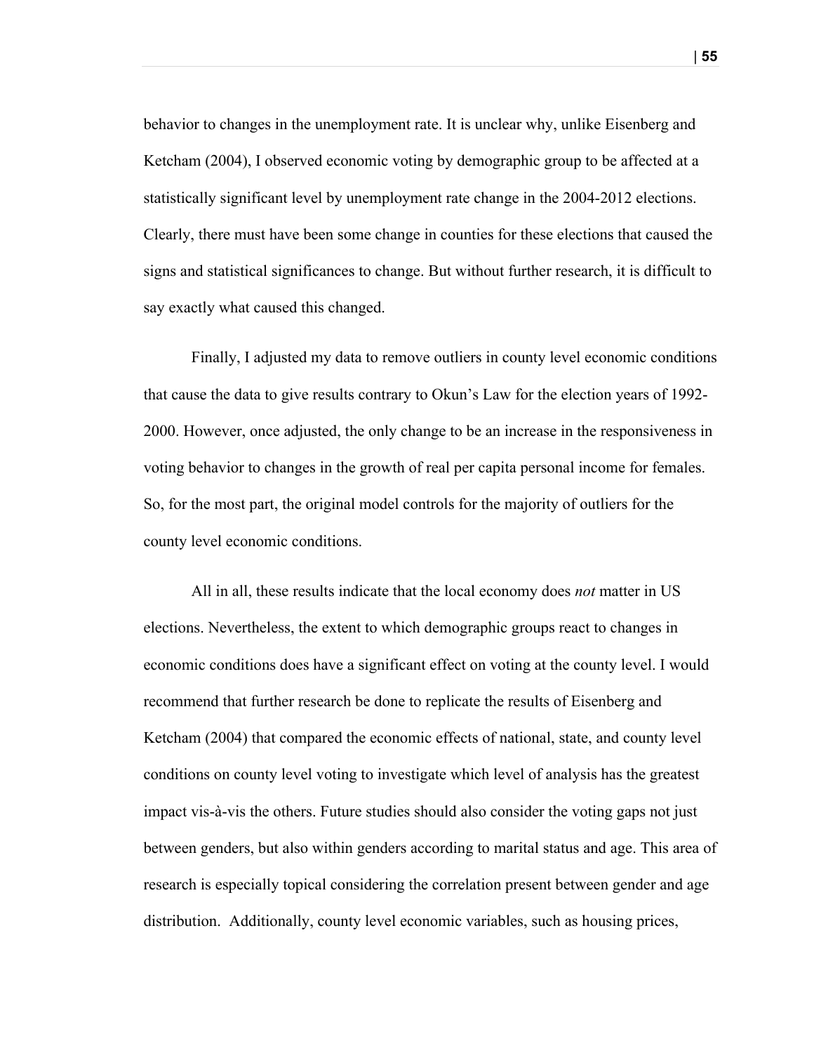behavior to changes in the unemployment rate. It is unclear why, unlike Eisenberg and Ketcham (2004), I observed economic voting by demographic group to be affected at a statistically significant level by unemployment rate change in the 2004-2012 elections. Clearly, there must have been some change in counties for these elections that caused the signs and statistical significances to change. But without further research, it is difficult to say exactly what caused this changed.

Finally, I adjusted my data to remove outliers in county level economic conditions that cause the data to give results contrary to Okun's Law for the election years of 1992-2000. However, once adjusted, the only change to be an increase in the responsiveness in voting behavior to changes in the growth of real per capita personal income for females. So, for the most part, the original model controls for the majority of outliers for the county level economic conditions.

All in all, these results indicate that the local economy does *not* matter in US elections. Nevertheless, the extent to which demographic groups react to changes in economic conditions does have a significant effect on voting at the county level. I would recommend that further research be done to replicate the results of Eisenberg and Ketcham (2004) that compared the economic effects of national, state, and county level conditions on county level voting to investigate which level of analysis has the greatest impact vis-à-vis the others. Future studies should also consider the voting gaps not just between genders, but also within genders according to marital status and age. This area of research is especially topical considering the correlation present between gender and age distribution. Additionally, county level economic variables, such as housing prices,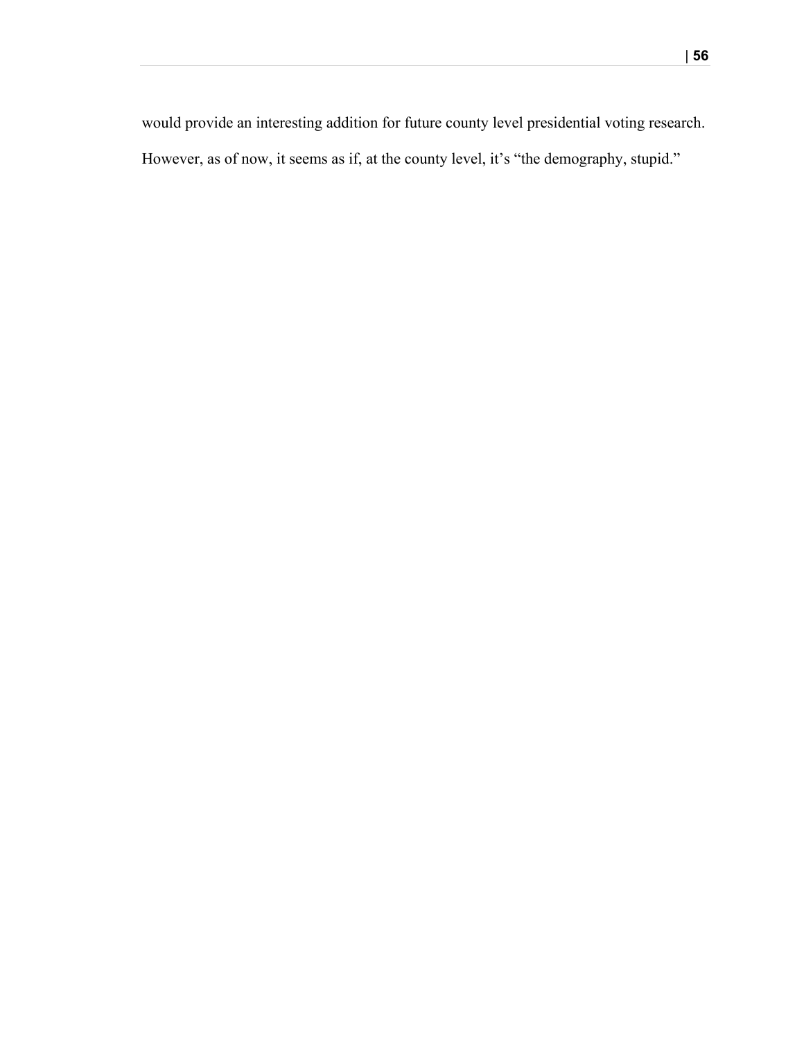would provide an interesting addition for future county level presidential voting research. However, as of now, it seems as if, at the county level, it's "the demography, stupid."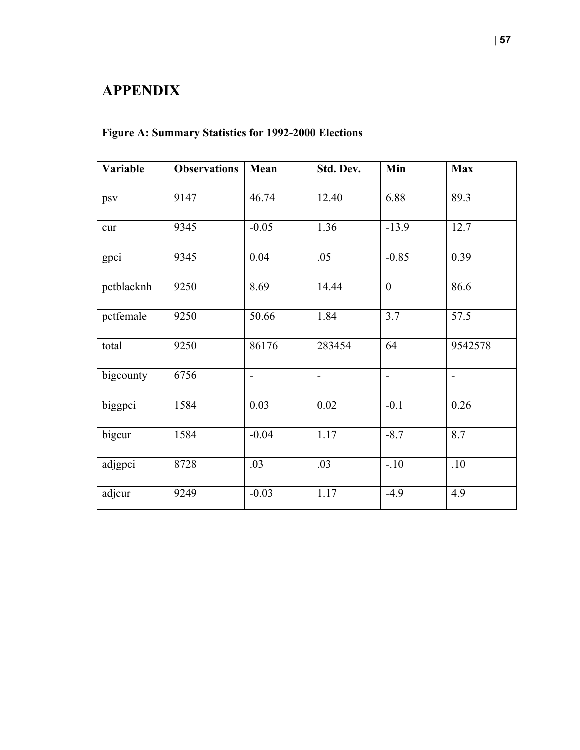# APPENDIX

**Figure A: Summary Statistics for 1992-2000 Elections**

| Variable | Observations | Mean | Std. Dev. | Min | Max |
|---|---|---|---|---|---|
| psv | 9147 | 46.74 | 12.40 | 6.88 | 89.3 |
| cur | 9345 | -0.05 | 1.36 | -13.9 | 12.7 |
| gpci | 9345 | 0.04 | .05 | -0.85 | 0.39 |
| pctblacknh | 9250 | 8.69 | 14.44 | 0 | 86.6 |
| pctfemale | 9250 | 50.66 | 1.84 | 3.7 | 57.5 |
| total | 9250 | 86176 | 283454 | 64 | 9542578 |
| bigcounty | 6756 | - | - | - | - |
| biggpci | 1584 | 0.03 | 0.02 | -0.1 | 0.26 |
| bigcur | 1584 | -0.04 | 1.17 | -8.7 | 8.7 |
| adjgpci | 8728 | .03 | .03 | -.10 | .10 |
| adjcur | 9249 | -0.03 | 1.17 | -4.9 | 4.9 |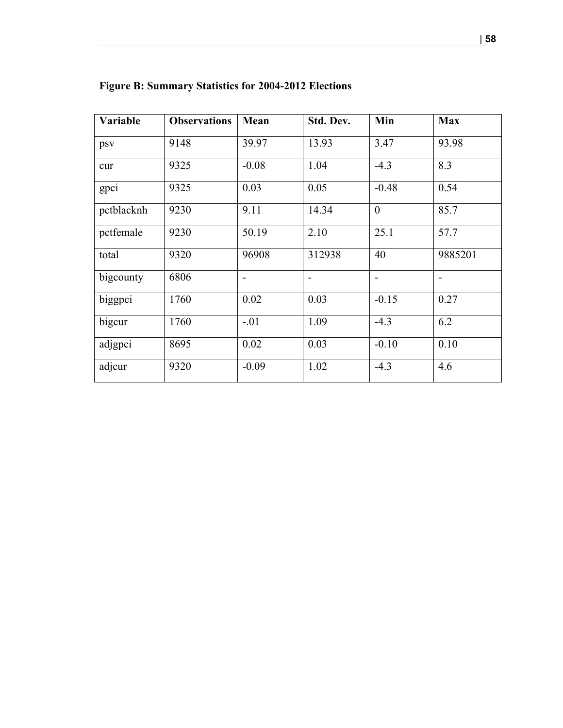**Figure B: Summary Statistics for 2004-2012 Elections**

| Variable | Observations | Mean | Std. Dev. | Min | Max |
|---|---|---|---|---|---|
| psv | 9148 | 39.97 | 13.93 | 3.47 | 93.98 |
| cur | 9325 | -0.08 | 1.04 | -4.3 | 8.3 |
| gpci | 9325 | 0.03 | 0.05 | -0.48 | 0.54 |
| pctblacknh | 9230 | 9.11 | 14.34 | 0 | 85.7 |
| pctfemale | 9230 | 50.19 | 2.10 | 25.1 | 57.7 |
| total | 9320 | 96908 | 312938 | 40 | 9885201 |
| bigcounty | 6806 | - | - | - | - |
| biggpci | 1760 | 0.02 | 0.03 | -0.15 | 0.27 |
| bigcur | 1760 | -.01 | 1.09 | -4.3 | 6.2 |
| adjgpci | 8695 | 0.02 | 0.03 | -0.10 | 0.10 |
| adjcur | 9320 | -0.09 | 1.02 | -4.3 | 4.6 |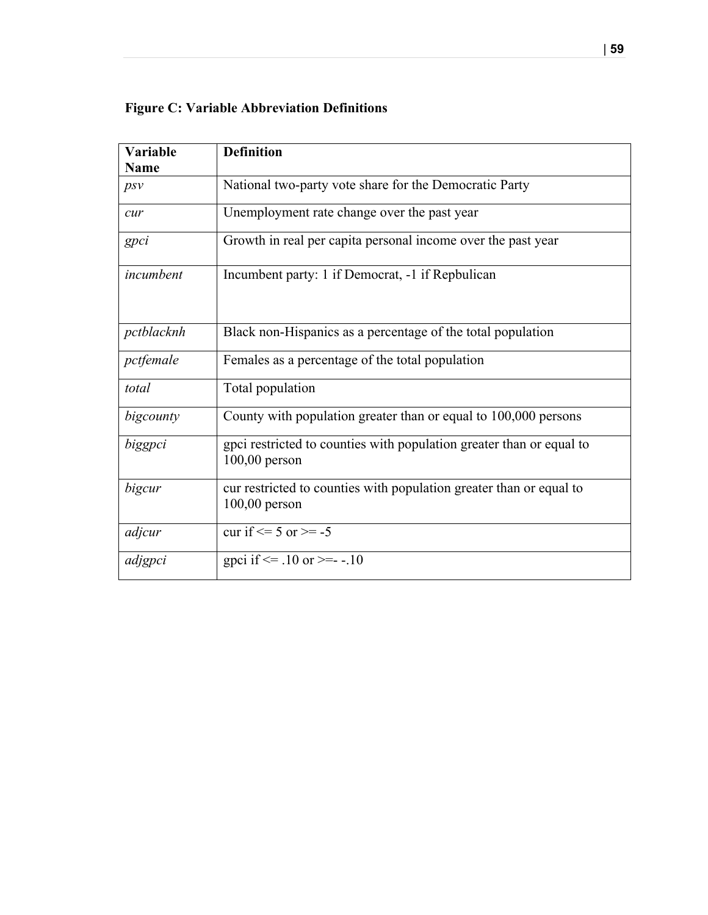**Figure C: Variable Abbreviation Definitions**

| Variable Name | Definition |
|---|---|
| *psv* | National two-party vote share for the Democratic Party |
| *cur* | Unemployment rate change over the past year |
| *gpci* | Growth in real per capita personal income over the past year |
| *incumbent* | Incumbent party: 1 if Democrat, -1 if Repbulican |
| *pctblacknh* | Black non-Hispanics as a percentage of the total population |
| *pctfemale* | Females as a percentage of the total population |
| *total* | Total population |
| *bigcounty* | County with population greater than or equal to 100,000 persons |
| *biggpci* | gpci restricted to counties with population greater than or equal to 100,00 person |
| *bigcur* | cur restricted to counties with population greater than or equal to 100,00 person |
| *adjcur* | cur if <= 5 or >= -5 |
| *adjgpci* | gpci if <= .10 or >=- -.10 |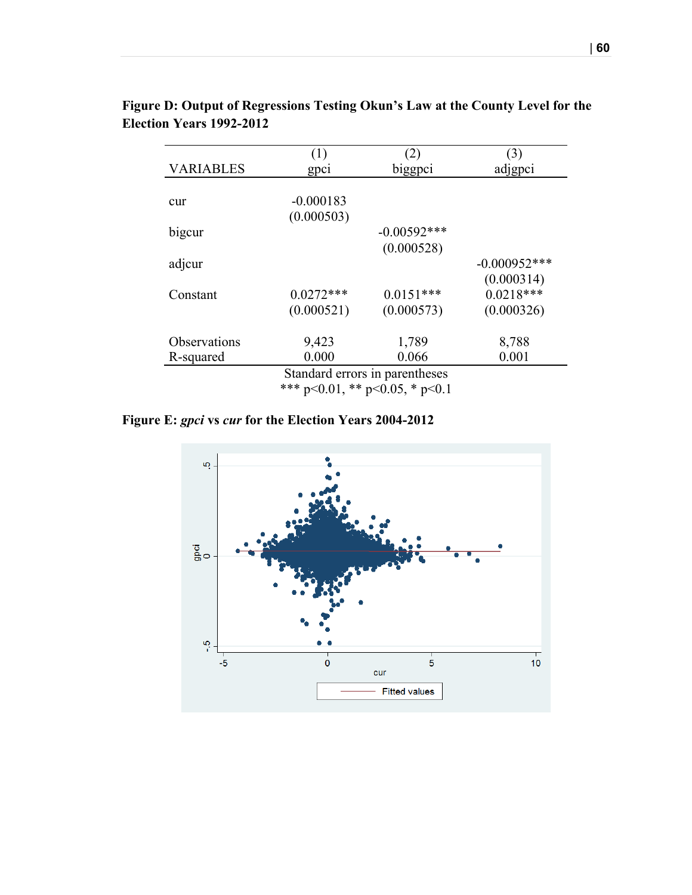**Figure D: Output of Regressions Testing Okun's Law at the County Level for the Election Years 1992-2012**

| VARIABLES | (1) gpci | (2) biggpci | (3) adjgpci |
|---|---|---|---|
| cur | -0.000183 | | |
| | (0.000503) | | |
| bigcur | | -0.00592*** | |
| | | (0.000528) | |
| adjcur | | | -0.000952*** |
| | | | (0.000314) |
| Constant | 0.0272*** | 0.0151*** | 0.0218*** |
| | (0.000521) | (0.000573) | (0.000326) |
| Observations | 9,423 | 1,789 | 8,788 |
| R-squared | 0.000 | 0.066 | 0.001 |

Standard errors in parentheses
*** p<0.01, ** p<0.05, * p<0.1

**Figure E: *gpci* vs *cur* for the Election Years 2004-2012**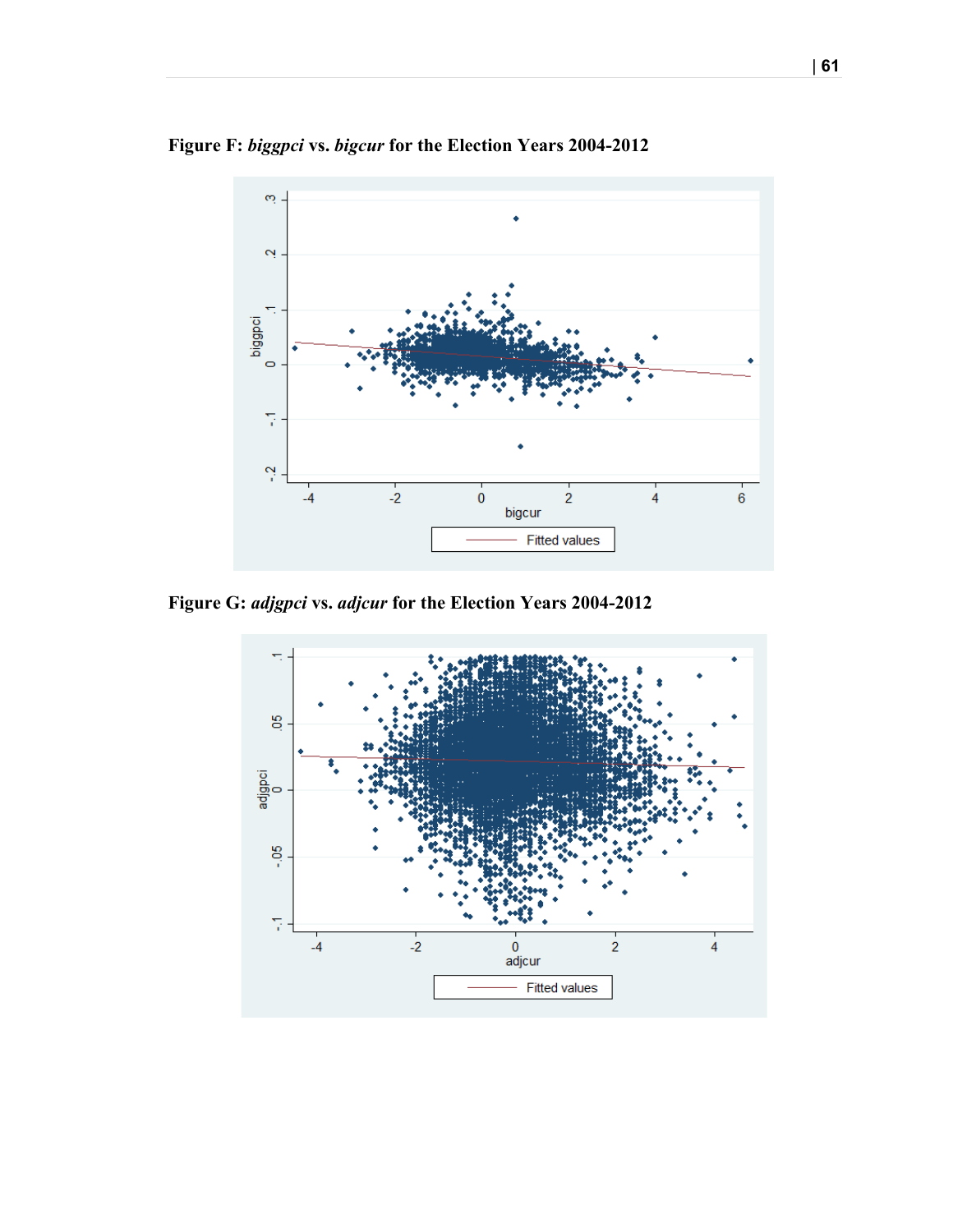**Figure F:** ***biggpci*** **vs.** ***bigcur*** **for the Election Years 2004-2012**

**Figure G:** ***adjgpci*** **vs.** ***adjcur*** **for the Election Years 2004-2012**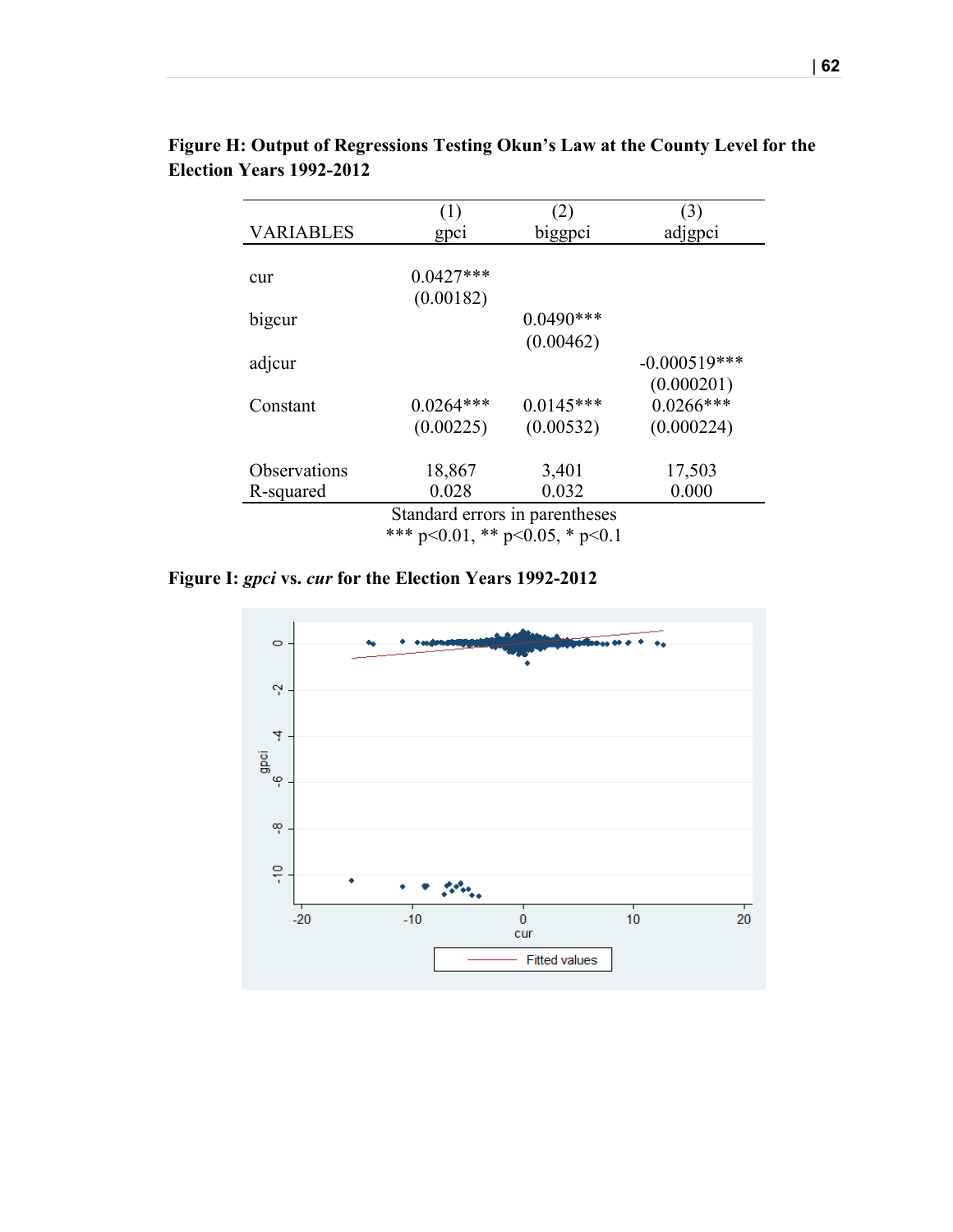**Figure H: Output of Regressions Testing Okun's Law at the County Level for the Election Years 1992-2012**

| VARIABLES | (1) gpci | (2) biggpci | (3) adjgpci |
|---|---|---|---|
| cur | 0.0427*** | | |
| | (0.00182) | | |
| bigcur | | 0.0490*** | |
| | | (0.00462) | |
| adjcur | | | -0.000519*** |
| | | | (0.000201) |
| Constant | 0.0264*** | 0.0145*** | 0.0266*** |
| | (0.00225) | (0.00532) | (0.000224) |
| Observations | 18,867 | 3,401 | 17,503 |
| R-squared | 0.028 | 0.032 | 0.000 |

Standard errors in parentheses
*** p<0.01, ** p<0.05, * p<0.1

**Figure I: *gpci* vs. *cur* for the Election Years 1992-2012**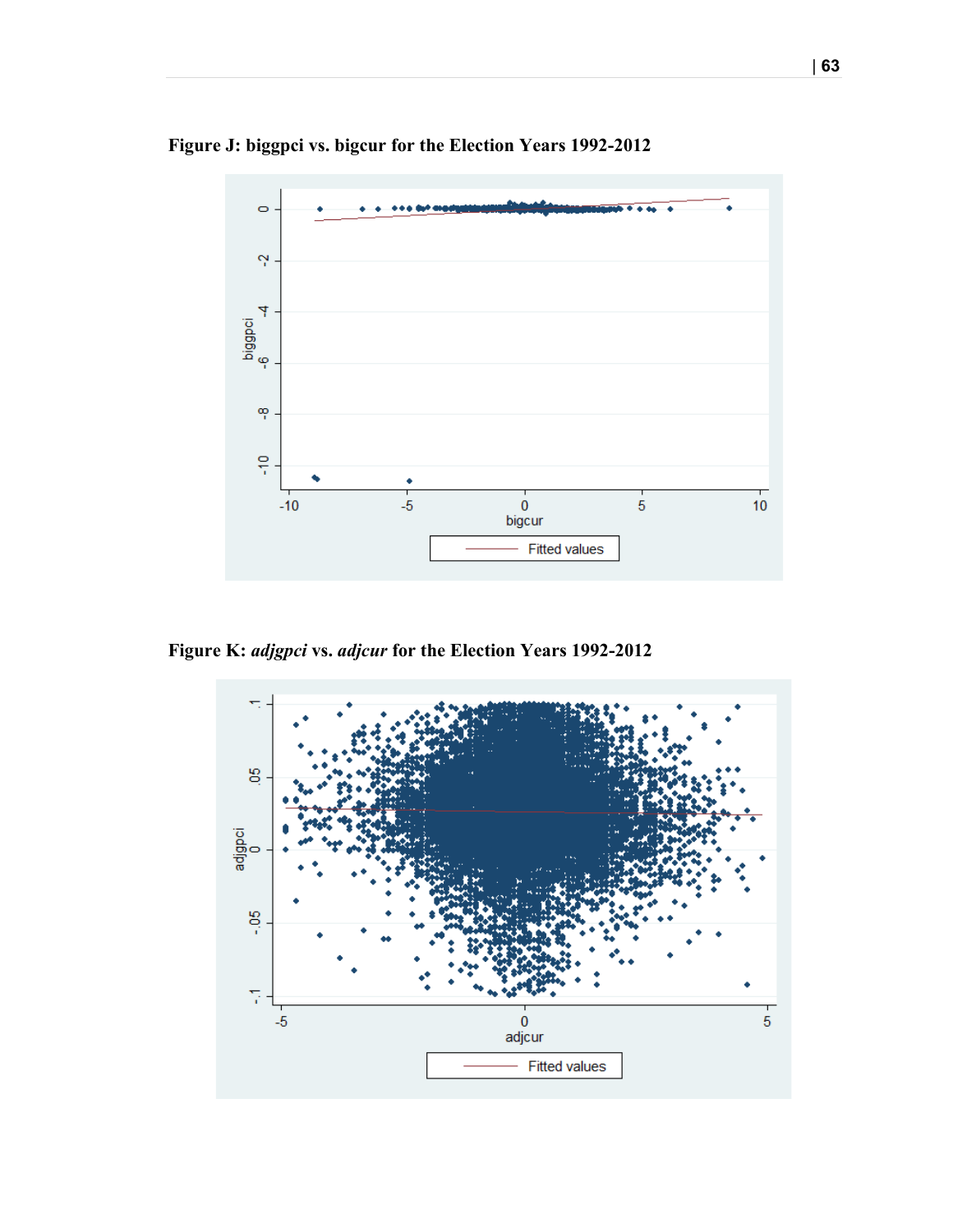**Figure J: biggpci vs. bigcur for the Election Years 1992-2012**

**Figure K: *adjgpci* vs. *adjcur* for the Election Years 1992-2012**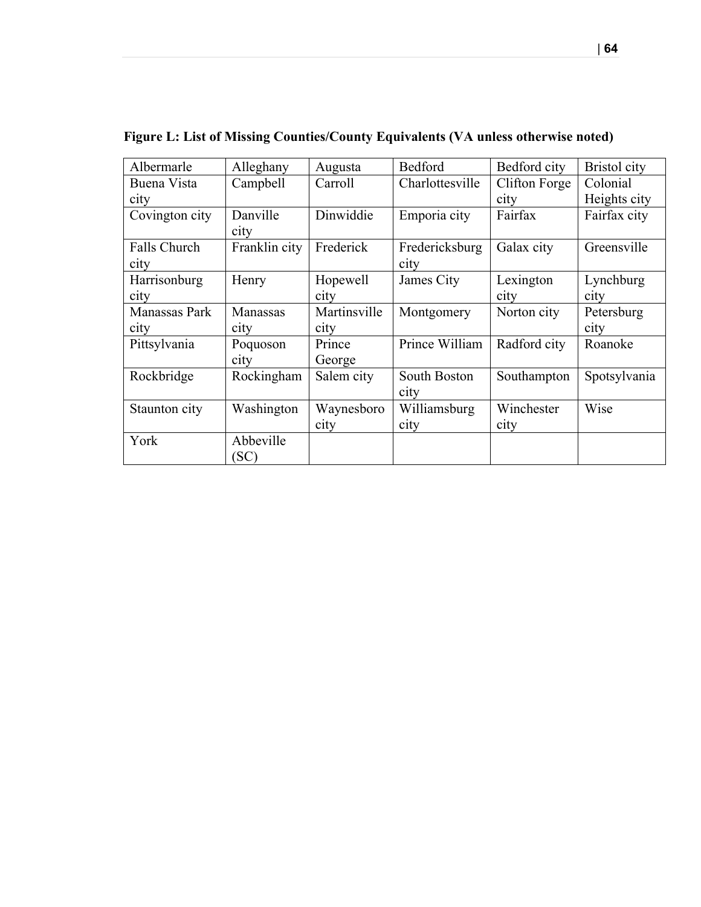**Figure L: List of Missing Counties/County Equivalents (VA unless otherwise noted)**

| | | | | | |
|---|---|---|---|---|---|
| Albermarle | Alleghany | Augusta | Bedford | Bedford city | Bristol city |
| Buena Vista city | Campbell | Carroll | Charlottesville | Clifton Forge city | Colonial Heights city |
| Covington city | Danville city | Dinwiddie | Emporia city | Fairfax | Fairfax city |
| Falls Church city | Franklin city | Frederick | Fredericksburg city | Galax city | Greensville |
| Harrisonburg city | Henry | Hopewell city | James City | Lexington city | Lynchburg city |
| Manassas Park city | Manassas city | Martinsville city | Montgomery | Norton city | Petersburg city |
| Pittsylvania | Poquoson city | Prince George | Prince William | Radford city | Roanoke |
| Rockbridge | Rockingham | Salem city | South Boston city | Southampton | Spotsylvania |
| Staunton city | Washington | Waynesboro city | Williamsburg city | Winchester city | Wise |
| York | Abbeville (SC) | | | | |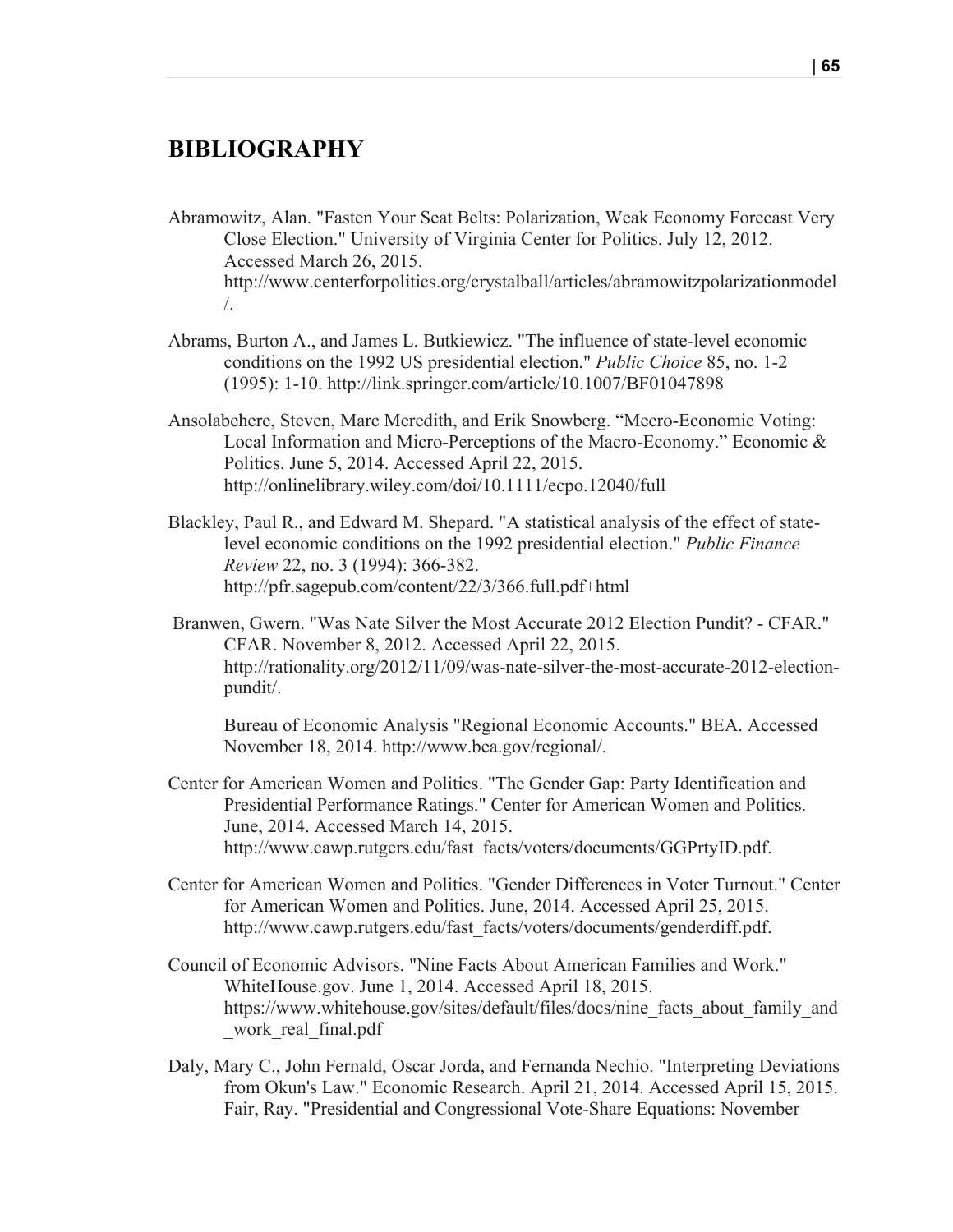# BIBLIOGRAPHY

Abramowitz, Alan. "Fasten Your Seat Belts: Polarization, Weak Economy Forecast Very Close Election." University of Virginia Center for Politics. July 12, 2012. Accessed March 26, 2015. http://www.centerforpolitics.org/crystalball/articles/abramowitzpolarizationmodel/.

Abrams, Burton A., and James L. Butkiewicz. "The influence of state-level economic conditions on the 1992 US presidential election." *Public Choice* 85, no. 1-2 (1995): 1-10. http://link.springer.com/article/10.1007/BF01047898

Ansolabehere, Steven, Marc Meredith, and Erik Snowberg. "Mecro-Economic Voting: Local Information and Micro-Perceptions of the Macro-Economy." Economic & Politics. June 5, 2014. Accessed April 22, 2015. http://onlinelibrary.wiley.com/doi/10.1111/ecpo.12040/full

Blackley, Paul R., and Edward M. Shepard. "A statistical analysis of the effect of state-level economic conditions on the 1992 presidential election." *Public Finance Review* 22, no. 3 (1994): 366-382. http://pfr.sagepub.com/content/22/3/366.full.pdf+html

Branwen, Gwern. "Was Nate Silver the Most Accurate 2012 Election Pundit? - CFAR." CFAR. November 8, 2012. Accessed April 22, 2015. http://rationality.org/2012/11/09/was-nate-silver-the-most-accurate-2012-election-pundit/.

Bureau of Economic Analysis "Regional Economic Accounts." BEA. Accessed November 18, 2014. http://www.bea.gov/regional/.

Center for American Women and Politics. "The Gender Gap: Party Identification and Presidential Performance Ratings." Center for American Women and Politics. June, 2014. Accessed March 14, 2015. http://www.cawp.rutgers.edu/fast_facts/voters/documents/GGPrtyID.pdf.

Center for American Women and Politics. "Gender Differences in Voter Turnout." Center for American Women and Politics. June, 2014. Accessed April 25, 2015. http://www.cawp.rutgers.edu/fast_facts/voters/documents/genderdiff.pdf.

Council of Economic Advisors. "Nine Facts About American Families and Work." WhiteHouse.gov. June 1, 2014. Accessed April 18, 2015. https://www.whitehouse.gov/sites/default/files/docs/nine_facts_about_family_and_work_real_final.pdf

Daly, Mary C., John Fernald, Oscar Jorda, and Fernanda Nechio. "Interpreting Deviations from Okun's Law." Economic Research. April 21, 2014. Accessed April 15, 2015.

Fair, Ray. "Presidential and Congressional Vote-Share Equations: November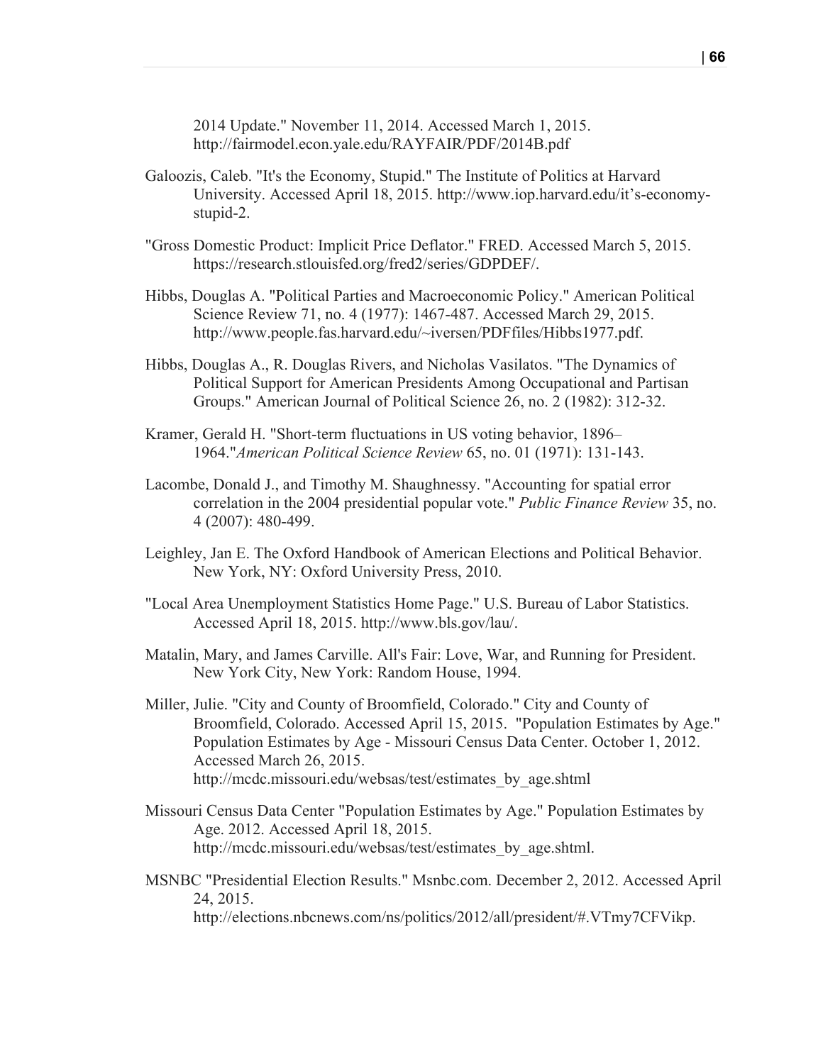2014 Update." November 11, 2014. Accessed March 1, 2015. http://fairmodel.econ.yale.edu/RAYFAIR/PDF/2014B.pdf

Galoozis, Caleb. "It's the Economy, Stupid." The Institute of Politics at Harvard University. Accessed April 18, 2015. http://www.iop.harvard.edu/it's-economy-stupid-2.

"Gross Domestic Product: Implicit Price Deflator." FRED. Accessed March 5, 2015. https://research.stlouisfed.org/fred2/series/GDPDEF/.

Hibbs, Douglas A. "Political Parties and Macroeconomic Policy." American Political Science Review 71, no. 4 (1977): 1467-487. Accessed March 29, 2015. http://www.people.fas.harvard.edu/~iversen/PDFfiles/Hibbs1977.pdf.

Hibbs, Douglas A., R. Douglas Rivers, and Nicholas Vasilatos. "The Dynamics of Political Support for American Presidents Among Occupational and Partisan Groups." American Journal of Political Science 26, no. 2 (1982): 312-32.

Kramer, Gerald H. "Short-term fluctuations in US voting behavior, 1896–1964."*American Political Science Review* 65, no. 01 (1971): 131-143.

Lacombe, Donald J., and Timothy M. Shaughnessy. "Accounting for spatial error correlation in the 2004 presidential popular vote." *Public Finance Review* 35, no. 4 (2007): 480-499.

Leighley, Jan E. The Oxford Handbook of American Elections and Political Behavior. New York, NY: Oxford University Press, 2010.

"Local Area Unemployment Statistics Home Page." U.S. Bureau of Labor Statistics. Accessed April 18, 2015. http://www.bls.gov/lau/.

Matalin, Mary, and James Carville. All's Fair: Love, War, and Running for President. New York City, New York: Random House, 1994.

Miller, Julie. "City and County of Broomfield, Colorado." City and County of Broomfield, Colorado. Accessed April 15, 2015. "Population Estimates by Age." Population Estimates by Age - Missouri Census Data Center. October 1, 2012. Accessed March 26, 2015. http://mcdc.missouri.edu/websas/test/estimates_by_age.shtml

Missouri Census Data Center "Population Estimates by Age." Population Estimates by Age. 2012. Accessed April 18, 2015. http://mcdc.missouri.edu/websas/test/estimates_by_age.shtml.

MSNBC "Presidential Election Results." Msnbc.com. December 2, 2012. Accessed April 24, 2015. http://elections.nbcnews.com/ns/politics/2012/all/president/#.VTmy7CFVikp.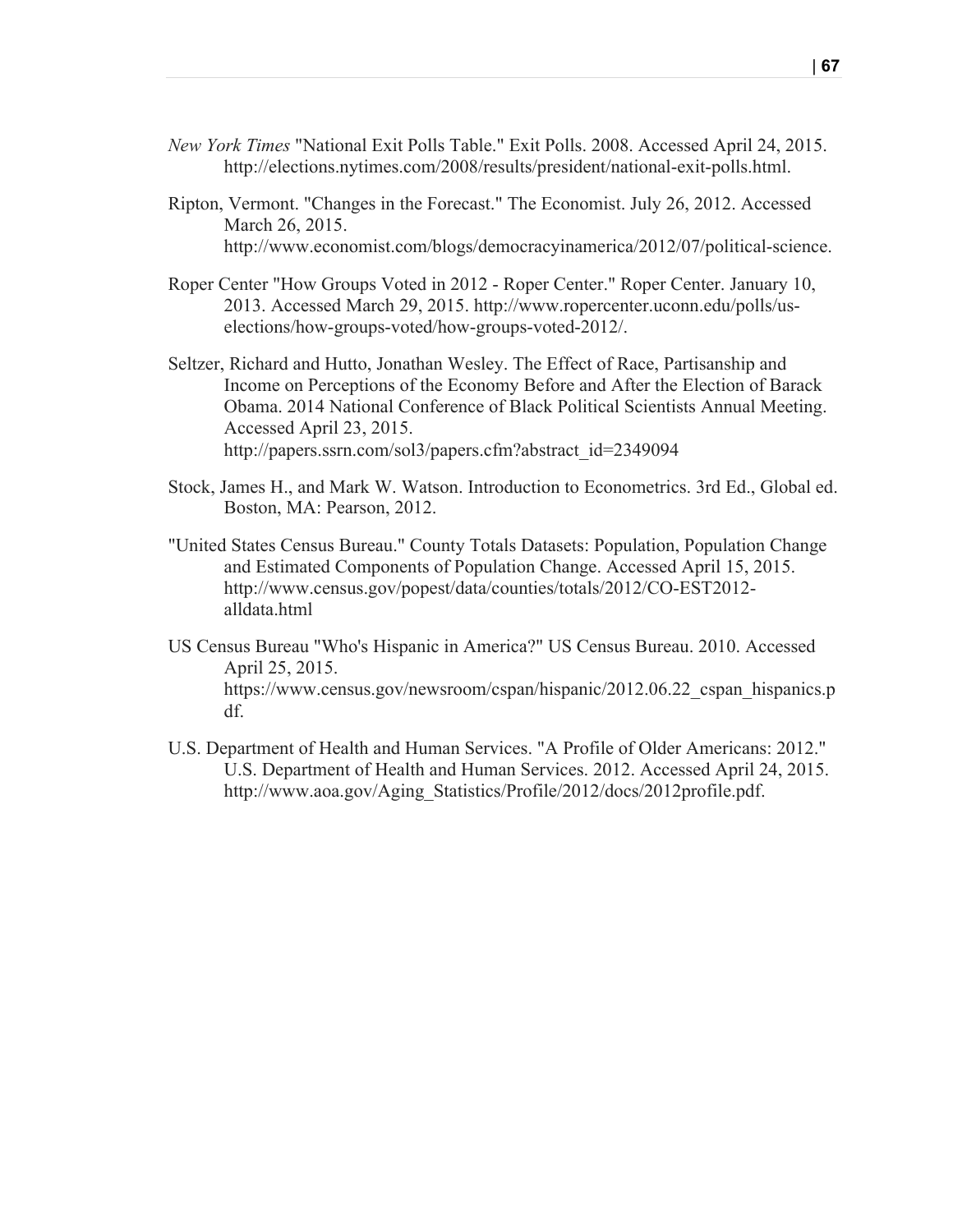*New York Times* "National Exit Polls Table." Exit Polls. 2008. Accessed April 24, 2015. http://elections.nytimes.com/2008/results/president/national-exit-polls.html.

Ripton, Vermont. "Changes in the Forecast." The Economist. July 26, 2012. Accessed March 26, 2015. http://www.economist.com/blogs/democracyinamerica/2012/07/political-science.

Roper Center "How Groups Voted in 2012 - Roper Center." Roper Center. January 10, 2013. Accessed March 29, 2015. http://www.ropercenter.uconn.edu/polls/us-elections/how-groups-voted/how-groups-voted-2012/.

Seltzer, Richard and Hutto, Jonathan Wesley. The Effect of Race, Partisanship and Income on Perceptions of the Economy Before and After the Election of Barack Obama. 2014 National Conference of Black Political Scientists Annual Meeting. Accessed April 23, 2015. http://papers.ssrn.com/sol3/papers.cfm?abstract_id=2349094

Stock, James H., and Mark W. Watson. Introduction to Econometrics. 3rd Ed., Global ed. Boston, MA: Pearson, 2012.

"United States Census Bureau." County Totals Datasets: Population, Population Change and Estimated Components of Population Change. Accessed April 15, 2015. http://www.census.gov/popest/data/counties/totals/2012/CO-EST2012-alldata.html

US Census Bureau "Who's Hispanic in America?" US Census Bureau. 2010. Accessed April 25, 2015. https://www.census.gov/newsroom/cspan/hispanic/2012.06.22_cspan_hispanics.pdf.

U.S. Department of Health and Human Services. "A Profile of Older Americans: 2012." U.S. Department of Health and Human Services. 2012. Accessed April 24, 2015. http://www.aoa.gov/Aging_Statistics/Profile/2012/docs/2012profile.pdf.